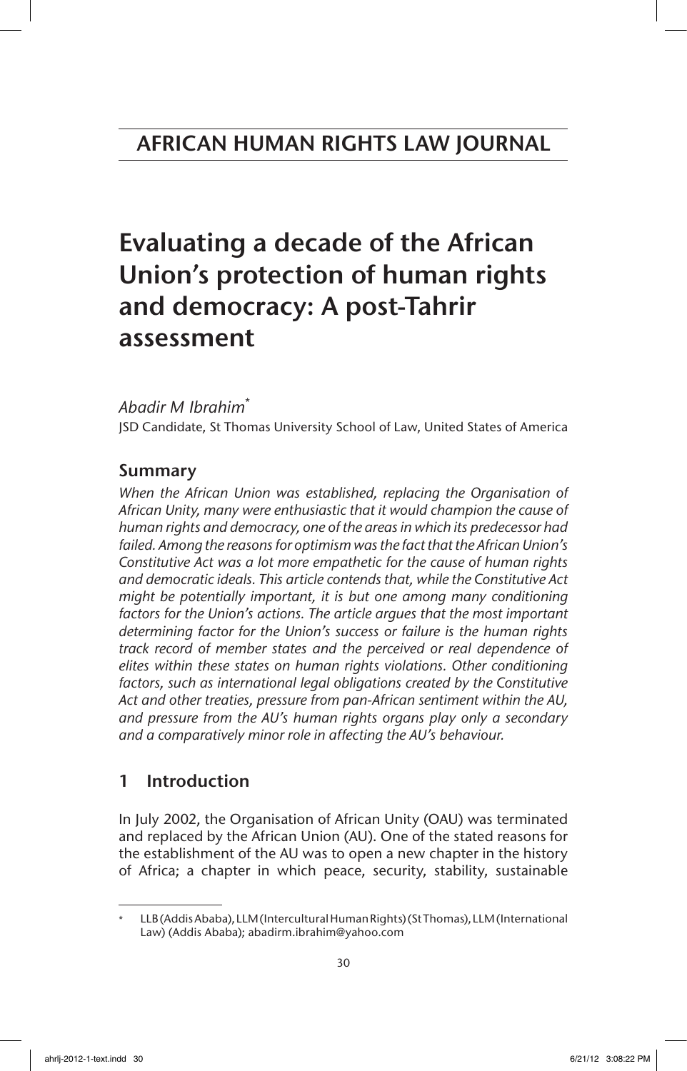# AFRICAN HUMAN RIGHTS LAW JOURNAL

# Evaluating a decade of the African Union's protection of human rights and democracy: A post-Tahrir assessment

*Abadir M Ibrahim*[*]

JSD Candidate, St Thomas University School of Law, United States of America

## Summary

*When the African Union was established, replacing the Organisation of African Unity, many were enthusiastic that it would champion the cause of human rights and democracy, one of the areas in which its predecessor had failed. Among the reasons for optimism was the fact that the African Union's Constitutive Act was a lot more empathetic for the cause of human rights and democratic ideals. This article contends that, while the Constitutive Act might be potentially important, it is but one among many conditioning factors for the Union's actions. The article argues that the most important determining factor for the Union's success or failure is the human rights track record of member states and the perceived or real dependence of elites within these states on human rights violations. Other conditioning factors, such as international legal obligations created by the Constitutive Act and other treaties, pressure from pan-African sentiment within the AU, and pressure from the AU's human rights organs play only a secondary and a comparatively minor role in affecting the AU's behaviour.*

## 1 Introduction

In July 2002, the Organisation of African Unity (OAU) was terminated and replaced by the African Union (AU). One of the stated reasons for the establishment of the AU was to open a new chapter in the history of Africa; a chapter in which peace, security, stability, sustainable

---

[*] LLB (Addis Ababa), LLM (Intercultural Human Rights) (St Thomas), LLM (International Law) (Addis Ababa); abadirm.ibrahim@yahoo.com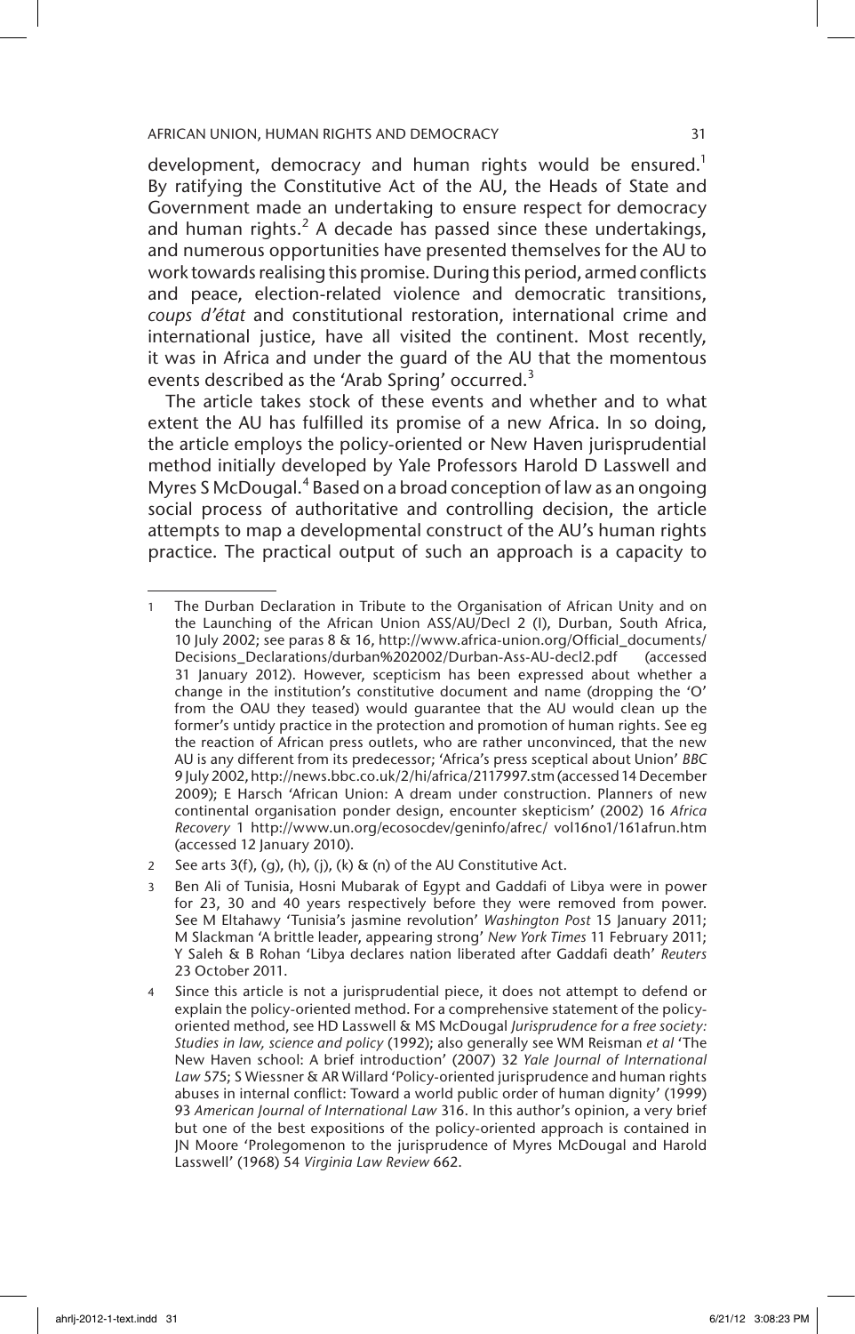development, democracy and human rights would be ensured.[1] By ratifying the Constitutive Act of the AU, the Heads of State and Government made an undertaking to ensure respect for democracy and human rights.[2] A decade has passed since these undertakings, and numerous opportunities have presented themselves for the AU to work towards realising this promise. During this period, armed conflicts and peace, election-related violence and democratic transitions, *coups d'état* and constitutional restoration, international crime and international justice, have all visited the continent. Most recently, it was in Africa and under the guard of the AU that the momentous events described as the 'Arab Spring' occurred.[3]

The article takes stock of these events and whether and to what extent the AU has fulfilled its promise of a new Africa. In so doing, the article employs the policy-oriented or New Haven jurisprudential method initially developed by Yale Professors Harold D Lasswell and Myres S McDougal.[4] Based on a broad conception of law as an ongoing social process of authoritative and controlling decision, the article attempts to map a developmental construct of the AU's human rights practice. The practical output of such an approach is a capacity to

---

1 The Durban Declaration in Tribute to the Organisation of African Unity and on the Launching of the African Union ASS/AU/Decl 2 (I), Durban, South Africa, 10 July 2002; see paras 8 & 16, http://www.africa-union.org/Official_documents/Decisions_Declarations/durban%202002/Durban-Ass-AU-decl2.pdf (accessed 31 January 2012). However, scepticism has been expressed about whether a change in the institution's constitutive document and name (dropping the 'O' from the OAU they teased) would guarantee that the AU would clean up the former's untidy practice in the protection and promotion of human rights. See eg the reaction of African press outlets, who are rather unconvinced, that the new AU is any different from its predecessor; 'Africa's press sceptical about Union' *BBC* 9 July 2002, http://news.bbc.co.uk/2/hi/africa/2117997.stm (accessed 14 December 2009); E Harsch 'African Union: A dream under construction. Planners of new continental organisation ponder design, encounter skepticism' (2002) 16 *Africa Recovery* 1 http://www.un.org/ecosocdev/geninfo/afrec/ vol16no1/161afrun.htm (accessed 12 January 2010).

2 See arts 3(f), (g), (h), (j), (k) & (n) of the AU Constitutive Act.

3 Ben Ali of Tunisia, Hosni Mubarak of Egypt and Gaddafi of Libya were in power for 23, 30 and 40 years respectively before they were removed from power. See M Eltahawy 'Tunisia's jasmine revolution' *Washington Post* 15 January 2011; M Slackman 'A brittle leader, appearing strong' *New York Times* 11 February 2011; Y Saleh & B Rohan 'Libya declares nation liberated after Gaddafi death' *Reuters* 23 October 2011.

4 Since this article is not a jurisprudential piece, it does not attempt to defend or explain the policy-oriented method. For a comprehensive statement of the policy-oriented method, see HD Lasswell & MS McDougal *Jurisprudence for a free society: Studies in law, science and policy* (1992); also generally see WM Reisman *et al* 'The New Haven school: A brief introduction' (2007) 32 *Yale Journal of International Law* 575; S Wiessner & AR Willard 'Policy-oriented jurisprudence and human rights abuses in internal conflict: Toward a world public order of human dignity' (1999) 93 *American Journal of International Law* 316. In this author's opinion, a very brief but one of the best expositions of the policy-oriented approach is contained in JN Moore 'Prolegomenon to the jurisprudence of Myres McDougal and Harold Lasswell' (1968) 54 *Virginia Law Review* 662.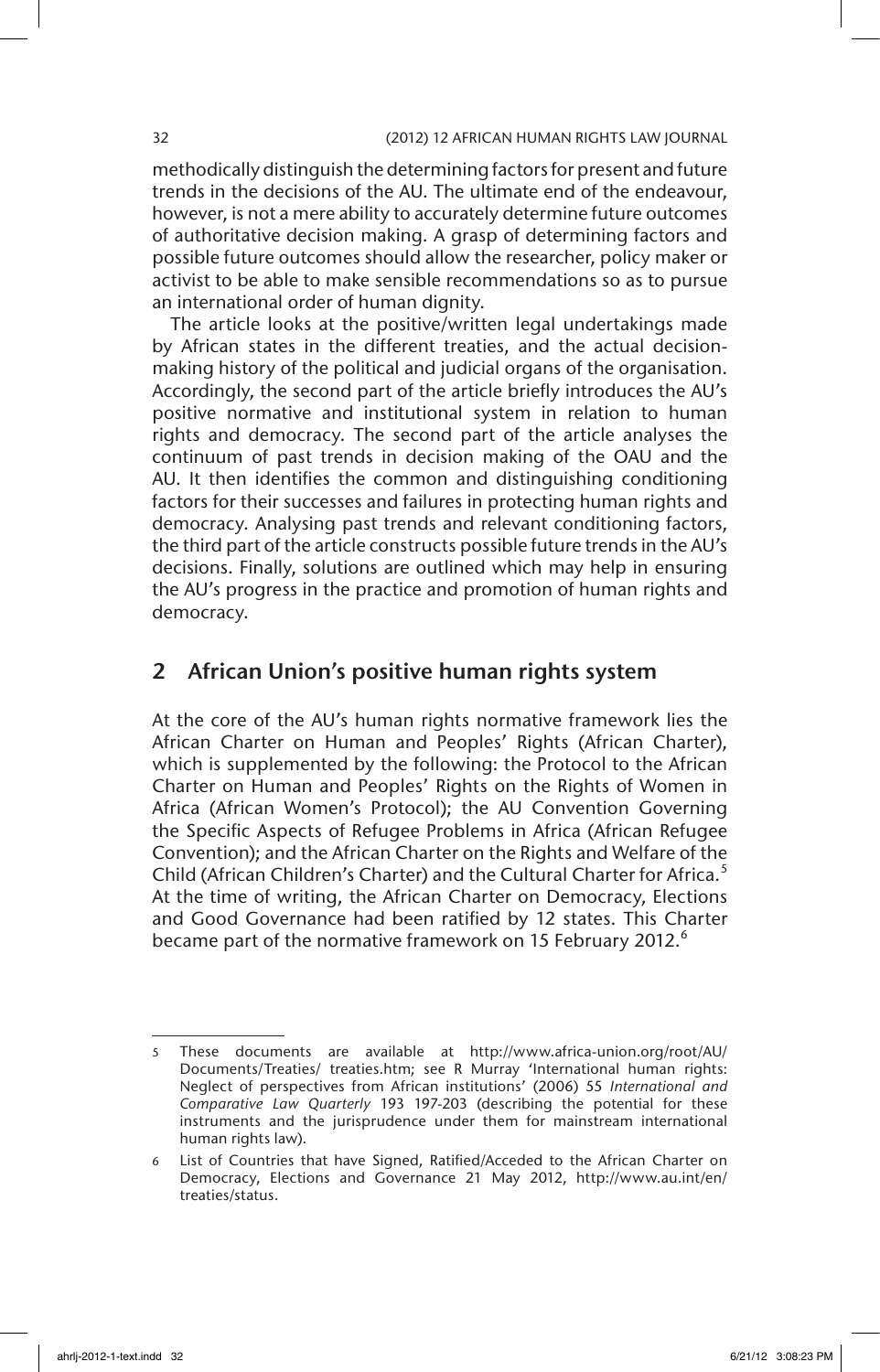methodically distinguish the determining factors for present and future trends in the decisions of the AU. The ultimate end of the endeavour, however, is not a mere ability to accurately determine future outcomes of authoritative decision making. A grasp of determining factors and possible future outcomes should allow the researcher, policy maker or activist to be able to make sensible recommendations so as to pursue an international order of human dignity.

The article looks at the positive/written legal undertakings made by African states in the different treaties, and the actual decision-making history of the political and judicial organs of the organisation. Accordingly, the second part of the article briefly introduces the AU's positive normative and institutional system in relation to human rights and democracy. The second part of the article analyses the continuum of past trends in decision making of the OAU and the AU. It then identifies the common and distinguishing conditioning factors for their successes and failures in protecting human rights and democracy. Analysing past trends and relevant conditioning factors, the third part of the article constructs possible future trends in the AU's decisions. Finally, solutions are outlined which may help in ensuring the AU's progress in the practice and promotion of human rights and democracy.

## 2 African Union's positive human rights system

At the core of the AU's human rights normative framework lies the African Charter on Human and Peoples' Rights (African Charter), which is supplemented by the following: the Protocol to the African Charter on Human and Peoples' Rights on the Rights of Women in Africa (African Women's Protocol); the AU Convention Governing the Specific Aspects of Refugee Problems in Africa (African Refugee Convention); and the African Charter on the Rights and Welfare of the Child (African Children's Charter) and the Cultural Charter for Africa.[5] At the time of writing, the African Charter on Democracy, Elections and Good Governance had been ratified by 12 states. This Charter became part of the normative framework on 15 February 2012.[6]

---

5 These documents are available at http://www.africa-union.org/root/AU/Documents/Treaties/ treaties.htm; see R Murray 'International human rights: Neglect of perspectives from African institutions' (2006) 55 *International and Comparative Law Quarterly* 193 197-203 (describing the potential for these instruments and the jurisprudence under them for mainstream international human rights law).

6 List of Countries that have Signed, Ratified/Acceded to the African Charter on Democracy, Elections and Governance 21 May 2012, http://www.au.int/en/treaties/status.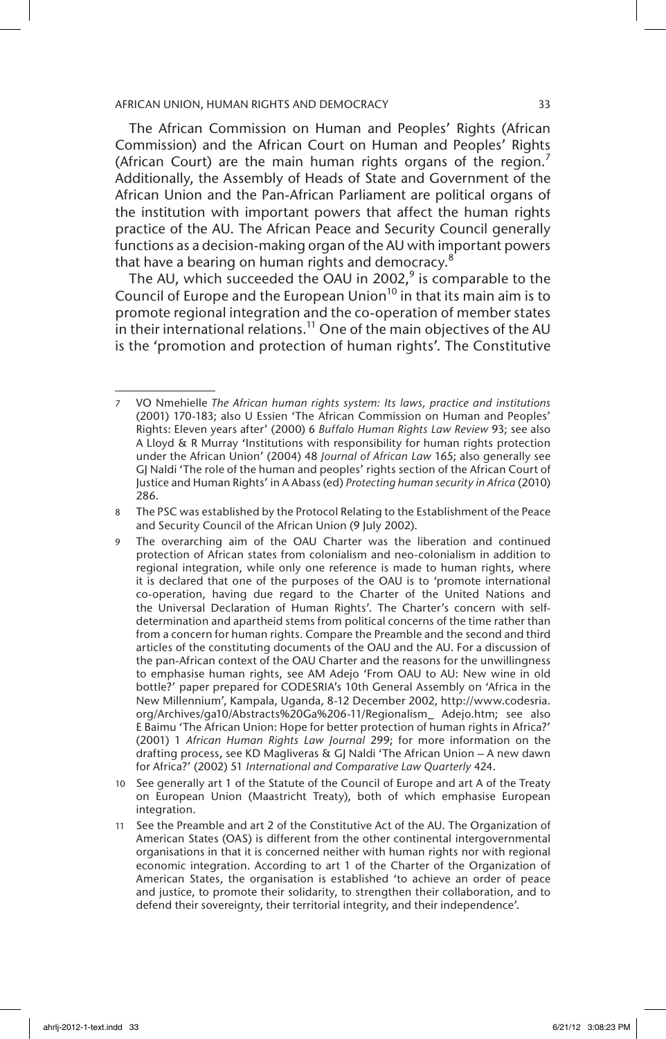The African Commission on Human and Peoples' Rights (African Commission) and the African Court on Human and Peoples' Rights (African Court) are the main human rights organs of the region.[7] Additionally, the Assembly of Heads of State and Government of the African Union and the Pan-African Parliament are political organs of the institution with important powers that affect the human rights practice of the AU. The African Peace and Security Council generally functions as a decision-making organ of the AU with important powers that have a bearing on human rights and democracy.[8]

The AU, which succeeded the OAU in 2002,[9] is comparable to the Council of Europe and the European Union[10] in that its main aim is to promote regional integration and the co-operation of member states in their international relations.[11] One of the main objectives of the AU is the 'promotion and protection of human rights'. The Constitutive

---

7 VO Nmehielle *The African human rights system: Its laws, practice and institutions* (2001) 170-183; also U Essien 'The African Commission on Human and Peoples' Rights: Eleven years after' (2000) 6 *Buffalo Human Rights Law Review* 93; see also A Lloyd & R Murray 'Institutions with responsibility for human rights protection under the African Union' (2004) 48 *Journal of African Law* 165; also generally see GJ Naldi 'The role of the human and peoples' rights section of the African Court of Justice and Human Rights' in A Abass (ed) *Protecting human security in Africa* (2010) 286.

8 The PSC was established by the Protocol Relating to the Establishment of the Peace and Security Council of the African Union (9 July 2002).

9 The overarching aim of the OAU Charter was the liberation and continued protection of African states from colonialism and neo-colonialism in addition to regional integration, while only one reference is made to human rights, where it is declared that one of the purposes of the OAU is to 'promote international co-operation, having due regard to the Charter of the United Nations and the Universal Declaration of Human Rights'. The Charter's concern with self-determination and apartheid stems from political concerns of the time rather than from a concern for human rights. Compare the Preamble and the second and third articles of the constituting documents of the OAU and the AU. For a discussion of the pan-African context of the OAU Charter and the reasons for the unwillingness to emphasise human rights, see AM Adejo 'From OAU to AU: New wine in old bottle?' paper prepared for CODESRIA's 10th General Assembly on 'Africa in the New Millennium', Kampala, Uganda, 8-12 December 2002, http://www.codesria.org/Archives/ga10/Abstracts%20Ga%206-11/Regionalism_ Adejo.htm; see also E Baimu 'The African Union: Hope for better protection of human rights in Africa?' (2001) 1 *African Human Rights Law Journal* 299; for more information on the drafting process, see KD Magliveras & GJ Naldi 'The African Union – A new dawn for Africa?' (2002) 51 *International and Comparative Law Quarterly* 424.

10 See generally art 1 of the Statute of the Council of Europe and art A of the Treaty on European Union (Maastricht Treaty), both of which emphasise European integration.

11 See the Preamble and art 2 of the Constitutive Act of the AU. The Organization of American States (OAS) is different from the other continental intergovernmental organisations in that it is concerned neither with human rights nor with regional economic integration. According to art 1 of the Charter of the Organization of American States, the organisation is established 'to achieve an order of peace and justice, to promote their solidarity, to strengthen their collaboration, and to defend their sovereignty, their territorial integrity, and their independence'.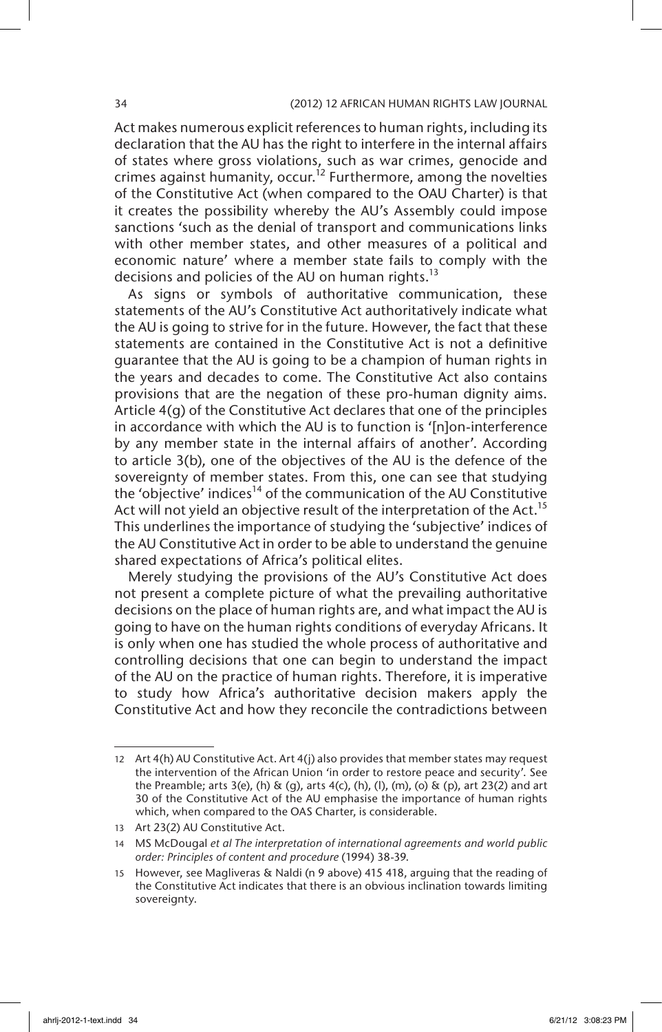Act makes numerous explicit references to human rights, including its declaration that the AU has the right to interfere in the internal affairs of states where gross violations, such as war crimes, genocide and crimes against humanity, occur.[12] Furthermore, among the novelties of the Constitutive Act (when compared to the OAU Charter) is that it creates the possibility whereby the AU's Assembly could impose sanctions 'such as the denial of transport and communications links with other member states, and other measures of a political and economic nature' where a member state fails to comply with the decisions and policies of the AU on human rights.[13]

As signs or symbols of authoritative communication, these statements of the AU's Constitutive Act authoritatively indicate what the AU is going to strive for in the future. However, the fact that these statements are contained in the Constitutive Act is not a definitive guarantee that the AU is going to be a champion of human rights in the years and decades to come. The Constitutive Act also contains provisions that are the negation of these pro-human dignity aims. Article 4(g) of the Constitutive Act declares that one of the principles in accordance with which the AU is to function is '[n]on-interference by any member state in the internal affairs of another'. According to article 3(b), one of the objectives of the AU is the defence of the sovereignty of member states. From this, one can see that studying the 'objective' indices[14] of the communication of the AU Constitutive Act will not yield an objective result of the interpretation of the Act.[15] This underlines the importance of studying the 'subjective' indices of the AU Constitutive Act in order to be able to understand the genuine shared expectations of Africa's political elites.

Merely studying the provisions of the AU's Constitutive Act does not present a complete picture of what the prevailing authoritative decisions on the place of human rights are, and what impact the AU is going to have on the human rights conditions of everyday Africans. It is only when one has studied the whole process of authoritative and controlling decisions that one can begin to understand the impact of the AU on the practice of human rights. Therefore, it is imperative to study how Africa's authoritative decision makers apply the Constitutive Act and how they reconcile the contradictions between

---

12 Art 4(h) AU Constitutive Act. Art 4(j) also provides that member states may request the intervention of the African Union 'in order to restore peace and security'. See the Preamble; arts 3(e), (h) & (g), arts 4(c), (h), (l), (m), (o) & (p), art 23(2) and art 30 of the Constitutive Act of the AU emphasise the importance of human rights which, when compared to the OAS Charter, is considerable.

13 Art 23(2) AU Constitutive Act.

14 MS McDougal *et al The interpretation of international agreements and world public order: Principles of content and procedure* (1994) 38-39.

15 However, see Magliveras & Naldi (n 9 above) 415 418, arguing that the reading of the Constitutive Act indicates that there is an obvious inclination towards limiting sovereignty.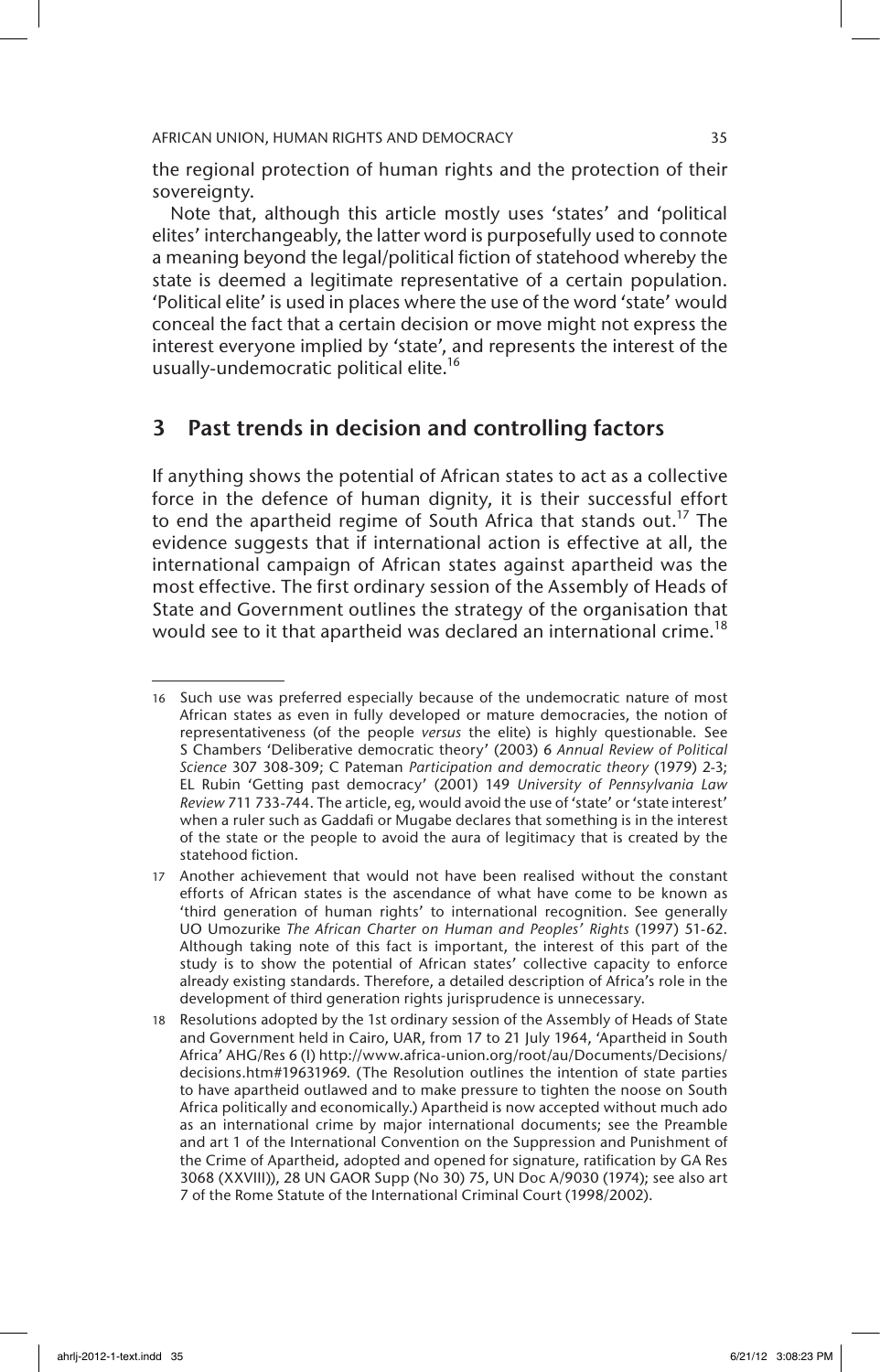the regional protection of human rights and the protection of their sovereignty.

Note that, although this article mostly uses 'states' and 'political elites' interchangeably, the latter word is purposefully used to connote a meaning beyond the legal/political fiction of statehood whereby the state is deemed a legitimate representative of a certain population. 'Political elite' is used in places where the use of the word 'state' would conceal the fact that a certain decision or move might not express the interest everyone implied by 'state', and represents the interest of the usually-undemocratic political elite.[16]

## 3 Past trends in decision and controlling factors

If anything shows the potential of African states to act as a collective force in the defence of human dignity, it is their successful effort to end the apartheid regime of South Africa that stands out.[17] The evidence suggests that if international action is effective at all, the international campaign of African states against apartheid was the most effective. The first ordinary session of the Assembly of Heads of State and Government outlines the strategy of the organisation that would see to it that apartheid was declared an international crime.[18]

---

16 Such use was preferred especially because of the undemocratic nature of most African states as even in fully developed or mature democracies, the notion of representativeness (of the people *versus* the elite) is highly questionable. See S Chambers 'Deliberative democratic theory' (2003) 6 *Annual Review of Political Science* 307 308-309; C Pateman *Participation and democratic theory* (1979) 2-3; EL Rubin 'Getting past democracy' (2001) 149 *University of Pennsylvania Law Review* 711 733-744. The article, eg, would avoid the use of 'state' or 'state interest' when a ruler such as Gaddafi or Mugabe declares that something is in the interest of the state or the people to avoid the aura of legitimacy that is created by the statehood fiction.

17 Another achievement that would not have been realised without the constant efforts of African states is the ascendance of what have come to be known as 'third generation of human rights' to international recognition. See generally UO Umozurike *The African Charter on Human and Peoples' Rights* (1997) 51-62. Although taking note of this fact is important, the interest of this part of the study is to show the potential of African states' collective capacity to enforce already existing standards. Therefore, a detailed description of Africa's role in the development of third generation rights jurisprudence is unnecessary.

18 Resolutions adopted by the 1st ordinary session of the Assembly of Heads of State and Government held in Cairo, UAR, from 17 to 21 July 1964, 'Apartheid in South Africa' AHG/Res 6 (I) http://www.africa-union.org/root/au/Documents/Decisions/decisions.htm#19631969. (The Resolution outlines the intention of state parties to have apartheid outlawed and to make pressure to tighten the noose on South Africa politically and economically.) Apartheid is now accepted without much ado as an international crime by major international documents; see the Preamble and art 1 of the International Convention on the Suppression and Punishment of the Crime of Apartheid, adopted and opened for signature, ratification by GA Res 3068 (XXVIII)), 28 UN GAOR Supp (No 30) 75, UN Doc A/9030 (1974); see also art 7 of the Rome Statute of the International Criminal Court (1998/2002).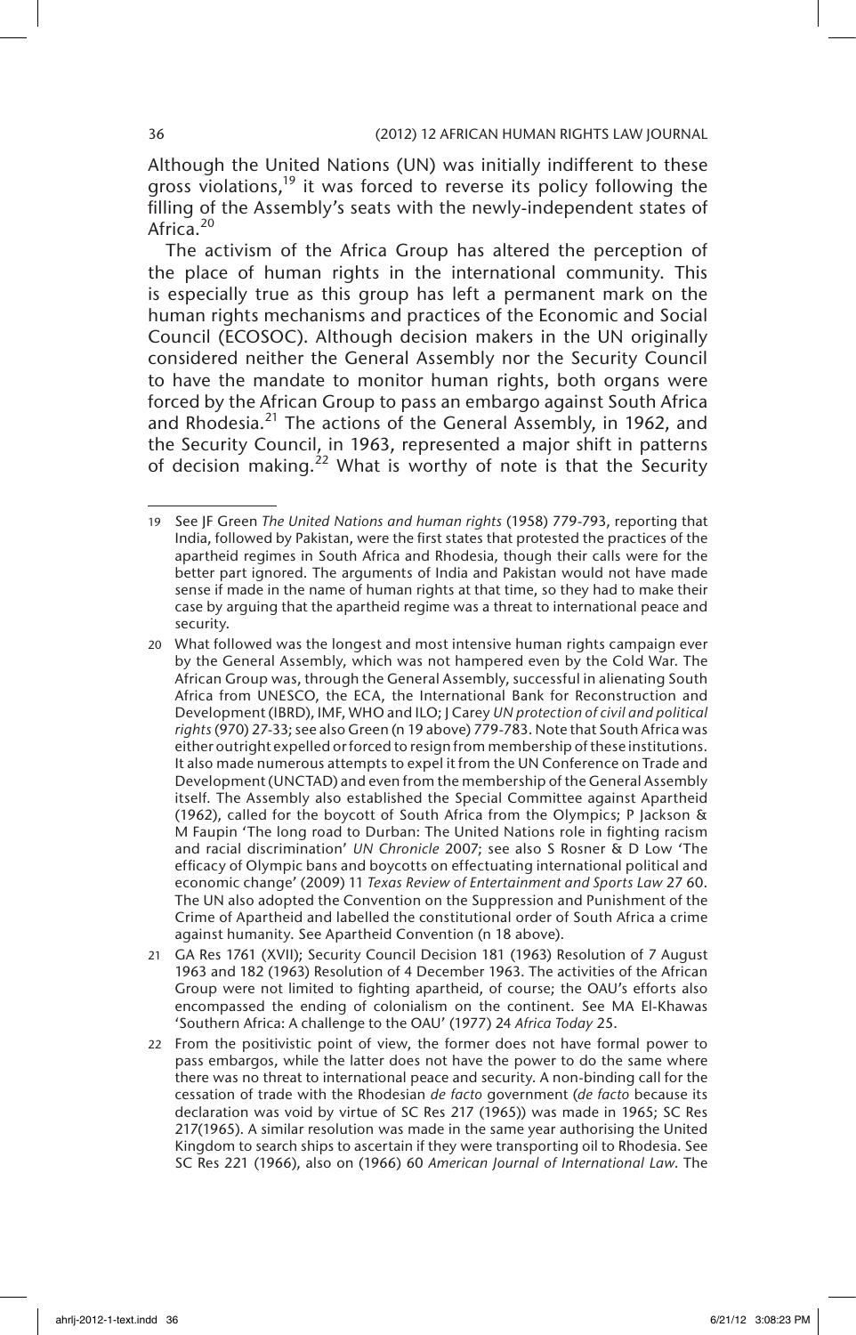Although the United Nations (UN) was initially indifferent to these gross violations,[19] it was forced to reverse its policy following the filling of the Assembly's seats with the newly-independent states of Africa.[20]

The activism of the Africa Group has altered the perception of the place of human rights in the international community. This is especially true as this group has left a permanent mark on the human rights mechanisms and practices of the Economic and Social Council (ECOSOC). Although decision makers in the UN originally considered neither the General Assembly nor the Security Council to have the mandate to monitor human rights, both organs were forced by the African Group to pass an embargo against South Africa and Rhodesia.[21] The actions of the General Assembly, in 1962, and the Security Council, in 1963, represented a major shift in patterns of decision making.[22] What is worthy of note is that the Security

---

19 See JF Green *The United Nations and human rights* (1958) 779-793, reporting that India, followed by Pakistan, were the first states that protested the practices of the apartheid regimes in South Africa and Rhodesia, though their calls were for the better part ignored. The arguments of India and Pakistan would not have made sense if made in the name of human rights at that time, so they had to make their case by arguing that the apartheid regime was a threat to international peace and security.

20 What followed was the longest and most intensive human rights campaign ever by the General Assembly, which was not hampered even by the Cold War. The African Group was, through the General Assembly, successful in alienating South Africa from UNESCO, the ECA, the International Bank for Reconstruction and Development (IBRD), IMF, WHO and ILO; J Carey *UN protection of civil and political rights* (970) 27-33; see also Green (n 19 above) 779-783. Note that South Africa was either outright expelled or forced to resign from membership of these institutions. It also made numerous attempts to expel it from the UN Conference on Trade and Development (UNCTAD) and even from the membership of the General Assembly itself. The Assembly also established the Special Committee against Apartheid (1962), called for the boycott of South Africa from the Olympics; P Jackson & M Faupin 'The long road to Durban: The United Nations role in fighting racism and racial discrimination' *UN Chronicle* 2007; see also S Rosner & D Low 'The efficacy of Olympic bans and boycotts on effectuating international political and economic change' (2009) 11 *Texas Review of Entertainment and Sports Law* 27 60. The UN also adopted the Convention on the Suppression and Punishment of the Crime of Apartheid and labelled the constitutional order of South Africa a crime against humanity. See Apartheid Convention (n 18 above).

21 GA Res 1761 (XVII); Security Council Decision 181 (1963) Resolution of 7 August 1963 and 182 (1963) Resolution of 4 December 1963. The activities of the African Group were not limited to fighting apartheid, of course; the OAU's efforts also encompassed the ending of colonialism on the continent. See MA El-Khawas 'Southern Africa: A challenge to the OAU' (1977) 24 *Africa Today* 25.

22 From the positivistic point of view, the former does not have formal power to pass embargos, while the latter does not have the power to do the same where there was no threat to international peace and security. A non-binding call for the cessation of trade with the Rhodesian *de facto* government (*de facto* because its declaration was void by virtue of SC Res 217 (1965)) was made in 1965; SC Res 217(1965). A similar resolution was made in the same year authorising the United Kingdom to search ships to ascertain if they were transporting oil to Rhodesia. See SC Res 221 (1966), also on (1966) 60 *American Journal of International Law*. The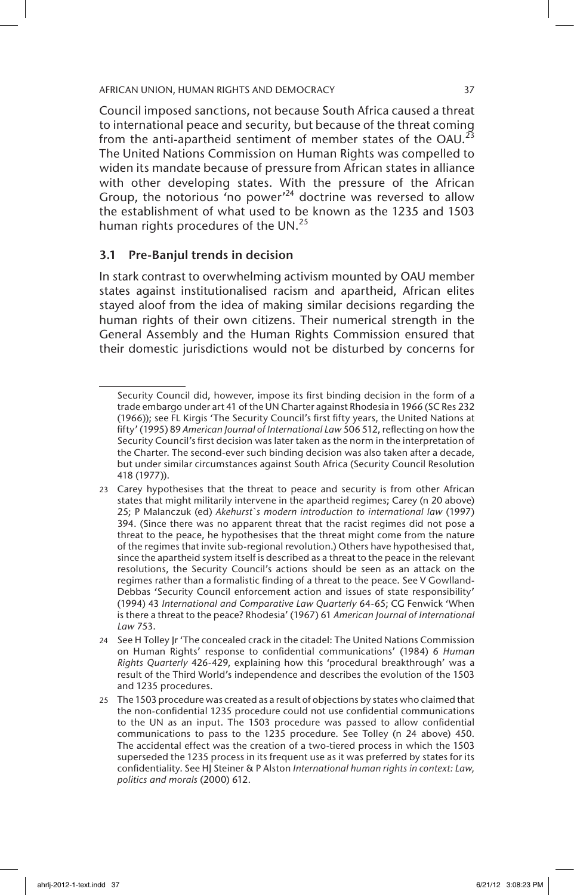Council imposed sanctions, not because South Africa caused a threat to international peace and security, but because of the threat coming from the anti-apartheid sentiment of member states of the OAU.[23] The United Nations Commission on Human Rights was compelled to widen its mandate because of pressure from African states in alliance with other developing states. With the pressure of the African Group, the notorious 'no power'[24] doctrine was reversed to allow the establishment of what used to be known as the 1235 and 1503 human rights procedures of the UN.[25]

### 3.1 Pre-Banjul trends in decision

In stark contrast to overwhelming activism mounted by OAU member states against institutionalised racism and apartheid, African elites stayed aloof from the idea of making similar decisions regarding the human rights of their own citizens. Their numerical strength in the General Assembly and the Human Rights Commission ensured that their domestic jurisdictions would not be disturbed by concerns for

---

Security Council did, however, impose its first binding decision in the form of a trade embargo under art 41 of the UN Charter against Rhodesia in 1966 (SC Res 232 (1966)); see FL Kirgis 'The Security Council's first fifty years, the United Nations at fifty' (1995) 89 *American Journal of International Law* 506 512, reflecting on how the Security Council's first decision was later taken as the norm in the interpretation of the Charter. The second-ever such binding decision was also taken after a decade, but under similar circumstances against South Africa (Security Council Resolution 418 (1977)).

23 Carey hypothesises that the threat to peace and security is from other African states that might militarily intervene in the apartheid regimes; Carey (n 20 above) 25; P Malanczuk (ed) *Akehurst`s modern introduction to international law* (1997) 394. (Since there was no apparent threat that the racist regimes did not pose a threat to the peace, he hypothesises that the threat might come from the nature of the regimes that invite sub-regional revolution.) Others have hypothesised that, since the apartheid system itself is described as a threat to the peace in the relevant resolutions, the Security Council's actions should be seen as an attack on the regimes rather than a formalistic finding of a threat to the peace. See V Gowlland-Debbas 'Security Council enforcement action and issues of state responsibility' (1994) 43 *International and Comparative Law Quarterly* 64-65; CG Fenwick 'When is there a threat to the peace? Rhodesia' (1967) 61 *American Journal of International Law* 753.

24 See H Tolley Jr 'The concealed crack in the citadel: The United Nations Commission on Human Rights' response to confidential communications' (1984) 6 *Human Rights Quarterly* 426-429, explaining how this 'procedural breakthrough' was a result of the Third World's independence and describes the evolution of the 1503 and 1235 procedures.

25 The 1503 procedure was created as a result of objections by states who claimed that the non-confidential 1235 procedure could not use confidential communications to the UN as an input. The 1503 procedure was passed to allow confidential communications to pass to the 1235 procedure. See Tolley (n 24 above) 450. The accidental effect was the creation of a two-tiered process in which the 1503 superseded the 1235 process in its frequent use as it was preferred by states for its confidentiality. See HJ Steiner & P Alston *International human rights in context: Law, politics and morals* (2000) 612.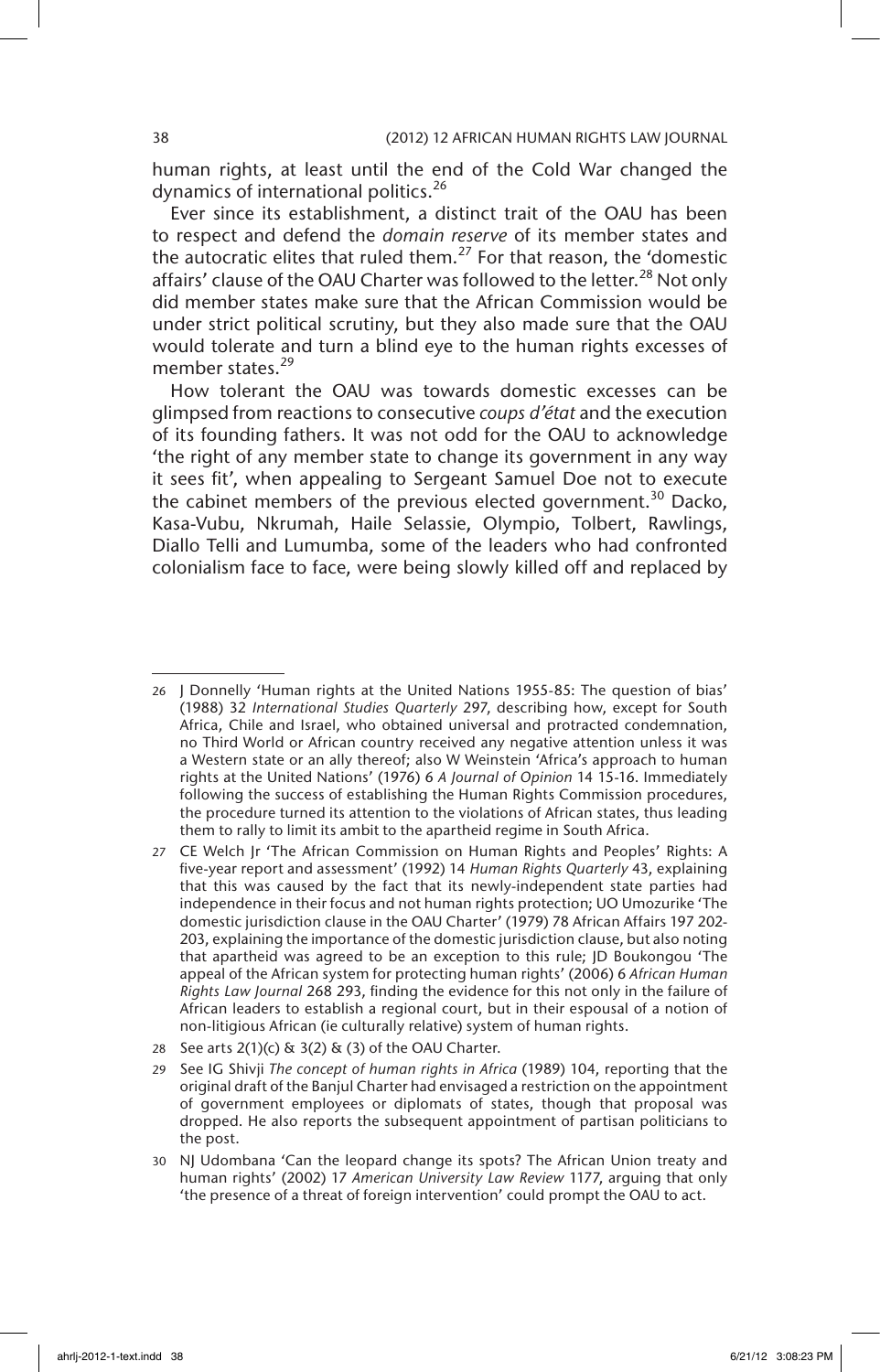human rights, at least until the end of the Cold War changed the dynamics of international politics.[26]

Ever since its establishment, a distinct trait of the OAU has been to respect and defend the *domain reserve* of its member states and the autocratic elites that ruled them.[27] For that reason, the 'domestic affairs' clause of the OAU Charter was followed to the letter.[28] Not only did member states make sure that the African Commission would be under strict political scrutiny, but they also made sure that the OAU would tolerate and turn a blind eye to the human rights excesses of member states.[29]

How tolerant the OAU was towards domestic excesses can be glimpsed from reactions to consecutive *coups d'état* and the execution of its founding fathers. It was not odd for the OAU to acknowledge 'the right of any member state to change its government in any way it sees fit', when appealing to Sergeant Samuel Doe not to execute the cabinet members of the previous elected government.[30] Dacko, Kasa-Vubu, Nkrumah, Haile Selassie, Olympio, Tolbert, Rawlings, Diallo Telli and Lumumba, some of the leaders who had confronted colonialism face to face, were being slowly killed off and replaced by

---

26 J Donnelly 'Human rights at the United Nations 1955-85: The question of bias' (1988) 32 *International Studies Quarterly* 297, describing how, except for South Africa, Chile and Israel, who obtained universal and protracted condemnation, no Third World or African country received any negative attention unless it was a Western state or an ally thereof; also W Weinstein 'Africa's approach to human rights at the United Nations' (1976) 6 *A Journal of Opinion* 14 15-16. Immediately following the success of establishing the Human Rights Commission procedures, the procedure turned its attention to the violations of African states, thus leading them to rally to limit its ambit to the apartheid regime in South Africa.

27 CE Welch Jr 'The African Commission on Human Rights and Peoples' Rights: A five-year report and assessment' (1992) 14 *Human Rights Quarterly* 43, explaining that this was caused by the fact that its newly-independent state parties had independence in their focus and not human rights protection; UO Umozurike 'The domestic jurisdiction clause in the OAU Charter' (1979) 78 African Affairs 197 202-203, explaining the importance of the domestic jurisdiction clause, but also noting that apartheid was agreed to be an exception to this rule; JD Boukongou 'The appeal of the African system for protecting human rights' (2006) 6 *African Human Rights Law Journal* 268 293, finding the evidence for this not only in the failure of African leaders to establish a regional court, but in their espousal of a notion of non-litigious African (ie culturally relative) system of human rights.

28 See arts 2(1)(c) & 3(2) & (3) of the OAU Charter.

29 See IG Shivji *The concept of human rights in Africa* (1989) 104, reporting that the original draft of the Banjul Charter had envisaged a restriction on the appointment of government employees or diplomats of states, though that proposal was dropped. He also reports the subsequent appointment of partisan politicians to the post.

30 NJ Udombana 'Can the leopard change its spots? The African Union treaty and human rights' (2002) 17 *American University Law Review* 1177, arguing that only 'the presence of a threat of foreign intervention' could prompt the OAU to act.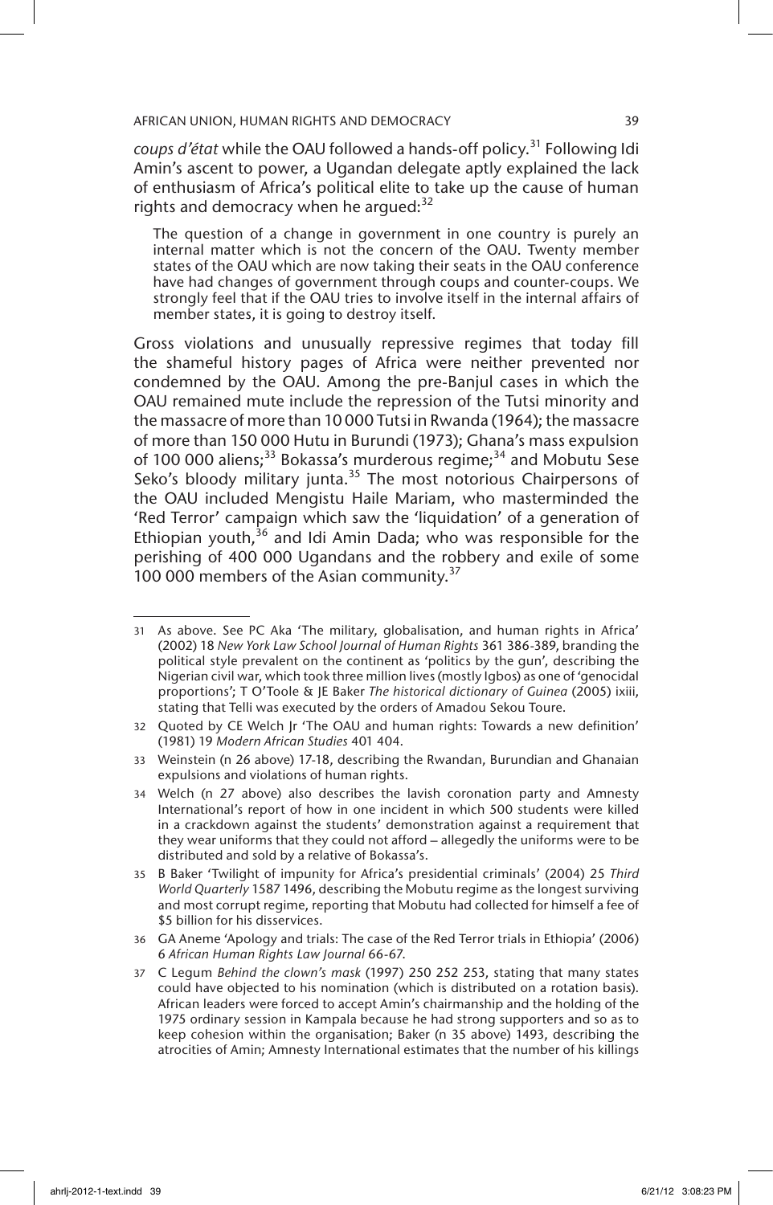*coups d'état* while the OAU followed a hands-off policy.[31] Following Idi Amin's ascent to power, a Ugandan delegate aptly explained the lack of enthusiasm of Africa's political elite to take up the cause of human rights and democracy when he argued:[32]

> The question of a change in government in one country is purely an internal matter which is not the concern of the OAU. Twenty member states of the OAU which are now taking their seats in the OAU conference have had changes of government through coups and counter-coups. We strongly feel that if the OAU tries to involve itself in the internal affairs of member states, it is going to destroy itself.

Gross violations and unusually repressive regimes that today fill the shameful history pages of Africa were neither prevented nor condemned by the OAU. Among the pre-Banjul cases in which the OAU remained mute include the repression of the Tutsi minority and the massacre of more than 10 000 Tutsi in Rwanda (1964); the massacre of more than 150 000 Hutu in Burundi (1973); Ghana's mass expulsion of 100 000 aliens;[33] Bokassa's murderous regime;[34] and Mobutu Sese Seko's bloody military junta.[35] The most notorious Chairpersons of the OAU included Mengistu Haile Mariam, who masterminded the 'Red Terror' campaign which saw the 'liquidation' of a generation of Ethiopian youth,[36] and Idi Amin Dada; who was responsible for the perishing of 400 000 Ugandans and the robbery and exile of some 100 000 members of the Asian community.[37]

---

31 As above. See PC Aka 'The military, globalisation, and human rights in Africa' (2002) 18 *New York Law School Journal of Human Rights* 361 386-389, branding the political style prevalent on the continent as 'politics by the gun', describing the Nigerian civil war, which took three million lives (mostly Igbos) as one of 'genocidal proportions'; T O'Toole & JE Baker *The historical dictionary of Guinea* (2005) ixiii, stating that Telli was executed by the orders of Amadou Sekou Toure.

32 Quoted by CE Welch Jr 'The OAU and human rights: Towards a new definition' (1981) 19 *Modern African Studies* 401 404.

33 Weinstein (n 26 above) 17-18, describing the Rwandan, Burundian and Ghanaian expulsions and violations of human rights.

34 Welch (n 27 above) also describes the lavish coronation party and Amnesty International's report of how in one incident in which 500 students were killed in a crackdown against the students' demonstration against a requirement that they wear uniforms that they could not afford – allegedly the uniforms were to be distributed and sold by a relative of Bokassa's.

35 B Baker 'Twilight of impunity for Africa's presidential criminals' (2004) 25 *Third World Quarterly* 1587 1496, describing the Mobutu regime as the longest surviving and most corrupt regime, reporting that Mobutu had collected for himself a fee of $5 billion for his disservices.

36 GA Aneme 'Apology and trials: The case of the Red Terror trials in Ethiopia' (2006) 6 *African Human Rights Law Journal* 66-67.

37 C Legum *Behind the clown's mask* (1997) 250 252 253, stating that many states could have objected to his nomination (which is distributed on a rotation basis). African leaders were forced to accept Amin's chairmanship and the holding of the 1975 ordinary session in Kampala because he had strong supporters and so as to keep cohesion within the organisation; Baker (n 35 above) 1493, describing the atrocities of Amin; Amnesty International estimates that the number of his killings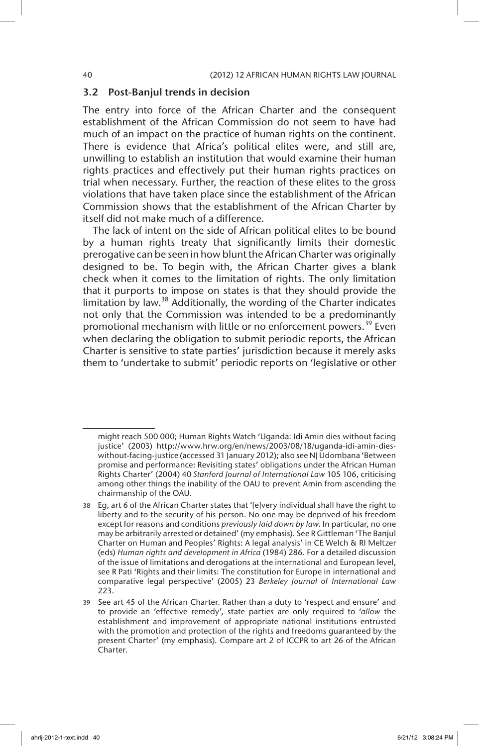### 3.2 Post-Banjul trends in decision

The entry into force of the African Charter and the consequent establishment of the African Commission do not seem to have had much of an impact on the practice of human rights on the continent. There is evidence that Africa's political elites were, and still are, unwilling to establish an institution that would examine their human rights practices and effectively put their human rights practices on trial when necessary. Further, the reaction of these elites to the gross violations that have taken place since the establishment of the African Commission shows that the establishment of the African Charter by itself did not make much of a difference.

The lack of intent on the side of African political elites to be bound by a human rights treaty that significantly limits their domestic prerogative can be seen in how blunt the African Charter was originally designed to be. To begin with, the African Charter gives a blank check when it comes to the limitation of rights. The only limitation that it purports to impose on states is that they should provide the limitation by law.[38] Additionally, the wording of the Charter indicates not only that the Commission was intended to be a predominantly promotional mechanism with little or no enforcement powers.[39] Even when declaring the obligation to submit periodic reports, the African Charter is sensitive to state parties' jurisdiction because it merely asks them to 'undertake to submit' periodic reports on 'legislative or other

---

might reach 500 000; Human Rights Watch 'Uganda: Idi Amin dies without facing justice' (2003) http://www.hrw.org/en/news/2003/08/18/uganda-idi-amin-dies-without-facing-justice (accessed 31 January 2012); also see NJ Udombana 'Between promise and performance: Revisiting states' obligations under the African Human Rights Charter' (2004) 40 *Stanford Journal of International Law* 105 106, criticising among other things the inability of the OAU to prevent Amin from ascending the chairmanship of the OAU.

38 Eg, art 6 of the African Charter states that '[e]very individual shall have the right to liberty and to the security of his person. No one may be deprived of his freedom except for reasons and conditions *previously laid down by law*. In particular, no one may be arbitrarily arrested or detained' (my emphasis). See R Gittleman 'The Banjul Charter on Human and Peoples' Rights: A legal analysis' in CE Welch & RI Meltzer (eds) *Human rights and development in Africa* (1984) 286. For a detailed discussion of the issue of limitations and derogations at the international and European level, see R Pati 'Rights and their limits: The constitution for Europe in international and comparative legal perspective' (2005) 23 *Berkeley Journal of International Law* 223.

39 See art 45 of the African Charter. Rather than a duty to 'respect and ensure' and to provide an 'effective remedy', state parties are only required to '*allow* the establishment and improvement of appropriate national institutions entrusted with the promotion and protection of the rights and freedoms guaranteed by the present Charter' (my emphasis). Compare art 2 of ICCPR to art 26 of the African Charter.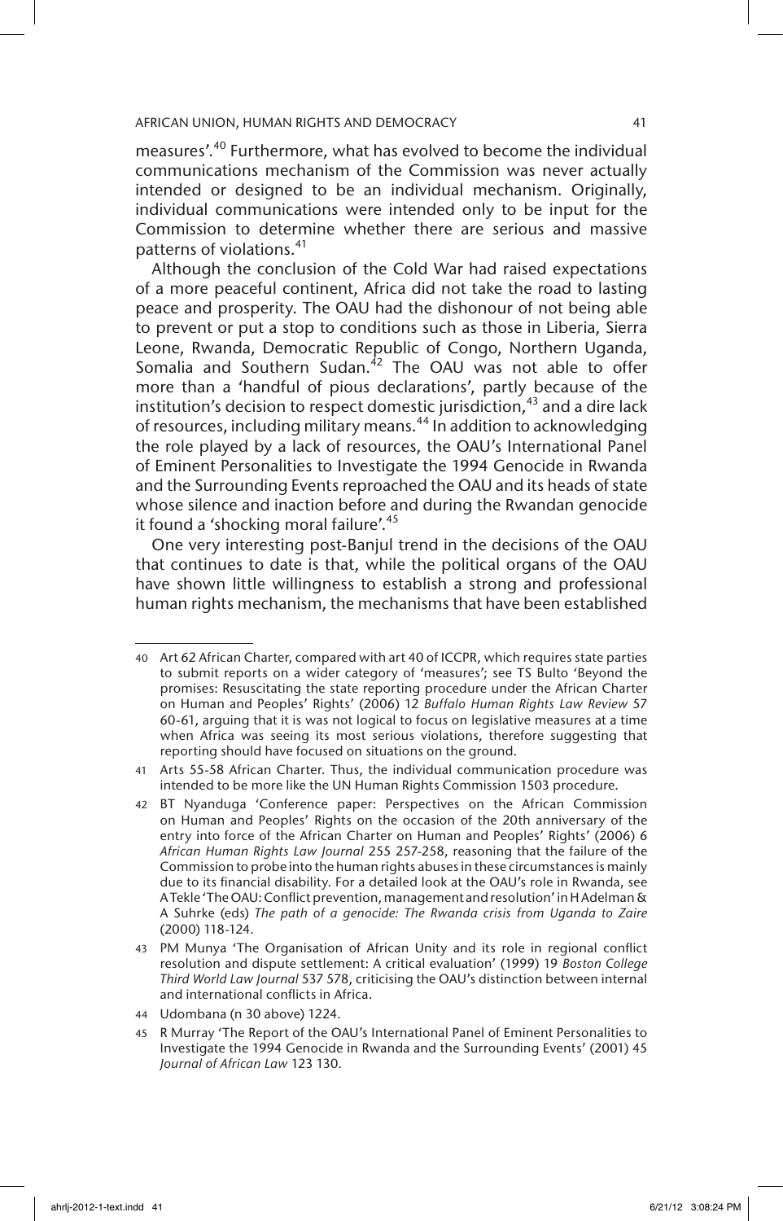measures'.[40] Furthermore, what has evolved to become the individual communications mechanism of the Commission was never actually intended or designed to be an individual mechanism. Originally, individual communications were intended only to be input for the Commission to determine whether there are serious and massive patterns of violations.[41]

Although the conclusion of the Cold War had raised expectations of a more peaceful continent, Africa did not take the road to lasting peace and prosperity. The OAU had the dishonour of not being able to prevent or put a stop to conditions such as those in Liberia, Sierra Leone, Rwanda, Democratic Republic of Congo, Northern Uganda, Somalia and Southern Sudan.[42] The OAU was not able to offer more than a 'handful of pious declarations', partly because of the institution's decision to respect domestic jurisdiction,[43] and a dire lack of resources, including military means.[44] In addition to acknowledging the role played by a lack of resources, the OAU's International Panel of Eminent Personalities to Investigate the 1994 Genocide in Rwanda and the Surrounding Events reproached the OAU and its heads of state whose silence and inaction before and during the Rwandan genocide it found a 'shocking moral failure'.[45]

One very interesting post-Banjul trend in the decisions of the OAU that continues to date is that, while the political organs of the OAU have shown little willingness to establish a strong and professional human rights mechanism, the mechanisms that have been established

---

40 Art 62 African Charter, compared with art 40 of ICCPR, which requires state parties to submit reports on a wider category of 'measures'; see TS Bulto 'Beyond the promises: Resuscitating the state reporting procedure under the African Charter on Human and Peoples' Rights' (2006) 12 *Buffalo Human Rights Law Review* 57 60-61, arguing that it is was not logical to focus on legislative measures at a time when Africa was seeing its most serious violations, therefore suggesting that reporting should have focused on situations on the ground.

41 Arts 55-58 African Charter. Thus, the individual communication procedure was intended to be more like the UN Human Rights Commission 1503 procedure.

42 BT Nyanduga 'Conference paper: Perspectives on the African Commission on Human and Peoples' Rights on the occasion of the 20th anniversary of the entry into force of the African Charter on Human and Peoples' Rights' (2006) 6 *African Human Rights Law Journal* 255 257-258, reasoning that the failure of the Commission to probe into the human rights abuses in these circumstances is mainly due to its financial disability. For a detailed look at the OAU's role in Rwanda, see A Tekle 'The OAU: Conflict prevention, management and resolution' in H Adelman & A Suhrke (eds) *The path of a genocide: The Rwanda crisis from Uganda to Zaire* (2000) 118-124.

43 PM Munya 'The Organisation of African Unity and its role in regional conflict resolution and dispute settlement: A critical evaluation' (1999) 19 *Boston College Third World Law Journal* 537 578, criticising the OAU's distinction between internal and international conflicts in Africa.

44 Udombana (n 30 above) 1224.

45 R Murray 'The Report of the OAU's International Panel of Eminent Personalities to Investigate the 1994 Genocide in Rwanda and the Surrounding Events' (2001) 45 *Journal of African Law* 123 130.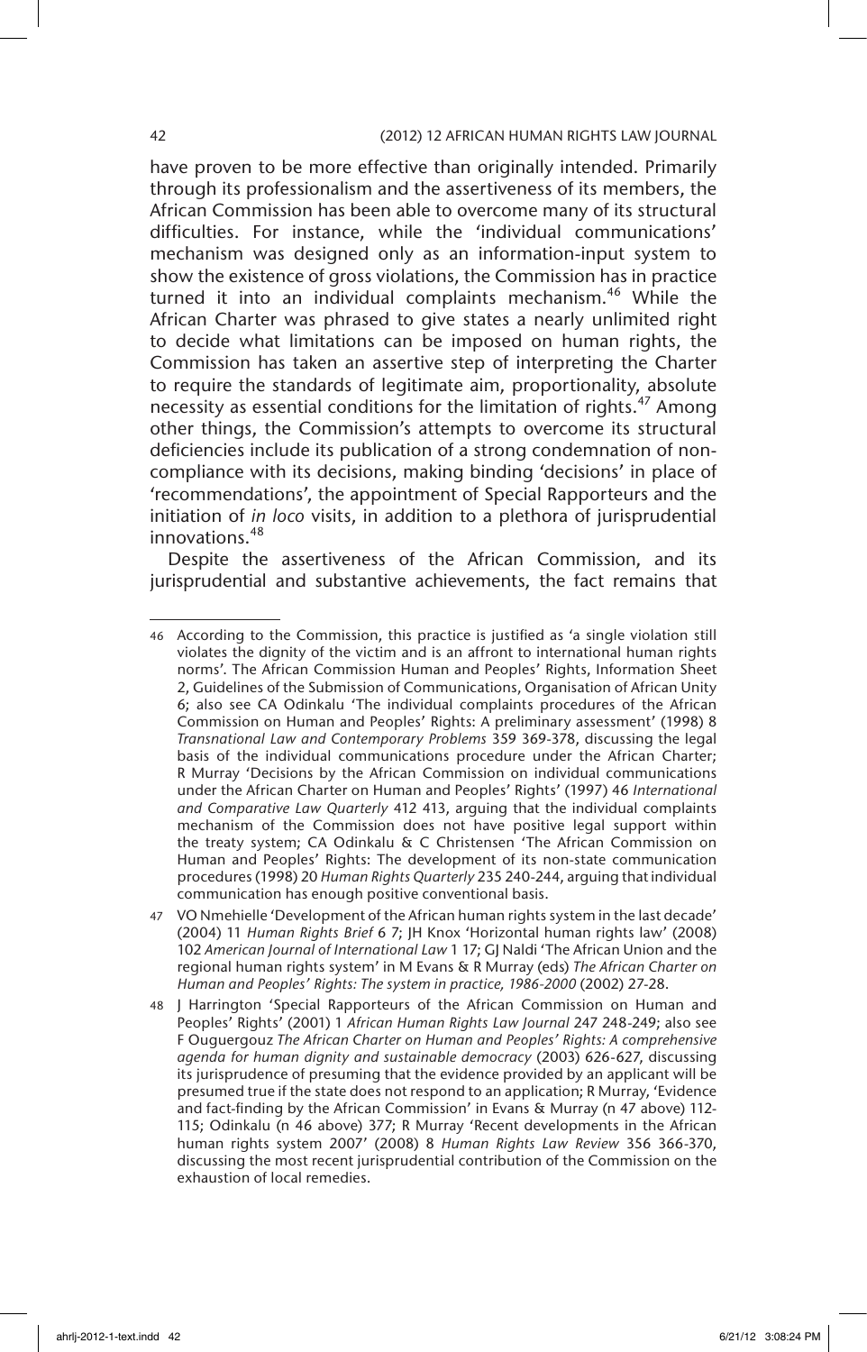have proven to be more effective than originally intended. Primarily through its professionalism and the assertiveness of its members, the African Commission has been able to overcome many of its structural difficulties. For instance, while the 'individual communications' mechanism was designed only as an information-input system to show the existence of gross violations, the Commission has in practice turned it into an individual complaints mechanism.[46] While the African Charter was phrased to give states a nearly unlimited right to decide what limitations can be imposed on human rights, the Commission has taken an assertive step of interpreting the Charter to require the standards of legitimate aim, proportionality, absolute necessity as essential conditions for the limitation of rights.[47] Among other things, the Commission's attempts to overcome its structural deficiencies include its publication of a strong condemnation of non-compliance with its decisions, making binding 'decisions' in place of 'recommendations', the appointment of Special Rapporteurs and the initiation of *in loco* visits, in addition to a plethora of jurisprudential innovations.[48]

Despite the assertiveness of the African Commission, and its jurisprudential and substantive achievements, the fact remains that

---

46 According to the Commission, this practice is justified as 'a single violation still violates the dignity of the victim and is an affront to international human rights norms'. The African Commission Human and Peoples' Rights, Information Sheet 2, Guidelines of the Submission of Communications, Organisation of African Unity 6; also see CA Odinkalu 'The individual complaints procedures of the African Commission on Human and Peoples' Rights: A preliminary assessment' (1998) 8 *Transnational Law and Contemporary Problems* 359 369-378, discussing the legal basis of the individual communications procedure under the African Charter; R Murray 'Decisions by the African Commission on individual communications under the African Charter on Human and Peoples' Rights' (1997) 46 *International and Comparative Law Quarterly* 412 413, arguing that the individual complaints mechanism of the Commission does not have positive legal support within the treaty system; CA Odinkalu & C Christensen 'The African Commission on Human and Peoples' Rights: The development of its non-state communication procedures (1998) 20 *Human Rights Quarterly* 235 240-244, arguing that individual communication has enough positive conventional basis.

47 VO Nmehielle 'Development of the African human rights system in the last decade' (2004) 11 *Human Rights Brief* 6 7; JH Knox 'Horizontal human rights law' (2008) 102 *American Journal of International Law* 1 17; GJ Naldi 'The African Union and the regional human rights system' in M Evans & R Murray (eds) *The African Charter on Human and Peoples' Rights: The system in practice, 1986-2000* (2002) 27-28.

48 J Harrington 'Special Rapporteurs of the African Commission on Human and Peoples' Rights' (2001) 1 *African Human Rights Law Journal* 247 248-249; also see F Ouguergouz *The African Charter on Human and Peoples' Rights: A comprehensive agenda for human dignity and sustainable democracy* (2003) 626-627, discussing its jurisprudence of presuming that the evidence provided by an applicant will be presumed true if the state does not respond to an application; R Murray, 'Evidence and fact-finding by the African Commission' in Evans & Murray (n 47 above) 112-115; Odinkalu (n 46 above) 377; R Murray 'Recent developments in the African human rights system 2007' (2008) 8 *Human Rights Law Review* 356 366-370, discussing the most recent jurisprudential contribution of the Commission on the exhaustion of local remedies.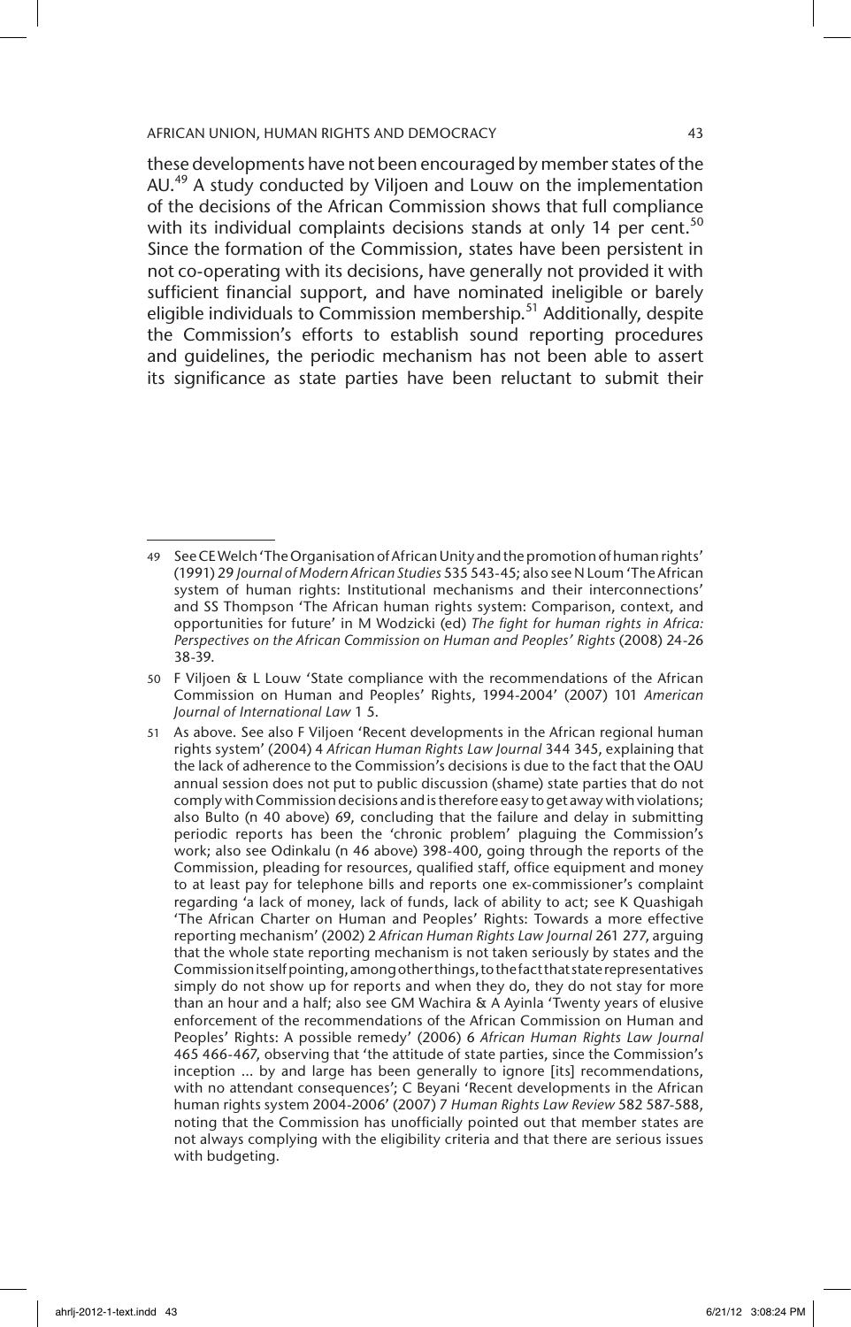these developments have not been encouraged by member states of the AU.[49] A study conducted by Viljoen and Louw on the implementation of the decisions of the African Commission shows that full compliance with its individual complaints decisions stands at only 14 per cent.[50] Since the formation of the Commission, states have been persistent in not co-operating with its decisions, have generally not provided it with sufficient financial support, and have nominated ineligible or barely eligible individuals to Commission membership.[51] Additionally, despite the Commission's efforts to establish sound reporting procedures and guidelines, the periodic mechanism has not been able to assert its significance as state parties have been reluctant to submit their

---

49 See CE Welch 'The Organisation of African Unity and the promotion of human rights' (1991) 29 *Journal of Modern African Studies* 535 543-45; also see N Loum 'The African system of human rights: Institutional mechanisms and their interconnections' and SS Thompson 'The African human rights system: Comparison, context, and opportunities for future' in M Wodzicki (ed) *The fight for human rights in Africa: Perspectives on the African Commission on Human and Peoples' Rights* (2008) 24-26 38-39.

50 F Viljoen & L Louw 'State compliance with the recommendations of the African Commission on Human and Peoples' Rights, 1994-2004' (2007) 101 *American Journal of International Law* 1 5.

51 As above. See also F Viljoen 'Recent developments in the African regional human rights system' (2004) 4 *African Human Rights Law Journal* 344 345, explaining that the lack of adherence to the Commission's decisions is due to the fact that the OAU annual session does not put to public discussion (shame) state parties that do not comply with Commission decisions and is therefore easy to get away with violations; also Bulto (n 40 above) 69, concluding that the failure and delay in submitting periodic reports has been the 'chronic problem' plaguing the Commission's work; also see Odinkalu (n 46 above) 398-400, going through the reports of the Commission, pleading for resources, qualified staff, office equipment and money to at least pay for telephone bills and reports one ex-commissioner's complaint regarding 'a lack of money, lack of funds, lack of ability to act; see K Quashigah 'The African Charter on Human and Peoples' Rights: Towards a more effective reporting mechanism' (2002) 2 *African Human Rights Law Journal* 261 277, arguing that the whole state reporting mechanism is not taken seriously by states and the Commission itself pointing, among other things, to the fact that state representatives simply do not show up for reports and when they do, they do not stay for more than an hour and a half; also see GM Wachira & A Ayinla 'Twenty years of elusive enforcement of the recommendations of the African Commission on Human and Peoples' Rights: A possible remedy' (2006) 6 *African Human Rights Law Journal* 465 466-467, observing that 'the attitude of state parties, since the Commission's inception ... by and large has been generally to ignore [its] recommendations, with no attendant consequences'; C Beyani 'Recent developments in the African human rights system 2004-2006' (2007) 7 *Human Rights Law Review* 582 587-588, noting that the Commission has unofficially pointed out that member states are not always complying with the eligibility criteria and that there are serious issues with budgeting.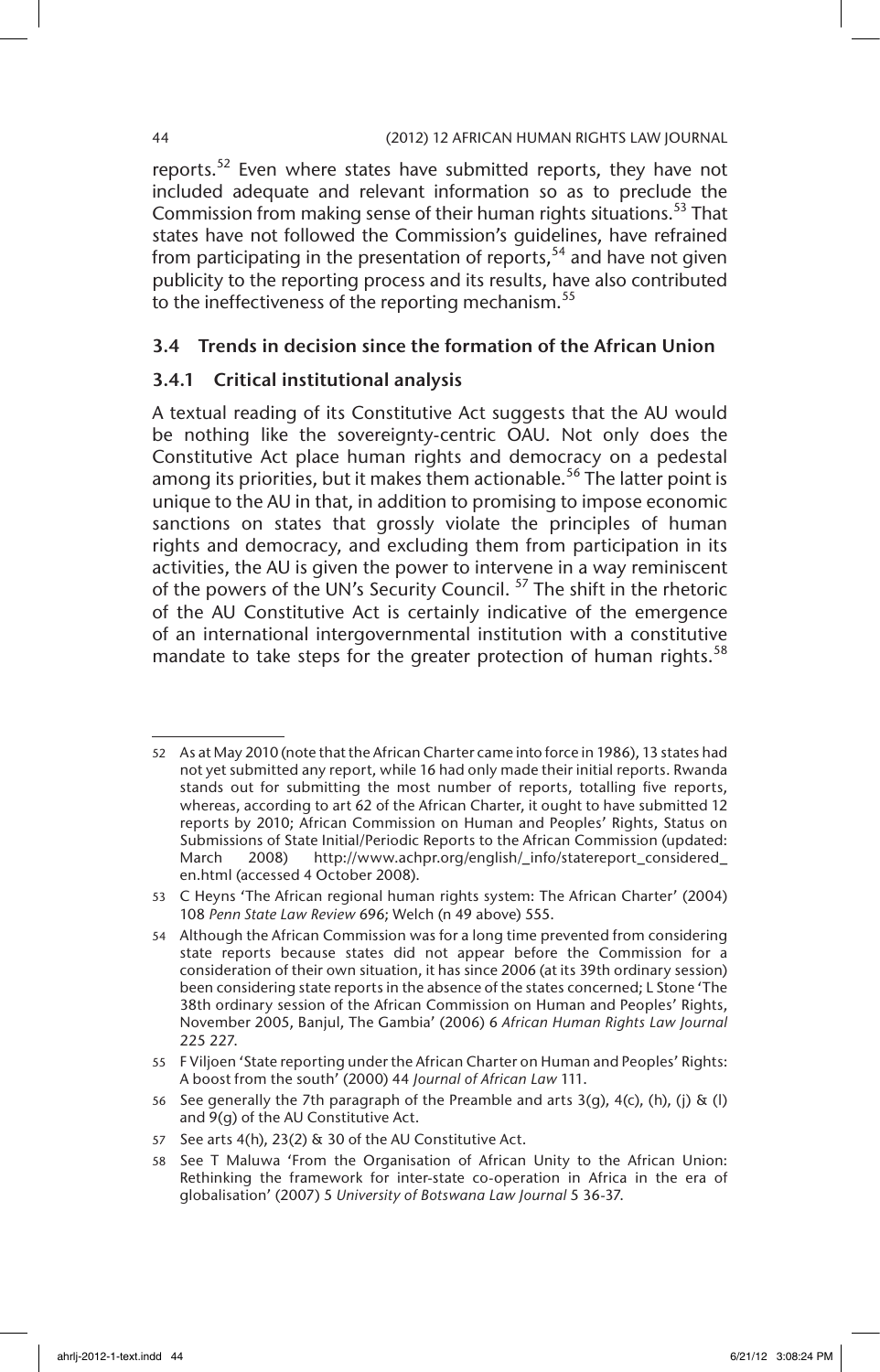reports.[52] Even where states have submitted reports, they have not included adequate and relevant information so as to preclude the Commission from making sense of their human rights situations.[53] That states have not followed the Commission's guidelines, have refrained from participating in the presentation of reports,[54] and have not given publicity to the reporting process and its results, have also contributed to the ineffectiveness of the reporting mechanism.[55]

### 3.4 Trends in decision since the formation of the African Union

#### 3.4.1 Critical institutional analysis

A textual reading of its Constitutive Act suggests that the AU would be nothing like the sovereignty-centric OAU. Not only does the Constitutive Act place human rights and democracy on a pedestal among its priorities, but it makes them actionable.[56] The latter point is unique to the AU in that, in addition to promising to impose economic sanctions on states that grossly violate the principles of human rights and democracy, and excluding them from participation in its activities, the AU is given the power to intervene in a way reminiscent of the powers of the UN's Security Council. [57] The shift in the rhetoric of the AU Constitutive Act is certainly indicative of the emergence of an international intergovernmental institution with a constitutive mandate to take steps for the greater protection of human rights.[58]

---

52 As at May 2010 (note that the African Charter came into force in 1986), 13 states had not yet submitted any report, while 16 had only made their initial reports. Rwanda stands out for submitting the most number of reports, totalling five reports, whereas, according to art 62 of the African Charter, it ought to have submitted 12 reports by 2010; African Commission on Human and Peoples' Rights, Status on Submissions of State Initial/Periodic Reports to the African Commission (updated: March 2008) http://www.achpr.org/english/_info/statereport_considered_en.html (accessed 4 October 2008).

53 C Heyns 'The African regional human rights system: The African Charter' (2004) 108 *Penn State Law Review* 696; Welch (n 49 above) 555.

54 Although the African Commission was for a long time prevented from considering state reports because states did not appear before the Commission for a consideration of their own situation, it has since 2006 (at its 39th ordinary session) been considering state reports in the absence of the states concerned; L Stone 'The 38th ordinary session of the African Commission on Human and Peoples' Rights, November 2005, Banjul, The Gambia' (2006) 6 *African Human Rights Law Journal* 225 227.

55 F Viljoen 'State reporting under the African Charter on Human and Peoples' Rights: A boost from the south' (2000) 44 *Journal of African Law* 111.

56 See generally the 7th paragraph of the Preamble and arts 3(g), 4(c), (h), (j) & (l) and 9(g) of the AU Constitutive Act.

57 See arts 4(h), 23(2) & 30 of the AU Constitutive Act.

58 See T Maluwa 'From the Organisation of African Unity to the African Union: Rethinking the framework for inter-state co-operation in Africa in the era of globalisation' (2007) 5 *University of Botswana Law Journal* 5 36-37.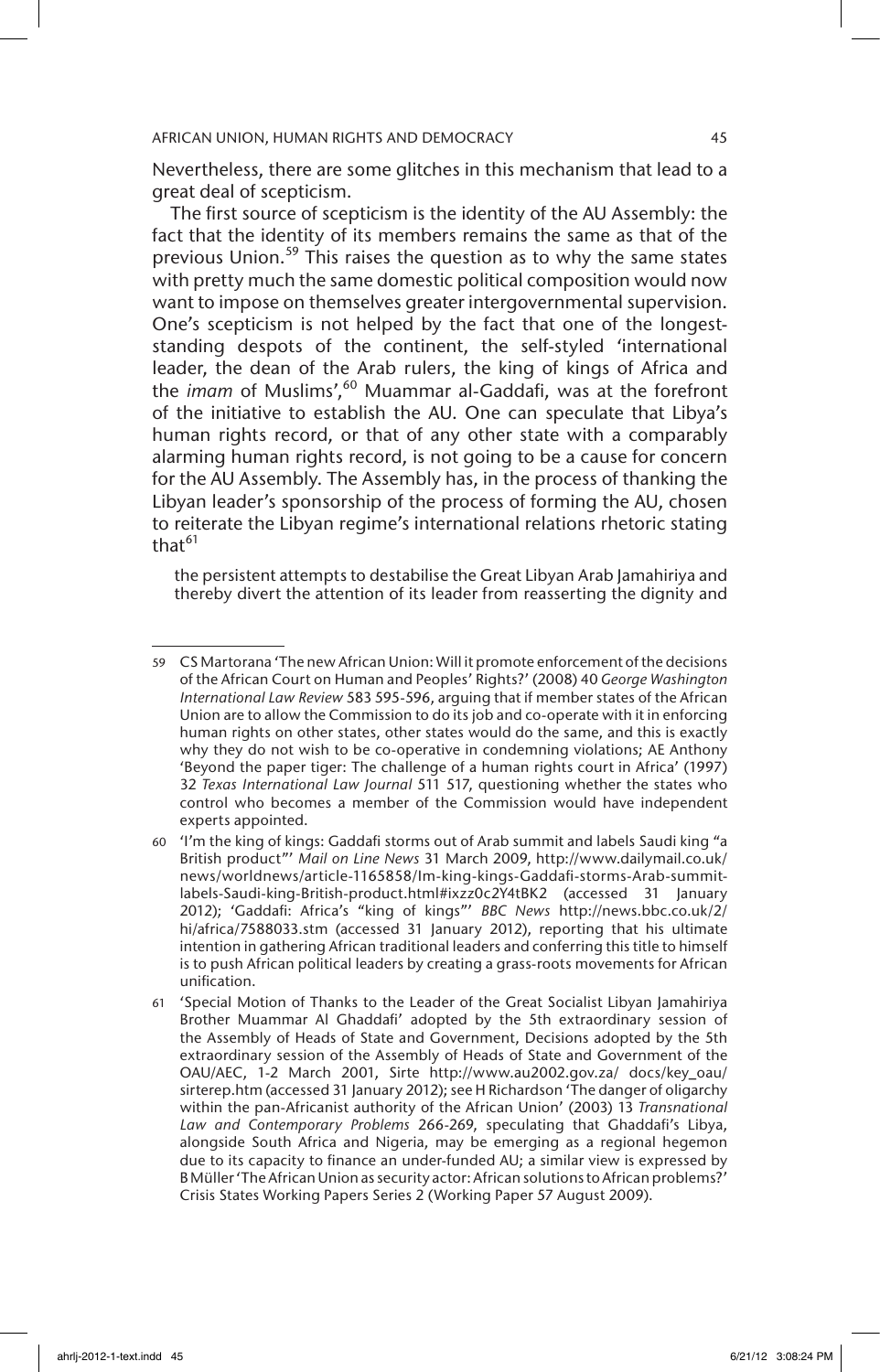Nevertheless, there are some glitches in this mechanism that lead to a great deal of scepticism.

The first source of scepticism is the identity of the AU Assembly: the fact that the identity of its members remains the same as that of the previous Union.[59] This raises the question as to why the same states with pretty much the same domestic political composition would now want to impose on themselves greater intergovernmental supervision. One's scepticism is not helped by the fact that one of the longest-standing despots of the continent, the self-styled 'international leader, the dean of the Arab rulers, the king of kings of Africa and the *imam* of Muslims',[60] Muammar al-Gaddafi, was at the forefront of the initiative to establish the AU. One can speculate that Libya's human rights record, or that of any other state with a comparably alarming human rights record, is not going to be a cause for concern for the AU Assembly. The Assembly has, in the process of thanking the Libyan leader's sponsorship of the process of forming the AU, chosen to reiterate the Libyan regime's international relations rhetoric stating that[61]

> the persistent attempts to destabilise the Great Libyan Arab Jamahiriya and thereby divert the attention of its leader from reasserting the dignity and

---

59 CS Martorana 'The new African Union: Will it promote enforcement of the decisions of the African Court on Human and Peoples' Rights?' (2008) 40 *George Washington International Law Review* 583 595-596, arguing that if member states of the African Union are to allow the Commission to do its job and co-operate with it in enforcing human rights on other states, other states would do the same, and this is exactly why they do not wish to be co-operative in condemning violations; AE Anthony 'Beyond the paper tiger: The challenge of a human rights court in Africa' (1997) 32 *Texas International Law Journal* 511 517, questioning whether the states who control who becomes a member of the Commission would have independent experts appointed.

60 'I'm the king of kings: Gaddafi storms out of Arab summit and labels Saudi king "a British product"' *Mail on Line News* 31 March 2009, http://www.dailymail.co.uk/news/worldnews/article-1165858/Im-king-kings-Gaddafi-storms-Arab-summit-labels-Saudi-king-British-product.html#ixzz0c2Y4tBK2 (accessed 31 January 2012); 'Gaddafi: Africa's "king of kings"' *BBC News* http://news.bbc.co.uk/2/hi/africa/7588033.stm (accessed 31 January 2012), reporting that his ultimate intention in gathering African traditional leaders and conferring this title to himself is to push African political leaders by creating a grass-roots movements for African unification.

61 'Special Motion of Thanks to the Leader of the Great Socialist Libyan Jamahiriya Brother Muammar Al Ghaddafi' adopted by the 5th extraordinary session of the Assembly of Heads of State and Government, Decisions adopted by the 5th extraordinary session of the Assembly of Heads of State and Government of the OAU/AEC, 1-2 March 2001, Sirte http://www.au2002.gov.za/ docs/key_oau/sirterep.htm (accessed 31 January 2012); see H Richardson 'The danger of oligarchy within the pan-Africanist authority of the African Union' (2003) 13 *Transnational Law and Contemporary Problems* 266-269, speculating that Ghaddafi's Libya, alongside South Africa and Nigeria, may be emerging as a regional hegemon due to its capacity to finance an under-funded AU; a similar view is expressed by B Müller 'The African Union as security actor: African solutions to African problems?' Crisis States Working Papers Series 2 (Working Paper 57 August 2009).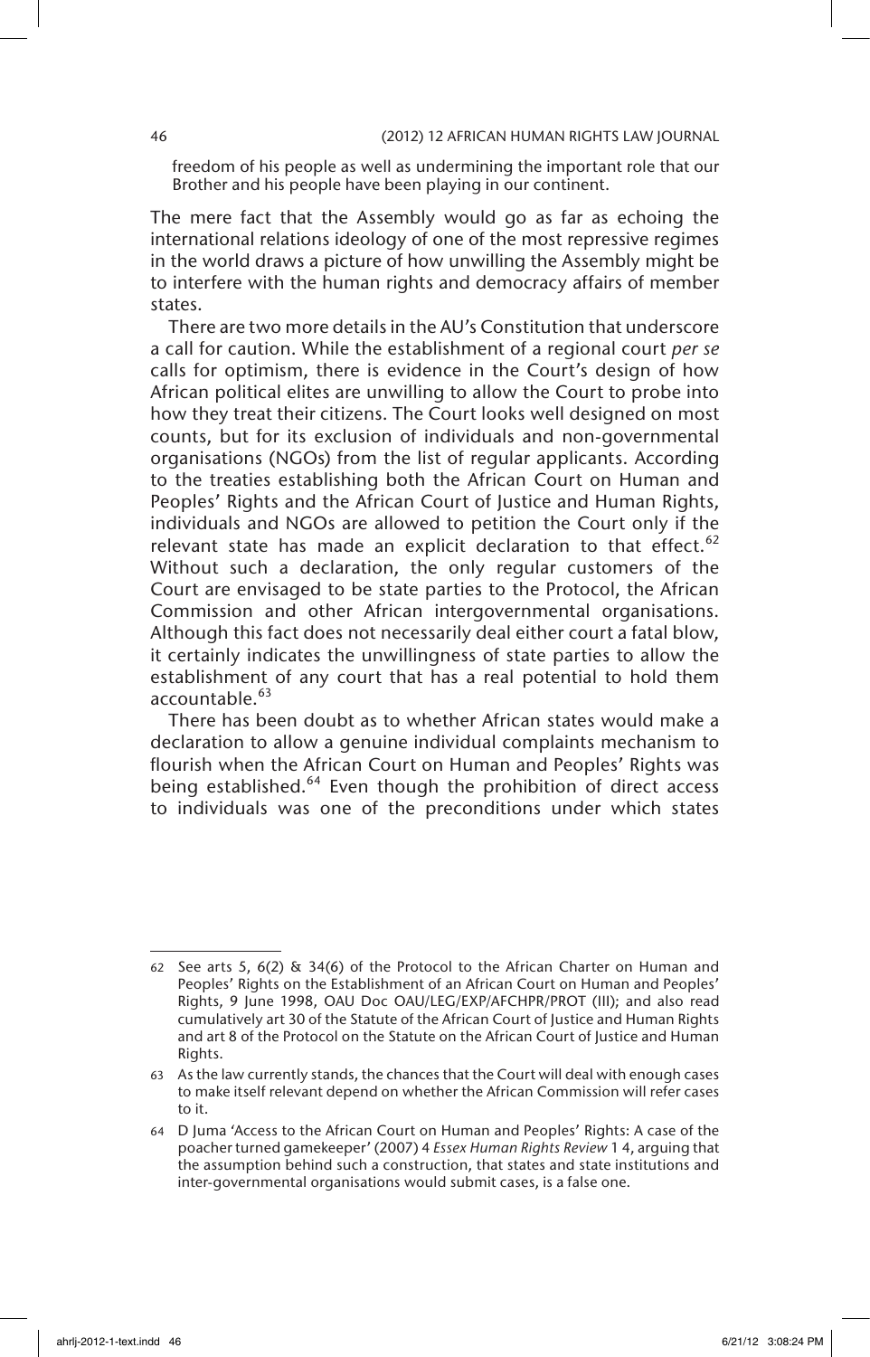freedom of his people as well as undermining the important role that our Brother and his people have been playing in our continent.

The mere fact that the Assembly would go as far as echoing the international relations ideology of one of the most repressive regimes in the world draws a picture of how unwilling the Assembly might be to interfere with the human rights and democracy affairs of member states.

There are two more details in the AU's Constitution that underscore a call for caution. While the establishment of a regional court *per se* calls for optimism, there is evidence in the Court's design of how African political elites are unwilling to allow the Court to probe into how they treat their citizens. The Court looks well designed on most counts, but for its exclusion of individuals and non-governmental organisations (NGOs) from the list of regular applicants. According to the treaties establishing both the African Court on Human and Peoples' Rights and the African Court of Justice and Human Rights, individuals and NGOs are allowed to petition the Court only if the relevant state has made an explicit declaration to that effect.[62] Without such a declaration, the only regular customers of the Court are envisaged to be state parties to the Protocol, the African Commission and other African intergovernmental organisations. Although this fact does not necessarily deal either court a fatal blow, it certainly indicates the unwillingness of state parties to allow the establishment of any court that has a real potential to hold them accountable.[63]

There has been doubt as to whether African states would make a declaration to allow a genuine individual complaints mechanism to flourish when the African Court on Human and Peoples' Rights was being established.[64] Even though the prohibition of direct access to individuals was one of the preconditions under which states

---

62 See arts 5, 6(2) & 34(6) of the Protocol to the African Charter on Human and Peoples' Rights on the Establishment of an African Court on Human and Peoples' Rights, 9 June 1998, OAU Doc OAU/LEG/EXP/AFCHPR/PROT (III); and also read cumulatively art 30 of the Statute of the African Court of Justice and Human Rights and art 8 of the Protocol on the Statute on the African Court of Justice and Human Rights.

63 As the law currently stands, the chances that the Court will deal with enough cases to make itself relevant depend on whether the African Commission will refer cases to it.

64 D Juma 'Access to the African Court on Human and Peoples' Rights: A case of the poacher turned gamekeeper' (2007) 4 *Essex Human Rights Review* 1 4, arguing that the assumption behind such a construction, that states and state institutions and inter-governmental organisations would submit cases, is a false one.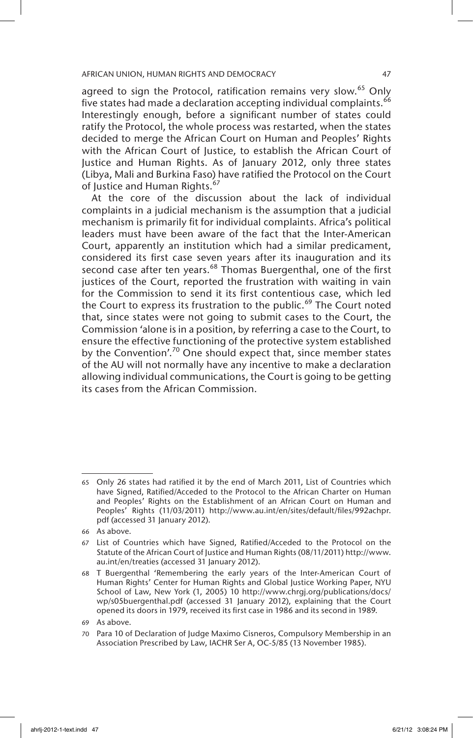agreed to sign the Protocol, ratification remains very slow.[65] Only five states had made a declaration accepting individual complaints.[66] Interestingly enough, before a significant number of states could ratify the Protocol, the whole process was restarted, when the states decided to merge the African Court on Human and Peoples' Rights with the African Court of Justice, to establish the African Court of Justice and Human Rights. As of January 2012, only three states (Libya, Mali and Burkina Faso) have ratified the Protocol on the Court of Justice and Human Rights.[67]

At the core of the discussion about the lack of individual complaints in a judicial mechanism is the assumption that a judicial mechanism is primarily fit for individual complaints. Africa's political leaders must have been aware of the fact that the Inter-American Court, apparently an institution which had a similar predicament, considered its first case seven years after its inauguration and its second case after ten years.[68] Thomas Buergenthal, one of the first justices of the Court, reported the frustration with waiting in vain for the Commission to send it its first contentious case, which led the Court to express its frustration to the public.[69] The Court noted that, since states were not going to submit cases to the Court, the Commission 'alone is in a position, by referring a case to the Court, to ensure the effective functioning of the protective system established by the Convention'.[70] One should expect that, since member states of the AU will not normally have any incentive to make a declaration allowing individual communications, the Court is going to be getting its cases from the African Commission.

---

65 Only 26 states had ratified it by the end of March 2011, List of Countries which have Signed, Ratified/Acceded to the Protocol to the African Charter on Human and Peoples' Rights on the Establishment of an African Court on Human and Peoples' Rights (11/03/2011) http://www.au.int/en/sites/default/files/992achpr.pdf (accessed 31 January 2012).

66 As above.

67 List of Countries which have Signed, Ratified/Acceded to the Protocol on the Statute of the African Court of Justice and Human Rights (08/11/2011) http://www.au.int/en/treaties (accessed 31 January 2012).

68 T Buergenthal 'Remembering the early years of the Inter-American Court of Human Rights' Center for Human Rights and Global Justice Working Paper, NYU School of Law, New York (1, 2005) 10 http://www.chrgj.org/publications/docs/wp/s05buergenthal.pdf (accessed 31 January 2012), explaining that the Court opened its doors in 1979, received its first case in 1986 and its second in 1989.

69 As above.

70 Para 10 of Declaration of Judge Maximo Cisneros, Compulsory Membership in an Association Prescribed by Law, IACHR Ser A, OC-5/85 (13 November 1985).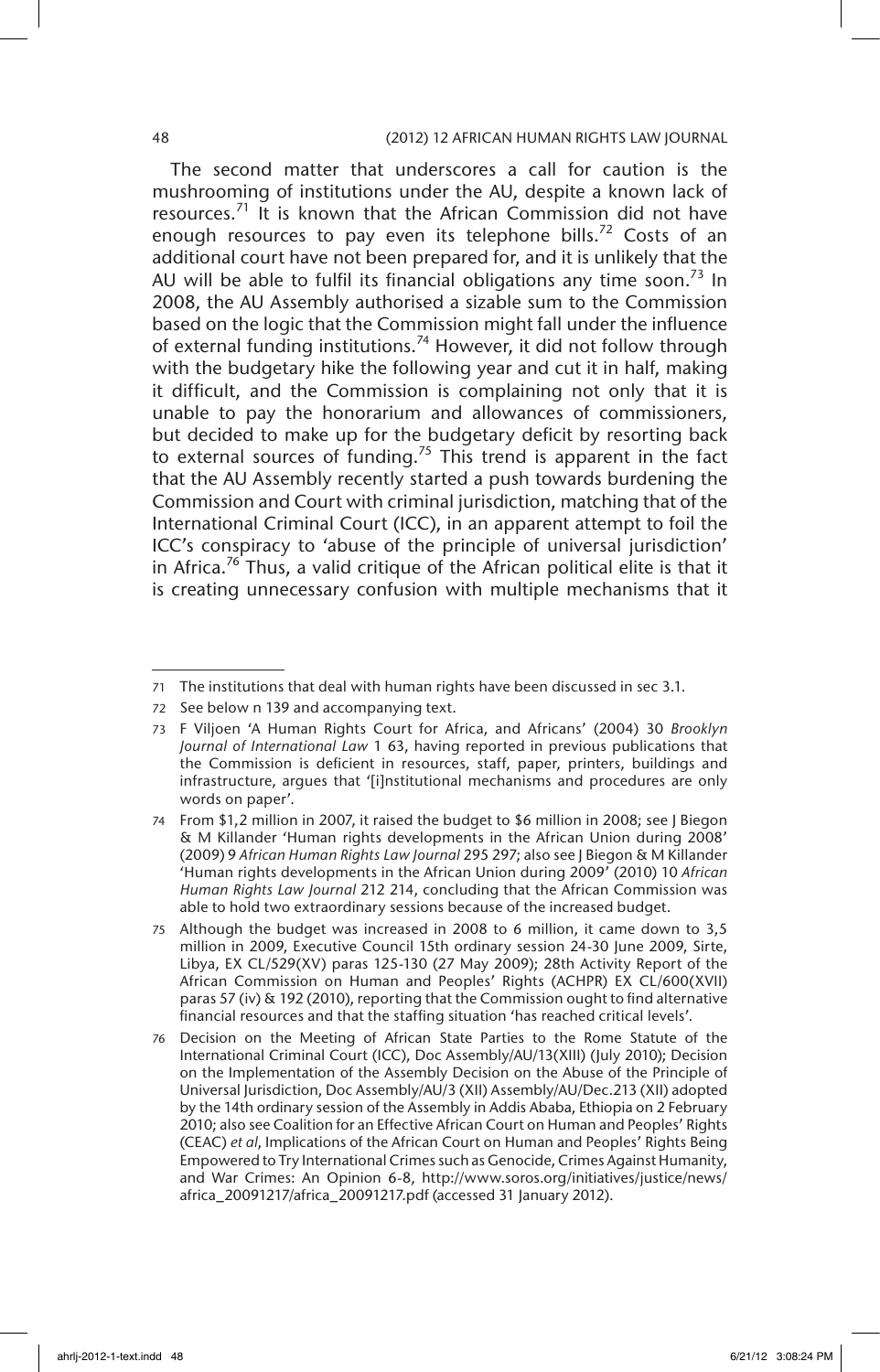The second matter that underscores a call for caution is the mushrooming of institutions under the AU, despite a known lack of resources.[71] It is known that the African Commission did not have enough resources to pay even its telephone bills.[72] Costs of an additional court have not been prepared for, and it is unlikely that the AU will be able to fulfil its financial obligations any time soon.[73] In 2008, the AU Assembly authorised a sizable sum to the Commission based on the logic that the Commission might fall under the influence of external funding institutions.[74] However, it did not follow through with the budgetary hike the following year and cut it in half, making it difficult, and the Commission is complaining not only that it is unable to pay the honorarium and allowances of commissioners, but decided to make up for the budgetary deficit by resorting back to external sources of funding.[75] This trend is apparent in the fact that the AU Assembly recently started a push towards burdening the Commission and Court with criminal jurisdiction, matching that of the International Criminal Court (ICC), in an apparent attempt to foil the ICC's conspiracy to 'abuse of the principle of universal jurisdiction' in Africa.[76] Thus, a valid critique of the African political elite is that it is creating unnecessary confusion with multiple mechanisms that it

---

71 The institutions that deal with human rights have been discussed in sec 3.1.

72 See below n 139 and accompanying text.

73 F Viljoen 'A Human Rights Court for Africa, and Africans' (2004) 30 *Brooklyn Journal of International Law* 1 63, having reported in previous publications that the Commission is deficient in resources, staff, paper, printers, buildings and infrastructure, argues that '[i]nstitutional mechanisms and procedures are only words on paper'.

74 From $1,2 million in 2007, it raised the budget to $6 million in 2008; see J Biegon & M Killander 'Human rights developments in the African Union during 2008' (2009) 9 *African Human Rights Law Journal* 295 297; also see J Biegon & M Killander 'Human rights developments in the African Union during 2009' (2010) 10 *African Human Rights Law Journal* 212 214, concluding that the African Commission was able to hold two extraordinary sessions because of the increased budget.

75 Although the budget was increased in 2008 to 6 million, it came down to 3,5 million in 2009, Executive Council 15th ordinary session 24-30 June 2009, Sirte, Libya, EX CL/529(XV) paras 125-130 (27 May 2009); 28th Activity Report of the African Commission on Human and Peoples' Rights (ACHPR) EX CL/600(XVII) paras 57 (iv) & 192 (2010), reporting that the Commission ought to find alternative financial resources and that the staffing situation 'has reached critical levels'.

76 Decision on the Meeting of African State Parties to the Rome Statute of the International Criminal Court (ICC), Doc Assembly/AU/13(XIII) (July 2010); Decision on the Implementation of the Assembly Decision on the Abuse of the Principle of Universal Jurisdiction, Doc Assembly/AU/3 (XII) Assembly/AU/Dec.213 (XII) adopted by the 14th ordinary session of the Assembly in Addis Ababa, Ethiopia on 2 February 2010; also see Coalition for an Effective African Court on Human and Peoples' Rights (CEAC) *et al*, Implications of the African Court on Human and Peoples' Rights Being Empowered to Try International Crimes such as Genocide, Crimes Against Humanity, and War Crimes: An Opinion 6-8, http://www.soros.org/initiatives/justice/news/africa_20091217/africa_20091217.pdf (accessed 31 January 2012).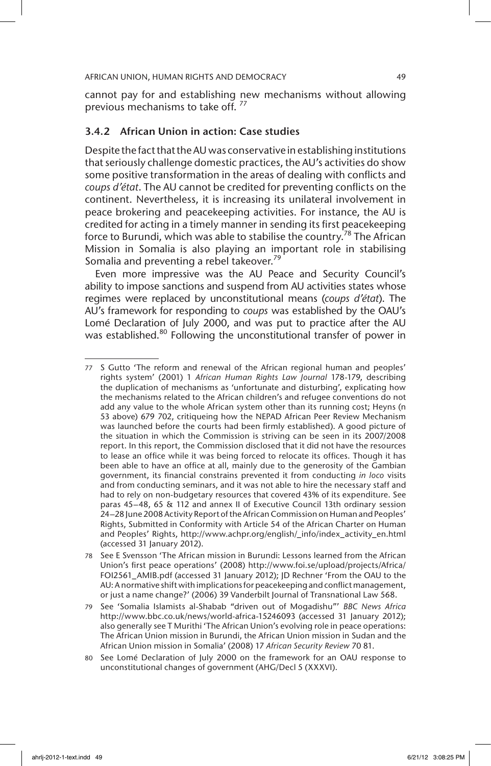cannot pay for and establishing new mechanisms without allowing previous mechanisms to take off. [77]

### 3.4.2 African Union in action: Case studies

Despite the fact that the AU was conservative in establishing institutions that seriously challenge domestic practices, the AU's activities do show some positive transformation in the areas of dealing with conflicts and *coups d'état*. The AU cannot be credited for preventing conflicts on the continent. Nevertheless, it is increasing its unilateral involvement in peace brokering and peacekeeping activities. For instance, the AU is credited for acting in a timely manner in sending its first peacekeeping force to Burundi, which was able to stabilise the country.[78] The African Mission in Somalia is also playing an important role in stabilising Somalia and preventing a rebel takeover.[79]

Even more impressive was the AU Peace and Security Council's ability to impose sanctions and suspend from AU activities states whose regimes were replaced by unconstitutional means (*coups d'état*). The AU's framework for responding to *coups* was established by the OAU's Lomé Declaration of July 2000, and was put to practice after the AU was established.[80] Following the unconstitutional transfer of power in

---

77 S Gutto 'The reform and renewal of the African regional human and peoples' rights system' (2001) 1 *African Human Rights Law Journal* 178-179, describing the duplication of mechanisms as 'unfortunate and disturbing', explicating how the mechanisms related to the African children's and refugee conventions do not add any value to the whole African system other than its running cost; Heyns (n 53 above) 679 702, critiqueing how the NEPAD African Peer Review Mechanism was launched before the courts had been firmly established). A good picture of the situation in which the Commission is striving can be seen in its 2007/2008 report. In this report, the Commission disclosed that it did not have the resources to lease an office while it was being forced to relocate its offices. Though it has been able to have an office at all, mainly due to the generosity of the Gambian government, its financial constrains prevented it from conducting *in loco* visits and from conducting seminars, and it was not able to hire the necessary staff and had to rely on non-budgetary resources that covered 43% of its expenditure. See paras 45–48, 65 & 112 and annex II of Executive Council 13th ordinary session 24–28 June 2008 Activity Report of the African Commission on Human and Peoples' Rights, Submitted in Conformity with Article 54 of the African Charter on Human and Peoples' Rights, http://www.achpr.org/english/_info/index_activity_en.html (accessed 31 January 2012).

78 See E Svensson 'The African mission in Burundi: Lessons learned from the African Union's first peace operations' (2008) http://www.foi.se/upload/projects/Africa/FOI2561_AMIB.pdf (accessed 31 January 2012); JD Rechner 'From the OAU to the AU: A normative shift with implications for peacekeeping and conflict management, or just a name change?' (2006) 39 Vanderbilt Journal of Transnational Law 568.

79 See 'Somalia Islamists al-Shabab "driven out of Mogadishu"' *BBC News Africa* http://www.bbc.co.uk/news/world-africa-15246093 (accessed 31 January 2012); also generally see T Murithi 'The African Union's evolving role in peace operations: The African Union mission in Burundi, the African Union mission in Sudan and the African Union mission in Somalia' (2008) 17 *African Security Review* 70 81.

80 See Lomé Declaration of July 2000 on the framework for an OAU response to unconstitutional changes of government (AHG/Decl 5 (XXXVI).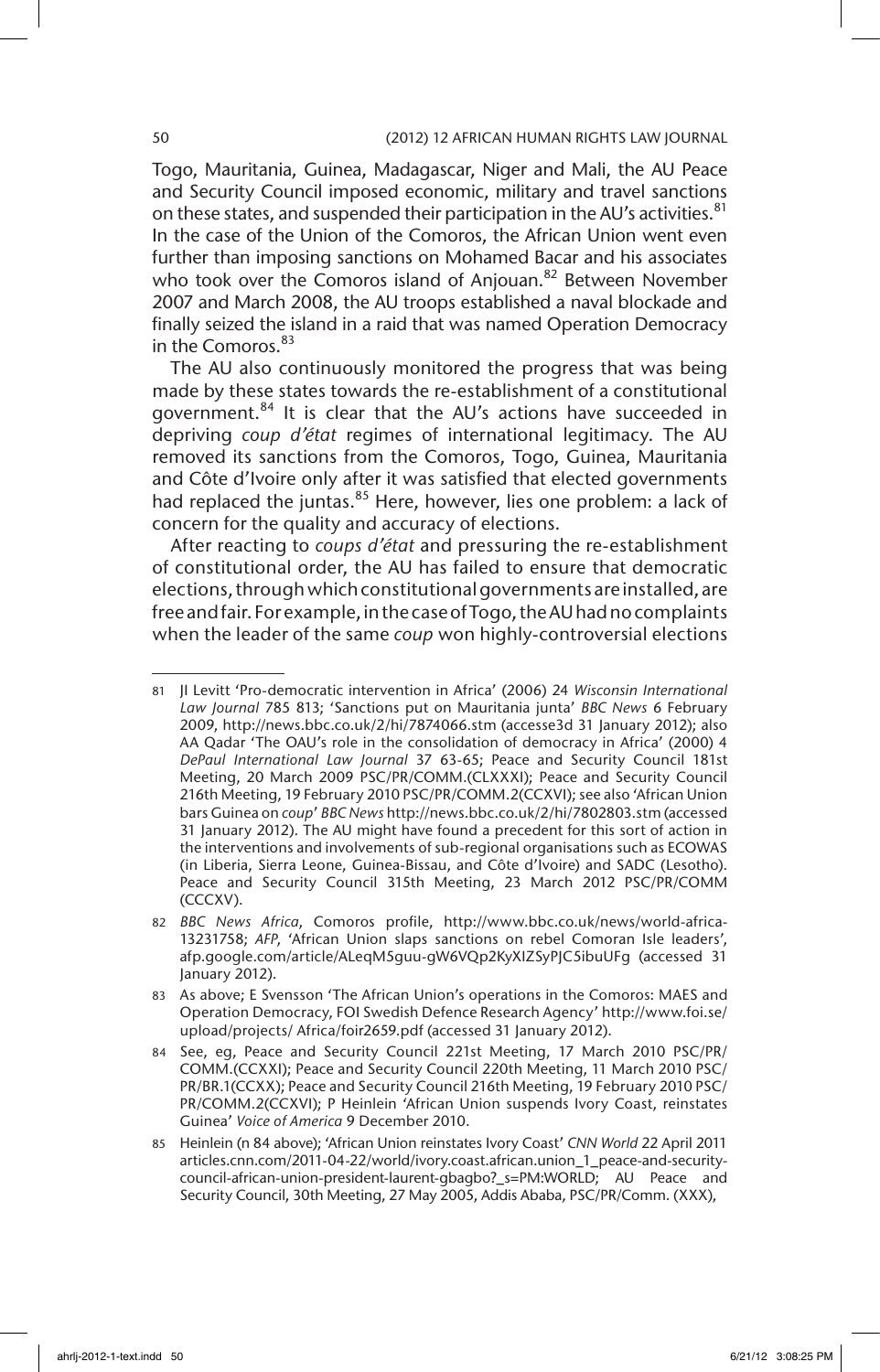Togo, Mauritania, Guinea, Madagascar, Niger and Mali, the AU Peace and Security Council imposed economic, military and travel sanctions on these states, and suspended their participation in the AU's activities.[81] In the case of the Union of the Comoros, the African Union went even further than imposing sanctions on Mohamed Bacar and his associates who took over the Comoros island of Anjouan.[82] Between November 2007 and March 2008, the AU troops established a naval blockade and finally seized the island in a raid that was named Operation Democracy in the Comoros.[83]

The AU also continuously monitored the progress that was being made by these states towards the re-establishment of a constitutional government.[84] It is clear that the AU's actions have succeeded in depriving *coup d'état* regimes of international legitimacy. The AU removed its sanctions from the Comoros, Togo, Guinea, Mauritania and Côte d'Ivoire only after it was satisfied that elected governments had replaced the juntas.[85] Here, however, lies one problem: a lack of concern for the quality and accuracy of elections.

After reacting to *coups d'état* and pressuring the re-establishment of constitutional order, the AU has failed to ensure that democratic elections, through which constitutional governments are installed, are free and fair. For example, in the case of Togo, the AU had no complaints when the leader of the same *coup* won highly-controversial elections

---

81 JI Levitt 'Pro-democratic intervention in Africa' (2006) 24 *Wisconsin International Law Journal* 785 813; 'Sanctions put on Mauritania junta' *BBC News* 6 February 2009, http://news.bbc.co.uk/2/hi/7874066.stm (accesse3d 31 January 2012); also AA Qadar 'The OAU's role in the consolidation of democracy in Africa' (2000) 4 *DePaul International Law Journal* 37 63-65; Peace and Security Council 181st Meeting, 20 March 2009 PSC/PR/COMM.(CLXXXI); Peace and Security Council 216th Meeting, 19 February 2010 PSC/PR/COMM.2(CCXVI); see also 'African Union bars Guinea on *coup*' *BBC News* http://news.bbc.co.uk/2/hi/7802803.stm (accessed 31 January 2012). The AU might have found a precedent for this sort of action in the interventions and involvements of sub-regional organisations such as ECOWAS (in Liberia, Sierra Leone, Guinea-Bissau, and Côte d'Ivoire) and SADC (Lesotho). Peace and Security Council 315th Meeting, 23 March 2012 PSC/PR/COMM (CCCXV).

82 *BBC News Africa*, Comoros profile, http://www.bbc.co.uk/news/world-africa-13231758; *AFP*, 'African Union slaps sanctions on rebel Comoran Isle leaders', afp.google.com/article/ALeqM5guu-gW6VQp2KyXIZSyPJC5ibuUFg (accessed 31 January 2012).

83 As above; E Svensson 'The African Union's operations in the Comoros: MAES and Operation Democracy, FOI Swedish Defence Research Agency' http://www.foi.se/upload/projects/ Africa/foir2659.pdf (accessed 31 January 2012).

84 See, eg, Peace and Security Council 221st Meeting, 17 March 2010 PSC/PR/COMM.(CCXXI); Peace and Security Council 220th Meeting, 11 March 2010 PSC/PR/BR.1(CCXX); Peace and Security Council 216th Meeting, 19 February 2010 PSC/PR/COMM.2(CCXVI); P Heinlein 'African Union suspends Ivory Coast, reinstates Guinea' *Voice of America* 9 December 2010.

85 Heinlein (n 84 above); 'African Union reinstates Ivory Coast' *CNN World* 22 April 2011 articles.cnn.com/2011-04-22/world/ivory.coast.african.union_1_peace-and-security-council-african-union-president-laurent-gbagbo?_s=PM:WORLD; AU Peace and Security Council, 30th Meeting, 27 May 2005, Addis Ababa, PSC/PR/Comm. (XXX),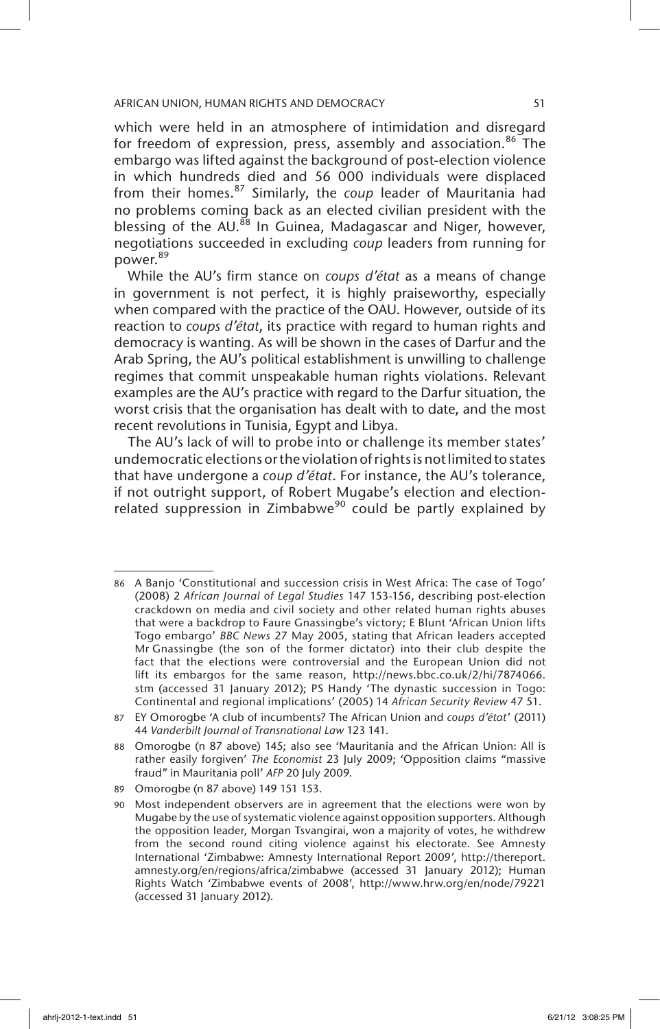which were held in an atmosphere of intimidation and disregard for freedom of expression, press, assembly and association.[86] The embargo was lifted against the background of post-election violence in which hundreds died and 56 000 individuals were displaced from their homes.[87] Similarly, the *coup* leader of Mauritania had no problems coming back as an elected civilian president with the blessing of the AU.[88] In Guinea, Madagascar and Niger, however, negotiations succeeded in excluding *coup* leaders from running for power.[89]

While the AU's firm stance on *coups d'état* as a means of change in government is not perfect, it is highly praiseworthy, especially when compared with the practice of the OAU. However, outside of its reaction to *coups d'état*, its practice with regard to human rights and democracy is wanting. As will be shown in the cases of Darfur and the Arab Spring, the AU's political establishment is unwilling to challenge regimes that commit unspeakable human rights violations. Relevant examples are the AU's practice with regard to the Darfur situation, the worst crisis that the organisation has dealt with to date, and the most recent revolutions in Tunisia, Egypt and Libya.

The AU's lack of will to probe into or challenge its member states' undemocratic elections or the violation of rights is not limited to states that have undergone a *coup d'état*. For instance, the AU's tolerance, if not outright support, of Robert Mugabe's election and election-related suppression in Zimbabwe[90] could be partly explained by

---

86 A Banjo 'Constitutional and succession crisis in West Africa: The case of Togo' (2008) 2 *African Journal of Legal Studies* 147 153-156, describing post-election crackdown on media and civil society and other related human rights abuses that were a backdrop to Faure Gnassingbe's victory; E Blunt 'African Union lifts Togo embargo' *BBC News* 27 May 2005, stating that African leaders accepted Mr Gnassingbe (the son of the former dictator) into their club despite the fact that the elections were controversial and the European Union did not lift its embargos for the same reason, http://news.bbc.co.uk/2/hi/7874066.stm (accessed 31 January 2012); PS Handy 'The dynastic succession in Togo: Continental and regional implications' (2005) 14 *African Security Review* 47 51.

87 EY Omorogbe 'A club of incumbents? The African Union and *coups d'état*' (2011) 44 *Vanderbilt Journal of Transnational Law* 123 141.

88 Omorogbe (n 87 above) 145; also see 'Mauritania and the African Union: All is rather easily forgiven' *The Economist* 23 July 2009; 'Opposition claims "massive fraud" in Mauritania poll' *AFP* 20 July 2009.

89 Omorogbe (n 87 above) 149 151 153.

90 Most independent observers are in agreement that the elections were won by Mugabe by the use of systematic violence against opposition supporters. Although the opposition leader, Morgan Tsvangirai, won a majority of votes, he withdrew from the second round citing violence against his electorate. See Amnesty International 'Zimbabwe: Amnesty International Report 2009', http://thereport.amnesty.org/en/regions/africa/zimbabwe (accessed 31 January 2012); Human Rights Watch 'Zimbabwe events of 2008', http://www.hrw.org/en/node/79221 (accessed 31 January 2012).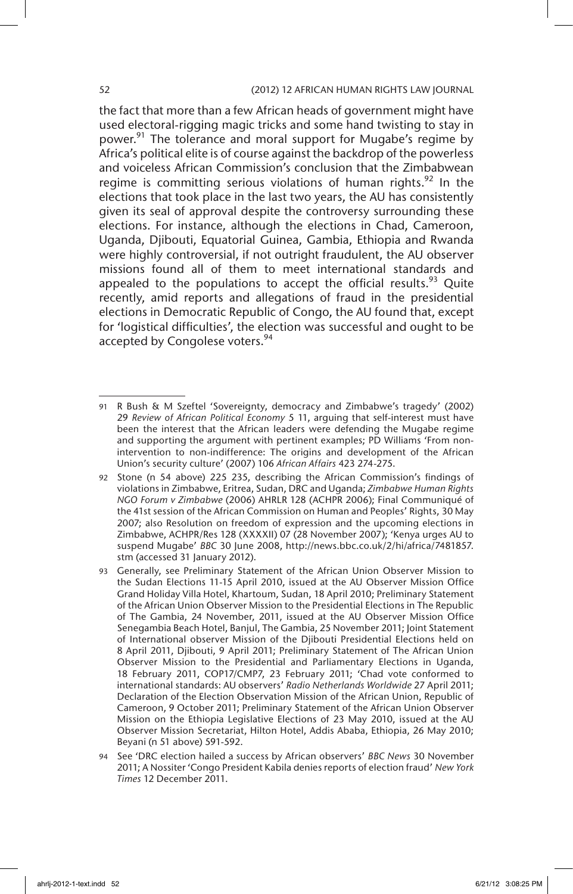the fact that more than a few African heads of government might have used electoral-rigging magic tricks and some hand twisting to stay in power.[91] The tolerance and moral support for Mugabe's regime by Africa's political elite is of course against the backdrop of the powerless and voiceless African Commission's conclusion that the Zimbabwean regime is committing serious violations of human rights.[92] In the elections that took place in the last two years, the AU has consistently given its seal of approval despite the controversy surrounding these elections. For instance, although the elections in Chad, Cameroon, Uganda, Djibouti, Equatorial Guinea, Gambia, Ethiopia and Rwanda were highly controversial, if not outright fraudulent, the AU observer missions found all of them to meet international standards and appealed to the populations to accept the official results.[93] Quite recently, amid reports and allegations of fraud in the presidential elections in Democratic Republic of Congo, the AU found that, except for 'logistical difficulties', the election was successful and ought to be accepted by Congolese voters.[94]

---

91 R Bush & M Szeftel 'Sovereignty, democracy and Zimbabwe's tragedy' (2002) 29 *Review of African Political Economy* 5 11, arguing that self-interest must have been the interest that the African leaders were defending the Mugabe regime and supporting the argument with pertinent examples; PD Williams 'From non-intervention to non-indifference: The origins and development of the African Union's security culture' (2007) 106 *African Affairs* 423 274-275.

92 Stone (n 54 above) 225 235, describing the African Commission's findings of violations in Zimbabwe, Eritrea, Sudan, DRC and Uganda; *Zimbabwe Human Rights NGO Forum v Zimbabwe* (2006) AHRLR 128 (ACHPR 2006); Final Communiqué of the 41st session of the African Commission on Human and Peoples' Rights, 30 May 2007; also Resolution on freedom of expression and the upcoming elections in Zimbabwe, ACHPR/Res 128 (XXXXII) 07 (28 November 2007); 'Kenya urges AU to suspend Mugabe' *BBC* 30 June 2008, http://news.bbc.co.uk/2/hi/africa/7481857.stm (accessed 31 January 2012).

93 Generally, see Preliminary Statement of the African Union Observer Mission to the Sudan Elections 11-15 April 2010, issued at the AU Observer Mission Office Grand Holiday Villa Hotel, Khartoum, Sudan, 18 April 2010; Preliminary Statement of the African Union Observer Mission to the Presidential Elections in The Republic of The Gambia, 24 November, 2011, issued at the AU Observer Mission Office Senegambia Beach Hotel, Banjul, The Gambia, 25 November 2011; Joint Statement of International observer Mission of the Djibouti Presidential Elections held on 8 April 2011, Djibouti, 9 April 2011; Preliminary Statement of The African Union Observer Mission to the Presidential and Parliamentary Elections in Uganda, 18 February 2011, COP17/CMP7, 23 February 2011; 'Chad vote conformed to international standards: AU observers' *Radio Netherlands Worldwide* 27 April 2011; Declaration of the Election Observation Mission of the African Union, Republic of Cameroon, 9 October 2011; Preliminary Statement of the African Union Observer Mission on the Ethiopia Legislative Elections of 23 May 2010, issued at the AU Observer Mission Secretariat, Hilton Hotel, Addis Ababa, Ethiopia, 26 May 2010; Beyani (n 51 above) 591-592.

94 See 'DRC election hailed a success by African observers' *BBC News* 30 November 2011; A Nossiter 'Congo President Kabila denies reports of election fraud' *New York Times* 12 December 2011.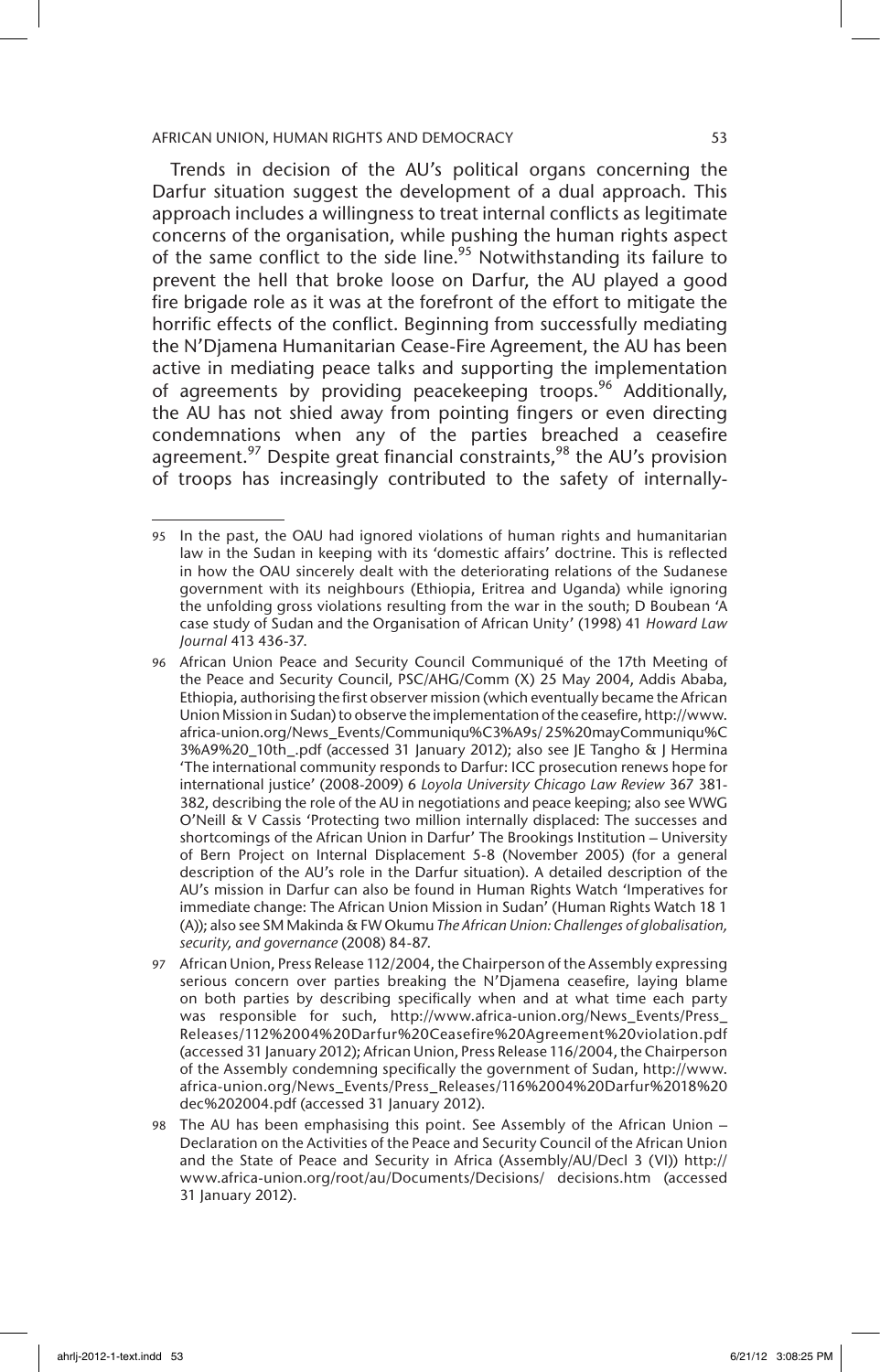Trends in decision of the AU's political organs concerning the Darfur situation suggest the development of a dual approach. This approach includes a willingness to treat internal conflicts as legitimate concerns of the organisation, while pushing the human rights aspect of the same conflict to the side line.[95] Notwithstanding its failure to prevent the hell that broke loose on Darfur, the AU played a good fire brigade role as it was at the forefront of the effort to mitigate the horrific effects of the conflict. Beginning from successfully mediating the N'Djamena Humanitarian Cease-Fire Agreement, the AU has been active in mediating peace talks and supporting the implementation of agreements by providing peacekeeping troops.[96] Additionally, the AU has not shied away from pointing fingers or even directing condemnations when any of the parties breached a ceasefire agreement.[97] Despite great financial constraints,[98] the AU's provision of troops has increasingly contributed to the safety of internally-

---

95 In the past, the OAU had ignored violations of human rights and humanitarian law in the Sudan in keeping with its 'domestic affairs' doctrine. This is reflected in how the OAU sincerely dealt with the deteriorating relations of the Sudanese government with its neighbours (Ethiopia, Eritrea and Uganda) while ignoring the unfolding gross violations resulting from the war in the south; D Boubean 'A case study of Sudan and the Organisation of African Unity' (1998) 41 *Howard Law Journal* 413 436-37.

96 African Union Peace and Security Council Communiqué of the 17th Meeting of the Peace and Security Council, PSC/AHG/Comm (X) 25 May 2004, Addis Ababa, Ethiopia, authorising the first observer mission (which eventually became the African Union Mission in Sudan) to observe the implementation of the ceasefire, http://www.africa-union.org/News_Events/Communiqu%C3%A9s/ 25%20mayCommuniqu%C3%A9%20_10th_.pdf (accessed 31 January 2012); also see JE Tangho & J Hermina 'The international community responds to Darfur: ICC prosecution renews hope for international justice' (2008-2009) 6 *Loyola University Chicago Law Review* 367 381-382, describing the role of the AU in negotiations and peace keeping; also see WWG O'Neill & V Cassis 'Protecting two million internally displaced: The successes and shortcomings of the African Union in Darfur' The Brookings Institution – University of Bern Project on Internal Displacement 5-8 (November 2005) (for a general description of the AU's role in the Darfur situation). A detailed description of the AU's mission in Darfur can also be found in Human Rights Watch 'Imperatives for immediate change: The African Union Mission in Sudan' (Human Rights Watch 18 1 (A)); also see SM Makinda & FW Okumu *The African Union: Challenges of globalisation, security, and governance* (2008) 84-87.

97 African Union, Press Release 112/2004, the Chairperson of the Assembly expressing serious concern over parties breaking the N'Djamena ceasefire, laying blame on both parties by describing specifically when and at what time each party was responsible for such, http://www.africa-union.org/News_Events/Press_Releases/112%2004%20Darfur%20Ceasefire%20Agreement%20violation.pdf (accessed 31 January 2012); African Union, Press Release 116/2004, the Chairperson of the Assembly condemning specifically the government of Sudan, http://www.africa-union.org/News_Events/Press_Releases/116%2004%20Darfur%2018%20dec%202004.pdf (accessed 31 January 2012).

98 The AU has been emphasising this point. See Assembly of the African Union – Declaration on the Activities of the Peace and Security Council of the African Union and the State of Peace and Security in Africa (Assembly/AU/Decl 3 (VI)) http://www.africa-union.org/root/au/Documents/Decisions/ decisions.htm (accessed 31 January 2012).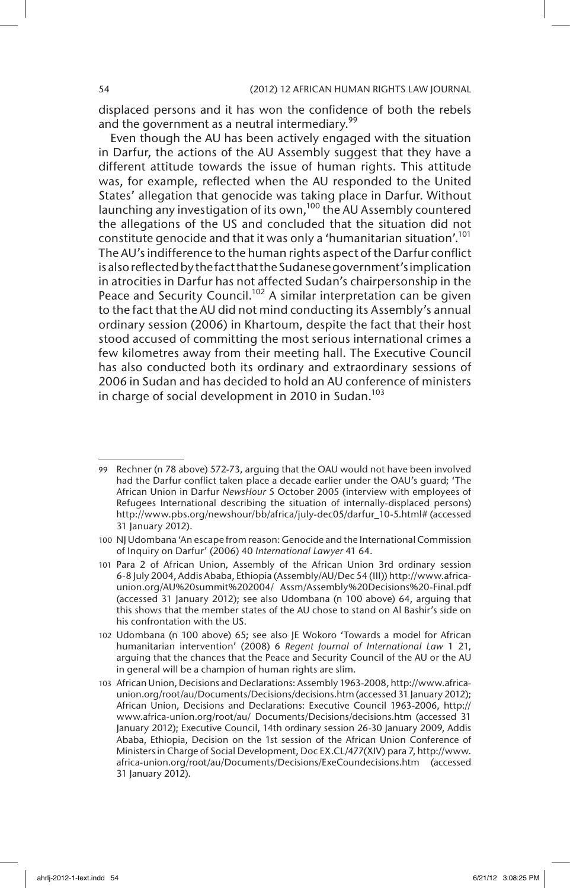displaced persons and it has won the confidence of both the rebels and the government as a neutral intermediary.[99]

Even though the AU has been actively engaged with the situation in Darfur, the actions of the AU Assembly suggest that they have a different attitude towards the issue of human rights. This attitude was, for example, reflected when the AU responded to the United States' allegation that genocide was taking place in Darfur. Without launching any investigation of its own,[100] the AU Assembly countered the allegations of the US and concluded that the situation did not constitute genocide and that it was only a 'humanitarian situation'.[101] The AU's indifference to the human rights aspect of the Darfur conflict is also reflected by the fact that the Sudanese government's implication in atrocities in Darfur has not affected Sudan's chairpersonship in the Peace and Security Council.[102] A similar interpretation can be given to the fact that the AU did not mind conducting its Assembly's annual ordinary session (2006) in Khartoum, despite the fact that their host stood accused of committing the most serious international crimes a few kilometres away from their meeting hall. The Executive Council has also conducted both its ordinary and extraordinary sessions of 2006 in Sudan and has decided to hold an AU conference of ministers in charge of social development in 2010 in Sudan.[103]

---

99 Rechner (n 78 above) 572-73, arguing that the OAU would not have been involved had the Darfur conflict taken place a decade earlier under the OAU's guard; 'The African Union in Darfur *NewsHour* 5 October 2005 (interview with employees of Refugees International describing the situation of internally-displaced persons) http://www.pbs.org/newshour/bb/africa/july-dec05/darfur_10-5.html# (accessed 31 January 2012).

100 NJ Udombana 'An escape from reason: Genocide and the International Commission of Inquiry on Darfur' (2006) 40 *International Lawyer* 41 64.

101 Para 2 of African Union, Assembly of the African Union 3rd ordinary session 6-8 July 2004, Addis Ababa, Ethiopia (Assembly/AU/Dec 54 (III)) http://www.africa-union.org/AU%20summit%202004/ Assm/Assembly%20Decisions%20-Final.pdf (accessed 31 January 2012); see also Udombana (n 100 above) 64, arguing that this shows that the member states of the AU chose to stand on Al Bashir's side on his confrontation with the US.

102 Udombana (n 100 above) 65; see also JE Wokoro 'Towards a model for African humanitarian intervention' (2008) 6 *Regent Journal of International Law* 1 21, arguing that the chances that the Peace and Security Council of the AU or the AU in general will be a champion of human rights are slim.

103 African Union, Decisions and Declarations: Assembly 1963-2008, http://www.africa-union.org/root/au/Documents/Decisions/decisions.htm (accessed 31 January 2012); African Union, Decisions and Declarations: Executive Council 1963-2006, http://www.africa-union.org/root/au/ Documents/Decisions/decisions.htm (accessed 31 January 2012); Executive Council, 14th ordinary session 26-30 January 2009, Addis Ababa, Ethiopia, Decision on the 1st session of the African Union Conference of Ministers in Charge of Social Development, Doc EX.CL/477(XIV) para 7, http://www.africa-union.org/root/au/Documents/Decisions/ExeCoundecisions.htm (accessed 31 January 2012).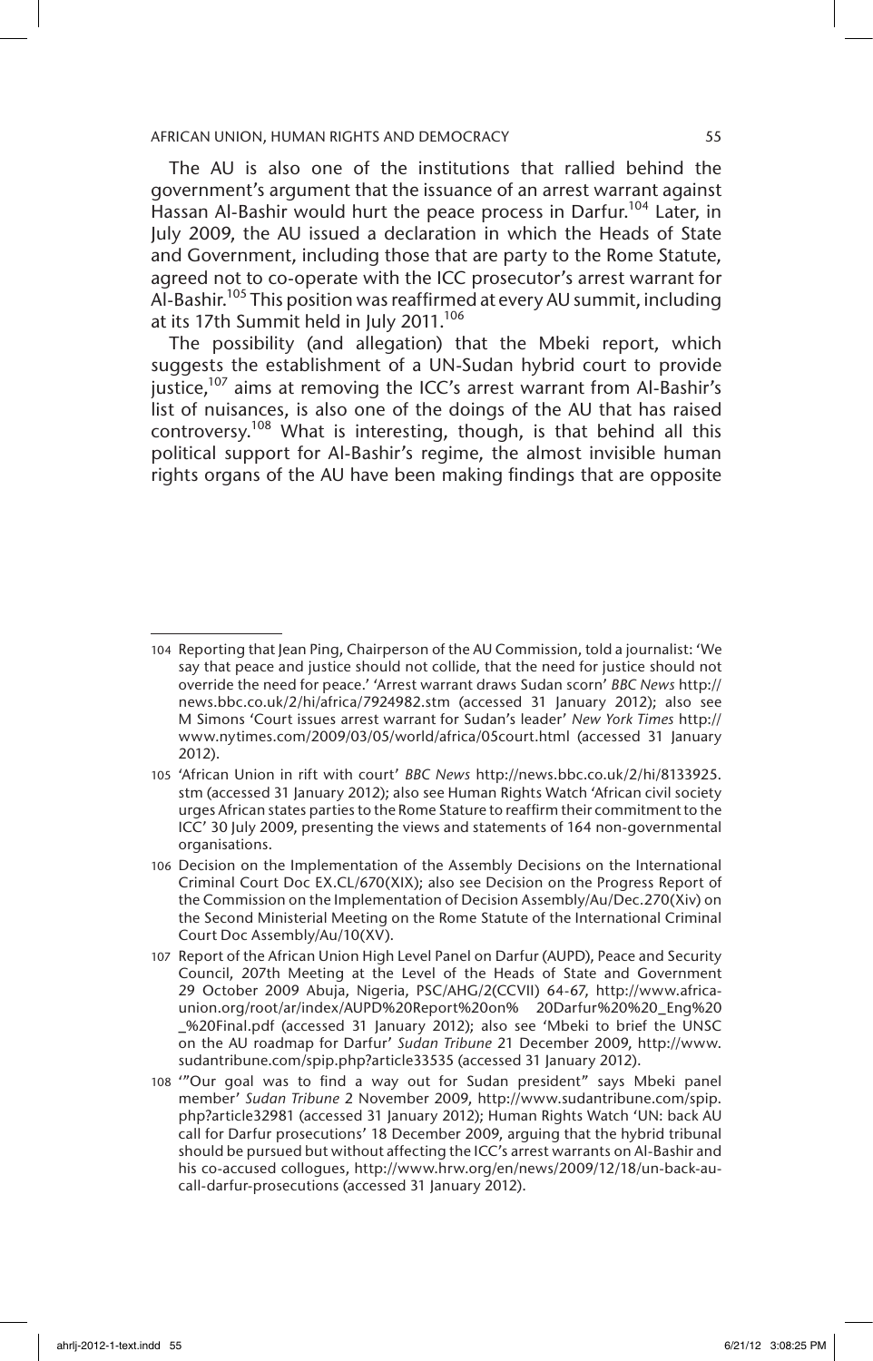The AU is also one of the institutions that rallied behind the government's argument that the issuance of an arrest warrant against Hassan Al-Bashir would hurt the peace process in Darfur.[104] Later, in July 2009, the AU issued a declaration in which the Heads of State and Government, including those that are party to the Rome Statute, agreed not to co-operate with the ICC prosecutor's arrest warrant for Al-Bashir.[105] This position was reaffirmed at every AU summit, including at its 17th Summit held in July 2011.[106]

The possibility (and allegation) that the Mbeki report, which suggests the establishment of a UN-Sudan hybrid court to provide justice,[107] aims at removing the ICC's arrest warrant from Al-Bashir's list of nuisances, is also one of the doings of the AU that has raised controversy.[108] What is interesting, though, is that behind all this political support for Al-Bashir's regime, the almost invisible human rights organs of the AU have been making findings that are opposite

---

104 Reporting that Jean Ping, Chairperson of the AU Commission, told a journalist: 'We say that peace and justice should not collide, that the need for justice should not override the need for peace.' 'Arrest warrant draws Sudan scorn' *BBC News* http://news.bbc.co.uk/2/hi/africa/7924982.stm (accessed 31 January 2012); also see M Simons 'Court issues arrest warrant for Sudan's leader' *New York Times* http://www.nytimes.com/2009/03/05/world/africa/05court.html (accessed 31 January 2012).

105 'African Union in rift with court' *BBC News* http://news.bbc.co.uk/2/hi/8133925.stm (accessed 31 January 2012); also see Human Rights Watch 'African civil society urges African states parties to the Rome Stature to reaffirm their commitment to the ICC' 30 July 2009, presenting the views and statements of 164 non-governmental organisations.

106 Decision on the Implementation of the Assembly Decisions on the International Criminal Court Doc EX.CL/670(XIX); also see Decision on the Progress Report of the Commission on the Implementation of Decision Assembly/Au/Dec.270(Xiv) on the Second Ministerial Meeting on the Rome Statute of the International Criminal Court Doc Assembly/Au/10(XV).

107 Report of the African Union High Level Panel on Darfur (AUPD), Peace and Security Council, 207th Meeting at the Level of the Heads of State and Government 29 October 2009 Abuja, Nigeria, PSC/AHG/2(CCVII) 64-67, http://www.africa-union.org/root/ar/index/AUPD%20Report%20on% 20Darfur%20%20_Eng%20_%20Final.pdf (accessed 31 January 2012); also see 'Mbeki to brief the UNSC on the AU roadmap for Darfur' *Sudan Tribune* 21 December 2009, http://www.sudantribune.com/spip.php?article33535 (accessed 31 January 2012).

108 '"Our goal was to find a way out for Sudan president" says Mbeki panel member' *Sudan Tribune* 2 November 2009, http://www.sudantribune.com/spip.php?article32981 (accessed 31 January 2012); Human Rights Watch 'UN: back AU call for Darfur prosecutions' 18 December 2009, arguing that the hybrid tribunal should be pursued but without affecting the ICC's arrest warrants on Al-Bashir and his co-accused collogues, http://www.hrw.org/en/news/2009/12/18/un-back-au-call-darfur-prosecutions (accessed 31 January 2012).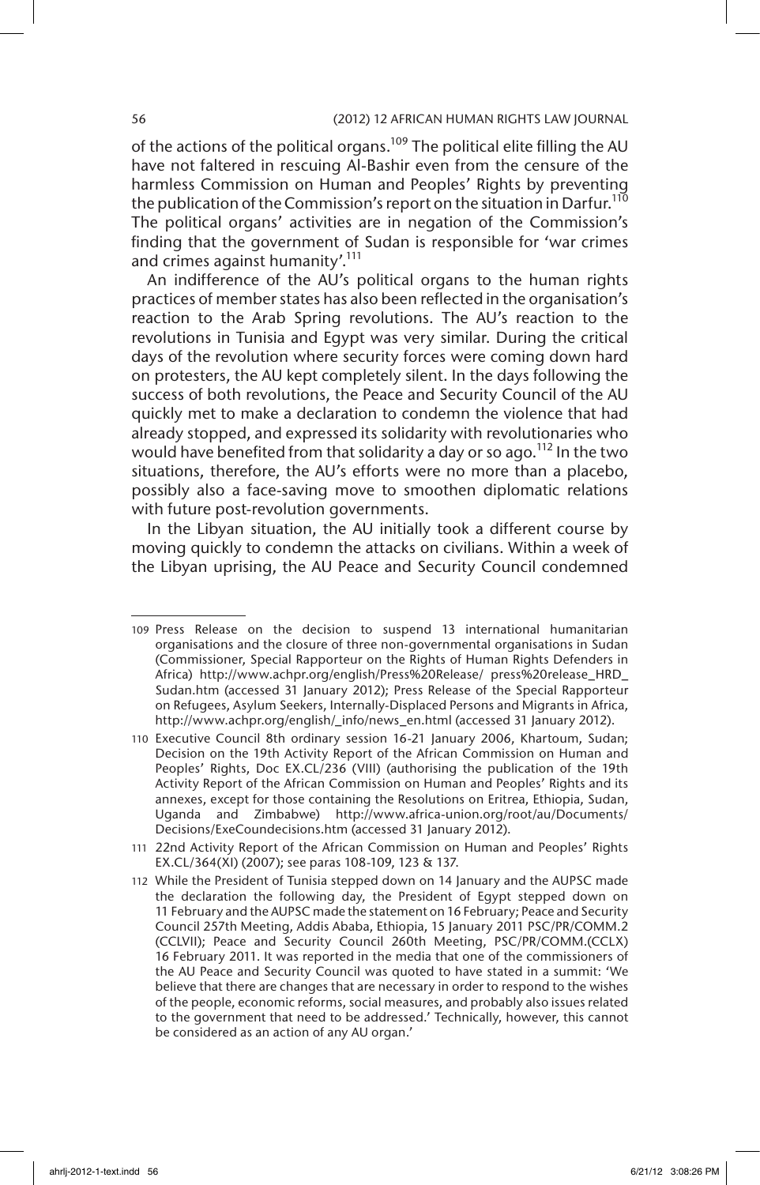of the actions of the political organs.[109] The political elite filling the AU have not faltered in rescuing Al-Bashir even from the censure of the harmless Commission on Human and Peoples' Rights by preventing the publication of the Commission's report on the situation in Darfur.[110] The political organs' activities are in negation of the Commission's finding that the government of Sudan is responsible for 'war crimes and crimes against humanity'.[111]

An indifference of the AU's political organs to the human rights practices of member states has also been reflected in the organisation's reaction to the Arab Spring revolutions. The AU's reaction to the revolutions in Tunisia and Egypt was very similar. During the critical days of the revolution where security forces were coming down hard on protesters, the AU kept completely silent. In the days following the success of both revolutions, the Peace and Security Council of the AU quickly met to make a declaration to condemn the violence that had already stopped, and expressed its solidarity with revolutionaries who would have benefited from that solidarity a day or so ago.[112] In the two situations, therefore, the AU's efforts were no more than a placebo, possibly also a face-saving move to smoothen diplomatic relations with future post-revolution governments.

In the Libyan situation, the AU initially took a different course by moving quickly to condemn the attacks on civilians. Within a week of the Libyan uprising, the AU Peace and Security Council condemned

---

109 Press Release on the decision to suspend 13 international humanitarian organisations and the closure of three non-governmental organisations in Sudan (Commissioner, Special Rapporteur on the Rights of Human Rights Defenders in Africa) http://www.achpr.org/english/Press%20Release/ press%20release_HRD_ Sudan.htm (accessed 31 January 2012); Press Release of the Special Rapporteur on Refugees, Asylum Seekers, Internally-Displaced Persons and Migrants in Africa, http://www.achpr.org/english/_info/news_en.html (accessed 31 January 2012).

110 Executive Council 8th ordinary session 16-21 January 2006, Khartoum, Sudan; Decision on the 19th Activity Report of the African Commission on Human and Peoples' Rights, Doc EX.CL/236 (VIII) (authorising the publication of the 19th Activity Report of the African Commission on Human and Peoples' Rights and its annexes, except for those containing the Resolutions on Eritrea, Ethiopia, Sudan, Uganda and Zimbabwe) http://www.africa-union.org/root/au/Documents/ Decisions/ExeCoundecisions.htm (accessed 31 January 2012).

111 22nd Activity Report of the African Commission on Human and Peoples' Rights EX.CL/364(XI) (2007); see paras 108-109, 123 & 137.

112 While the President of Tunisia stepped down on 14 January and the AUPSC made the declaration the following day, the President of Egypt stepped down on 11 February and the AUPSC made the statement on 16 February; Peace and Security Council 257th Meeting, Addis Ababa, Ethiopia, 15 January 2011 PSC/PR/COMM.2 (CCLVII); Peace and Security Council 260th Meeting, PSC/PR/COMM.(CCLX) 16 February 2011. It was reported in the media that one of the commissioners of the AU Peace and Security Council was quoted to have stated in a summit: 'We believe that there are changes that are necessary in order to respond to the wishes of the people, economic reforms, social measures, and probably also issues related to the government that need to be addressed.' Technically, however, this cannot be considered as an action of any AU organ.'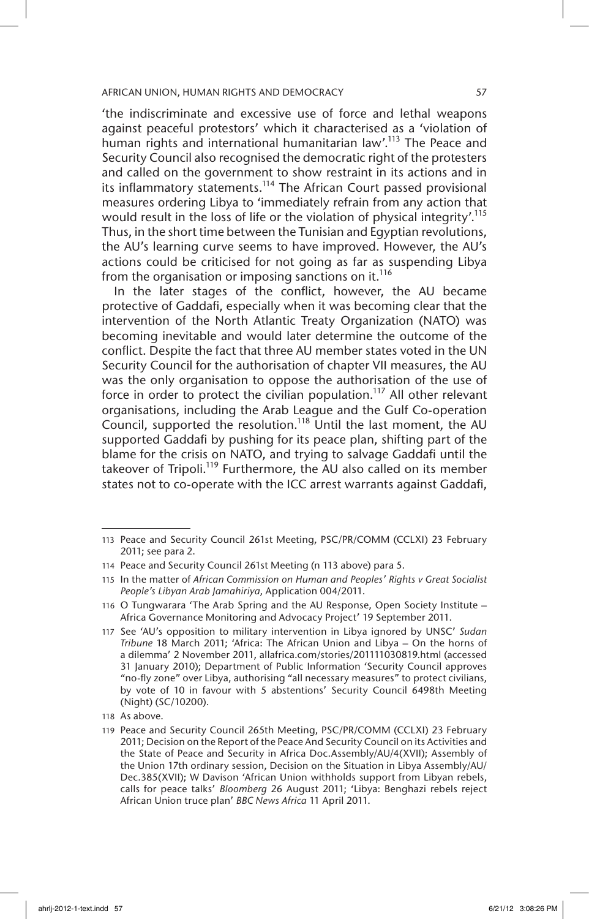'the indiscriminate and excessive use of force and lethal weapons against peaceful protestors' which it characterised as a 'violation of human rights and international humanitarian law'.[113] The Peace and Security Council also recognised the democratic right of the protesters and called on the government to show restraint in its actions and in its inflammatory statements.[114] The African Court passed provisional measures ordering Libya to 'immediately refrain from any action that would result in the loss of life or the violation of physical integrity'.[115] Thus, in the short time between the Tunisian and Egyptian revolutions, the AU's learning curve seems to have improved. However, the AU's actions could be criticised for not going as far as suspending Libya from the organisation or imposing sanctions on it.[116]

In the later stages of the conflict, however, the AU became protective of Gaddafi, especially when it was becoming clear that the intervention of the North Atlantic Treaty Organization (NATO) was becoming inevitable and would later determine the outcome of the conflict. Despite the fact that three AU member states voted in the UN Security Council for the authorisation of chapter VII measures, the AU was the only organisation to oppose the authorisation of the use of force in order to protect the civilian population.[117] All other relevant organisations, including the Arab League and the Gulf Co-operation Council, supported the resolution.[118] Until the last moment, the AU supported Gaddafi by pushing for its peace plan, shifting part of the blame for the crisis on NATO, and trying to salvage Gaddafi until the takeover of Tripoli.[119] Furthermore, the AU also called on its member states not to co-operate with the ICC arrest warrants against Gaddafi,

---

113 Peace and Security Council 261st Meeting, PSC/PR/COMM (CCLXI) 23 February 2011; see para 2.

114 Peace and Security Council 261st Meeting (n 113 above) para 5.

115 In the matter of *African Commission on Human and Peoples' Rights v Great Socialist People's Libyan Arab Jamahiriya*, Application 004/2011.

116 O Tungwarara 'The Arab Spring and the AU Response, Open Society Institute – Africa Governance Monitoring and Advocacy Project' 19 September 2011.

117 See 'AU's opposition to military intervention in Libya ignored by UNSC' *Sudan Tribune* 18 March 2011; 'Africa: The African Union and Libya – On the horns of a dilemma' 2 November 2011, allafrica.com/stories/201111030819.html (accessed 31 January 2010); Department of Public Information 'Security Council approves "no-fly zone" over Libya, authorising "all necessary measures" to protect civilians, by vote of 10 in favour with 5 abstentions' Security Council 6498th Meeting (Night) (SC/10200).

118 As above.

119 Peace and Security Council 265th Meeting, PSC/PR/COMM (CCLXI) 23 February 2011; Decision on the Report of the Peace And Security Council on its Activities and the State of Peace and Security in Africa Doc.Assembly/AU/4(XVII); Assembly of the Union 17th ordinary session, Decision on the Situation in Libya Assembly/AU/Dec.385(XVII); W Davison 'African Union withholds support from Libyan rebels, calls for peace talks' *Bloomberg* 26 August 2011; 'Libya: Benghazi rebels reject African Union truce plan' *BBC News Africa* 11 April 2011.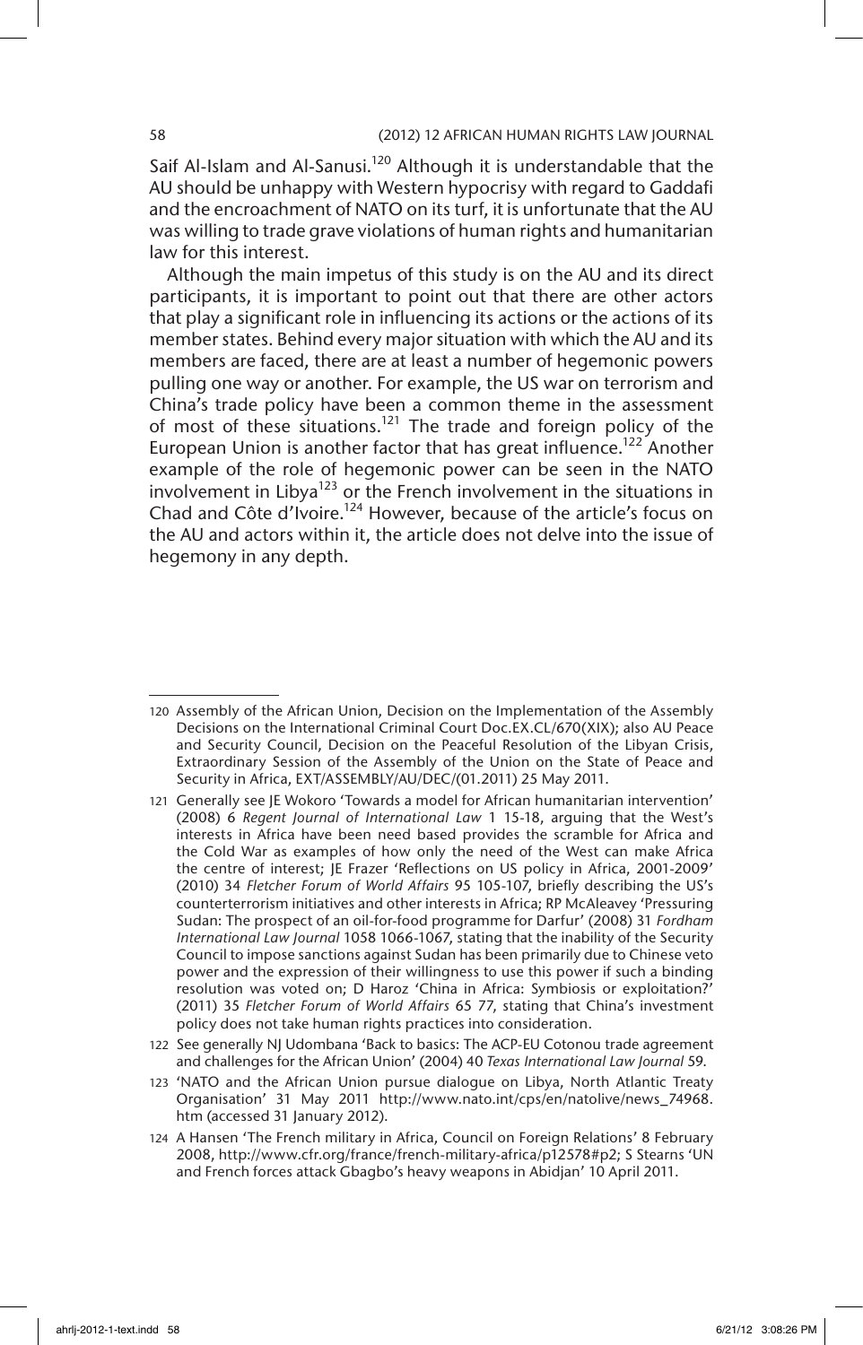Saif Al-Islam and Al-Sanusi.[120] Although it is understandable that the AU should be unhappy with Western hypocrisy with regard to Gaddafi and the encroachment of NATO on its turf, it is unfortunate that the AU was willing to trade grave violations of human rights and humanitarian law for this interest.

Although the main impetus of this study is on the AU and its direct participants, it is important to point out that there are other actors that play a significant role in influencing its actions or the actions of its member states. Behind every major situation with which the AU and its members are faced, there are at least a number of hegemonic powers pulling one way or another. For example, the US war on terrorism and China's trade policy have been a common theme in the assessment of most of these situations.[121] The trade and foreign policy of the European Union is another factor that has great influence.[122] Another example of the role of hegemonic power can be seen in the NATO involvement in Libya[123] or the French involvement in the situations in Chad and Côte d'Ivoire.[124] However, because of the article's focus on the AU and actors within it, the article does not delve into the issue of hegemony in any depth.

---

120 Assembly of the African Union, Decision on the Implementation of the Assembly Decisions on the International Criminal Court Doc.EX.CL/670(XIX); also AU Peace and Security Council, Decision on the Peaceful Resolution of the Libyan Crisis, Extraordinary Session of the Assembly of the Union on the State of Peace and Security in Africa, EXT/ASSEMBLY/AU/DEC/(01.2011) 25 May 2011.

121 Generally see JE Wokoro 'Towards a model for African humanitarian intervention' (2008) 6 *Regent Journal of International Law* 1 15-18, arguing that the West's interests in Africa have been need based provides the scramble for Africa and the Cold War as examples of how only the need of the West can make Africa the centre of interest; JE Frazer 'Reflections on US policy in Africa, 2001-2009' (2010) 34 *Fletcher Forum of World Affairs* 95 105-107, briefly describing the US's counterterrorism initiatives and other interests in Africa; RP McAleavey 'Pressuring Sudan: The prospect of an oil-for-food programme for Darfur' (2008) 31 *Fordham International Law Journal* 1058 1066-1067, stating that the inability of the Security Council to impose sanctions against Sudan has been primarily due to Chinese veto power and the expression of their willingness to use this power if such a binding resolution was voted on; D Haroz 'China in Africa: Symbiosis or exploitation?' (2011) 35 *Fletcher Forum of World Affairs* 65 77, stating that China's investment policy does not take human rights practices into consideration.

122 See generally NJ Udombana 'Back to basics: The ACP-EU Cotonou trade agreement and challenges for the African Union' (2004) 40 *Texas International Law Journal* 59.

123 'NATO and the African Union pursue dialogue on Libya, North Atlantic Treaty Organisation' 31 May 2011 http://www.nato.int/cps/en/natolive/news_74968.htm (accessed 31 January 2012).

124 A Hansen 'The French military in Africa, Council on Foreign Relations' 8 February 2008, http://www.cfr.org/france/french-military-africa/p12578#p2; S Stearns 'UN and French forces attack Gbagbo's heavy weapons in Abidjan' 10 April 2011.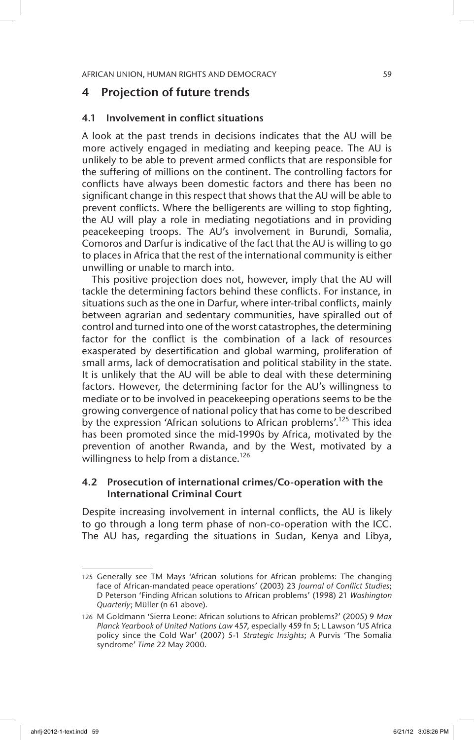## 4 Projection of future trends

### 4.1 Involvement in conflict situations

A look at the past trends in decisions indicates that the AU will be more actively engaged in mediating and keeping peace. The AU is unlikely to be able to prevent armed conflicts that are responsible for the suffering of millions on the continent. The controlling factors for conflicts have always been domestic factors and there has been no significant change in this respect that shows that the AU will be able to prevent conflicts. Where the belligerents are willing to stop fighting, the AU will play a role in mediating negotiations and in providing peacekeeping troops. The AU's involvement in Burundi, Somalia, Comoros and Darfur is indicative of the fact that the AU is willing to go to places in Africa that the rest of the international community is either unwilling or unable to march into.

This positive projection does not, however, imply that the AU will tackle the determining factors behind these conflicts. For instance, in situations such as the one in Darfur, where inter-tribal conflicts, mainly between agrarian and sedentary communities, have spiralled out of control and turned into one of the worst catastrophes, the determining factor for the conflict is the combination of a lack of resources exasperated by desertification and global warming, proliferation of small arms, lack of democratisation and political stability in the state. It is unlikely that the AU will be able to deal with these determining factors. However, the determining factor for the AU's willingness to mediate or to be involved in peacekeeping operations seems to be the growing convergence of national policy that has come to be described by the expression 'African solutions to African problems'.[125] This idea has been promoted since the mid-1990s by Africa, motivated by the prevention of another Rwanda, and by the West, motivated by a willingness to help from a distance.[126]

### 4.2 Prosecution of international crimes/Co-operation with the International Criminal Court

Despite increasing involvement in internal conflicts, the AU is likely to go through a long term phase of non-co-operation with the ICC. The AU has, regarding the situations in Sudan, Kenya and Libya,

---

125 Generally see TM Mays 'African solutions for African problems: The changing face of African-mandated peace operations' (2003) 23 *Journal of Conflict Studies*; D Peterson 'Finding African solutions to African problems' (1998) 21 *Washington Quarterly*; Müller (n 61 above).

126 M Goldmann 'Sierra Leone: African solutions to African problems?' (2005) 9 *Max Planck Yearbook of United Nations Law* 457, especially 459 fn 5; L Lawson 'US Africa policy since the Cold War' (2007) 5-1 *Strategic Insights*; A Purvis 'The Somalia syndrome' *Time* 22 May 2000.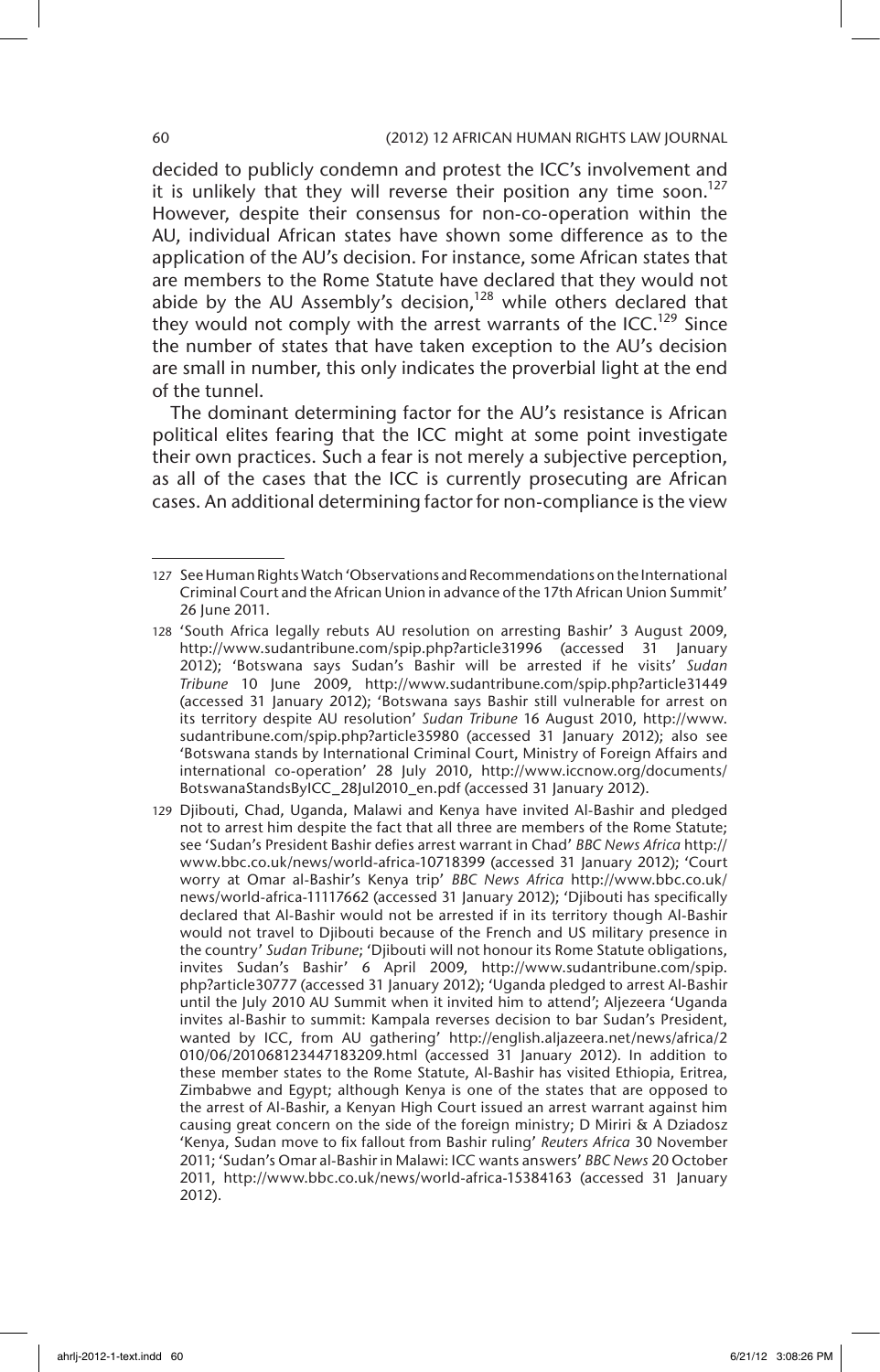decided to publicly condemn and protest the ICC's involvement and it is unlikely that they will reverse their position any time soon.[127] However, despite their consensus for non-co-operation within the AU, individual African states have shown some difference as to the application of the AU's decision. For instance, some African states that are members to the Rome Statute have declared that they would not abide by the AU Assembly's decision,[128] while others declared that they would not comply with the arrest warrants of the ICC.[129] Since the number of states that have taken exception to the AU's decision are small in number, this only indicates the proverbial light at the end of the tunnel.

The dominant determining factor for the AU's resistance is African political elites fearing that the ICC might at some point investigate their own practices. Such a fear is not merely a subjective perception, as all of the cases that the ICC is currently prosecuting are African cases. An additional determining factor for non-compliance is the view

---

127 See Human Rights Watch 'Observations and Recommendations on the International Criminal Court and the African Union in advance of the 17th African Union Summit' 26 June 2011.

128 'South Africa legally rebuts AU resolution on arresting Bashir' 3 August 2009, http://www.sudantribune.com/spip.php?article31996 (accessed 31 January 2012); 'Botswana says Sudan's Bashir will be arrested if he visits' *Sudan Tribune* 10 June 2009, http://www.sudantribune.com/spip.php?article31449 (accessed 31 January 2012); 'Botswana says Bashir still vulnerable for arrest on its territory despite AU resolution' *Sudan Tribune* 16 August 2010, http://www.sudantribune.com/spip.php?article35980 (accessed 31 January 2012); also see 'Botswana stands by International Criminal Court, Ministry of Foreign Affairs and international co-operation' 28 July 2010, http://www.iccnow.org/documents/BotswanaStandsByICC_28Jul2010_en.pdf (accessed 31 January 2012).

129 Djibouti, Chad, Uganda, Malawi and Kenya have invited Al-Bashir and pledged not to arrest him despite the fact that all three are members of the Rome Statute; see 'Sudan's President Bashir defies arrest warrant in Chad' *BBC News Africa* http://www.bbc.co.uk/news/world-africa-10718399 (accessed 31 January 2012); 'Court worry at Omar al-Bashir's Kenya trip' *BBC News Africa* http://www.bbc.co.uk/news/world-africa-11117662 (accessed 31 January 2012); 'Djibouti has specifically declared that Al-Bashir would not be arrested if in its territory though Al-Bashir would not travel to Djibouti because of the French and US military presence in the country' *Sudan Tribune*; 'Djibouti will not honour its Rome Statute obligations, invites Sudan's Bashir' 6 April 2009, http://www.sudantribune.com/spip.php?article30777 (accessed 31 January 2012); 'Uganda pledged to arrest Al-Bashir until the July 2010 AU Summit when it invited him to attend'; Aljezeera 'Uganda invites al-Bashir to summit: Kampala reverses decision to bar Sudan's President, wanted by ICC, from AU gathering' http://english.aljazeera.net/news/africa/2010/06/201068123447183209.html (accessed 31 January 2012). In addition to these member states to the Rome Statute, Al-Bashir has visited Ethiopia, Eritrea, Zimbabwe and Egypt; although Kenya is one of the states that are opposed to the arrest of Al-Bashir, a Kenyan High Court issued an arrest warrant against him causing great concern on the side of the foreign ministry; D Miriri & A Dziadosz 'Kenya, Sudan move to fix fallout from Bashir ruling' *Reuters Africa* 30 November 2011; 'Sudan's Omar al-Bashir in Malawi: ICC wants answers' *BBC News* 20 October 2011, http://www.bbc.co.uk/news/world-africa-15384163 (accessed 31 January 2012).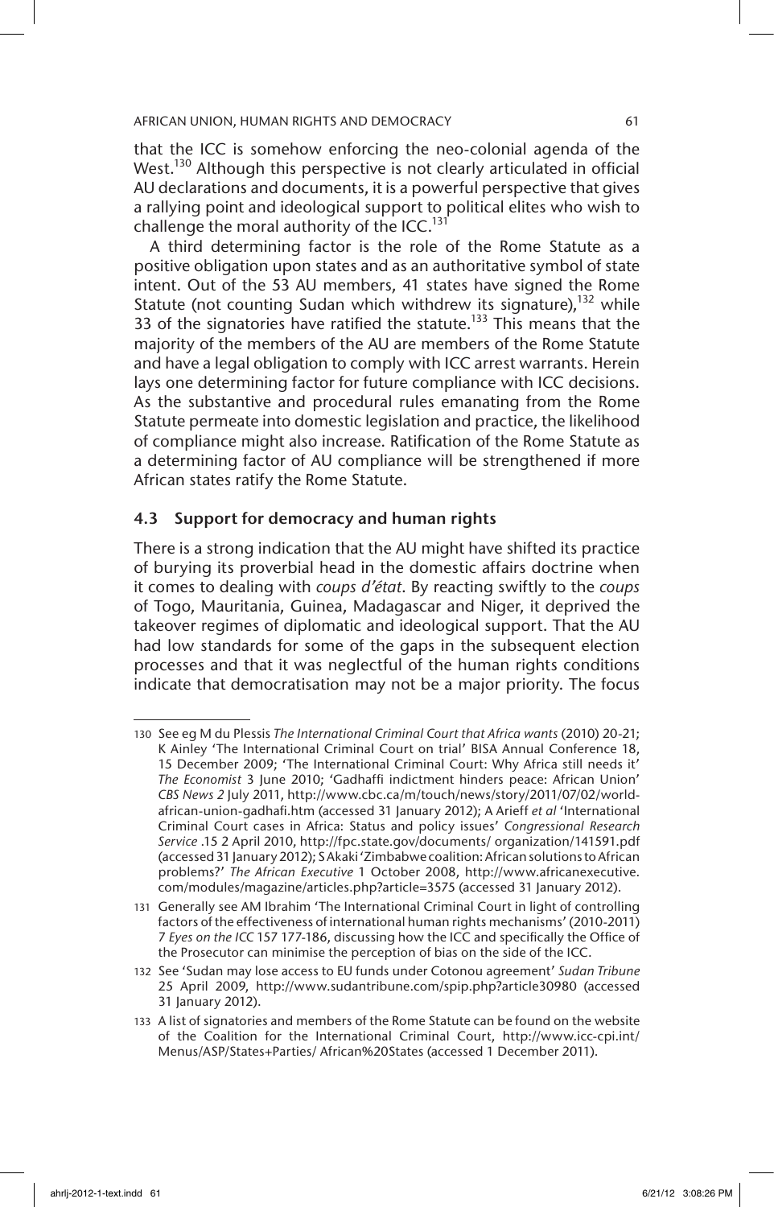that the ICC is somehow enforcing the neo-colonial agenda of the West.[130] Although this perspective is not clearly articulated in official AU declarations and documents, it is a powerful perspective that gives a rallying point and ideological support to political elites who wish to challenge the moral authority of the ICC.[131]

A third determining factor is the role of the Rome Statute as a positive obligation upon states and as an authoritative symbol of state intent. Out of the 53 AU members, 41 states have signed the Rome Statute (not counting Sudan which withdrew its signature),[132] while 33 of the signatories have ratified the statute.[133] This means that the majority of the members of the AU are members of the Rome Statute and have a legal obligation to comply with ICC arrest warrants. Herein lays one determining factor for future compliance with ICC decisions. As the substantive and procedural rules emanating from the Rome Statute permeate into domestic legislation and practice, the likelihood of compliance might also increase. Ratification of the Rome Statute as a determining factor of AU compliance will be strengthened if more African states ratify the Rome Statute.

### 4.3 Support for democracy and human rights

There is a strong indication that the AU might have shifted its practice of burying its proverbial head in the domestic affairs doctrine when it comes to dealing with *coups d'état*. By reacting swiftly to the *coups* of Togo, Mauritania, Guinea, Madagascar and Niger, it deprived the takeover regimes of diplomatic and ideological support. That the AU had low standards for some of the gaps in the subsequent election processes and that it was neglectful of the human rights conditions indicate that democratisation may not be a major priority. The focus

---

130 See eg M du Plessis *The International Criminal Court that Africa wants* (2010) 20-21; K Ainley 'The International Criminal Court on trial' BISA Annual Conference 18, 15 December 2009; 'The International Criminal Court: Why Africa still needs it' *The Economist* 3 June 2010; 'Gadhaffi indictment hinders peace: African Union' *CBS News 2* July 2011, http://www.cbc.ca/m/touch/news/story/2011/07/02/world-african-union-gadhafi.htm (accessed 31 January 2012); A Arieff *et al* 'International Criminal Court cases in Africa: Status and policy issues' *Congressional Research Service* .15 2 April 2010, http://fpc.state.gov/documents/ organization/141591.pdf (accessed 31 January 2012); S Akaki 'Zimbabwe coalition: African solutions to African problems?' *The African Executive* 1 October 2008, http://www.africanexecutive.com/modules/magazine/articles.php?article=3575 (accessed 31 January 2012).

131 Generally see AM Ibrahim 'The International Criminal Court in light of controlling factors of the effectiveness of international human rights mechanisms' (2010-2011) 7 *Eyes on the ICC* 157 177-186, discussing how the ICC and specifically the Office of the Prosecutor can minimise the perception of bias on the side of the ICC.

132 See 'Sudan may lose access to EU funds under Cotonou agreement' *Sudan Tribune* 25 April 2009, http://www.sudantribune.com/spip.php?article30980 (accessed 31 January 2012).

133 A list of signatories and members of the Rome Statute can be found on the website of the Coalition for the International Criminal Court, http://www.icc-cpi.int/ Menus/ASP/States+Parties/ African%20States (accessed 1 December 2011).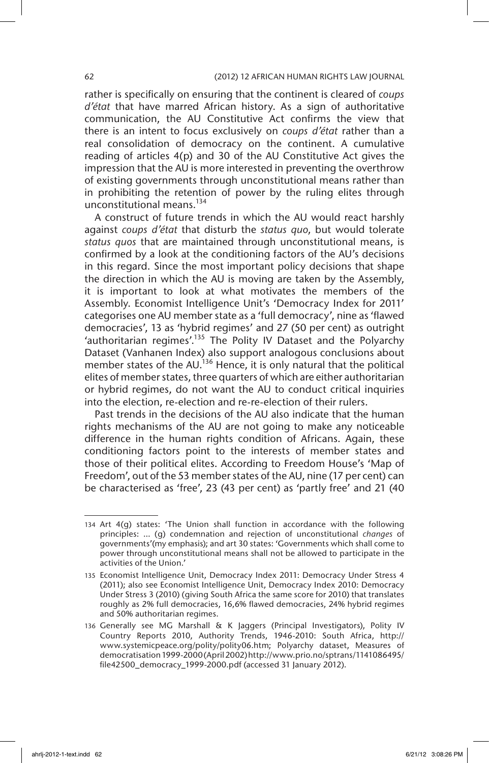rather is specifically on ensuring that the continent is cleared of *coups d'état* that have marred African history. As a sign of authoritative communication, the AU Constitutive Act confirms the view that there is an intent to focus exclusively on *coups d'état* rather than a real consolidation of democracy on the continent. A cumulative reading of articles 4(p) and 30 of the AU Constitutive Act gives the impression that the AU is more interested in preventing the overthrow of existing governments through unconstitutional means rather than in prohibiting the retention of power by the ruling elites through unconstitutional means.[134]

A construct of future trends in which the AU would react harshly against *coups d'état* that disturb the *status quo*, but would tolerate *status quos* that are maintained through unconstitutional means, is confirmed by a look at the conditioning factors of the AU's decisions in this regard. Since the most important policy decisions that shape the direction in which the AU is moving are taken by the Assembly, it is important to look at what motivates the members of the Assembly. Economist Intelligence Unit's 'Democracy Index for 2011' categorises one AU member state as a 'full democracy', nine as 'flawed democracies', 13 as 'hybrid regimes' and 27 (50 per cent) as outright 'authoritarian regimes'.[135] The Polity IV Dataset and the Polyarchy Dataset (Vanhanen Index) also support analogous conclusions about member states of the AU.[136] Hence, it is only natural that the political elites of member states, three quarters of which are either authoritarian or hybrid regimes, do not want the AU to conduct critical inquiries into the election, re-election and re-re-election of their rulers.

Past trends in the decisions of the AU also indicate that the human rights mechanisms of the AU are not going to make any noticeable difference in the human rights condition of Africans. Again, these conditioning factors point to the interests of member states and those of their political elites. According to Freedom House's 'Map of Freedom', out of the 53 member states of the AU, nine (17 per cent) can be characterised as 'free', 23 (43 per cent) as 'partly free' and 21 (40

---

134 Art 4(g) states: 'The Union shall function in accordance with the following principles: ... (g) condemnation and rejection of unconstitutional *changes* of governments'(my emphasis); and art 30 states: 'Governments which shall come to power through unconstitutional means shall not be allowed to participate in the activities of the Union.'

135 Economist Intelligence Unit, Democracy Index 2011: Democracy Under Stress 4 (2011); also see Economist Intelligence Unit, Democracy Index 2010: Democracy Under Stress 3 (2010) (giving South Africa the same score for 2010) that translates roughly as 2% full democracies, 16,6% flawed democracies, 24% hybrid regimes and 50% authoritarian regimes.

136 Generally see MG Marshall & K Jaggers (Principal Investigators), Polity IV Country Reports 2010, Authority Trends, 1946-2010: South Africa, http://www.systemicpeace.org/polity/polity06.htm; Polyarchy dataset, Measures of democratisation 1999-2000 (April 2002) http://www.prio.no/sptrans/1141086495/file42500_democracy_1999-2000.pdf (accessed 31 January 2012).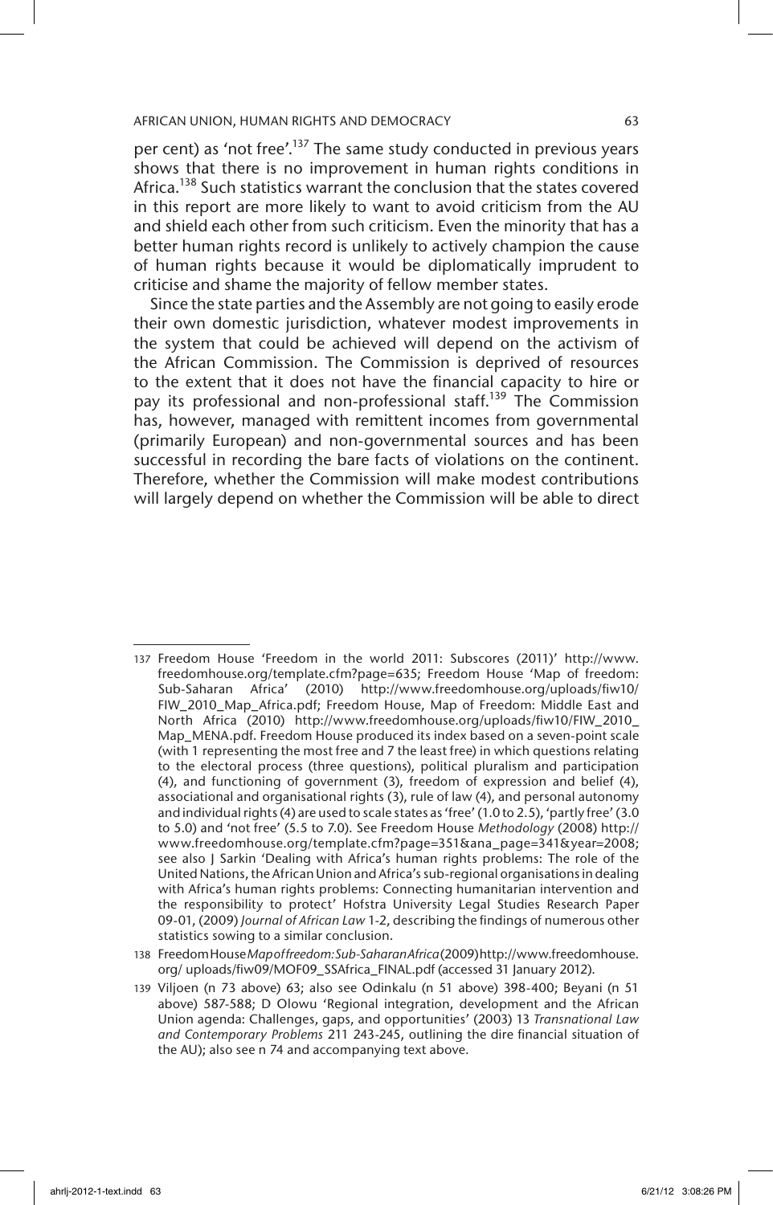per cent) as 'not free'.[137] The same study conducted in previous years shows that there is no improvement in human rights conditions in Africa.[138] Such statistics warrant the conclusion that the states covered in this report are more likely to want to avoid criticism from the AU and shield each other from such criticism. Even the minority that has a better human rights record is unlikely to actively champion the cause of human rights because it would be diplomatically imprudent to criticise and shame the majority of fellow member states.

Since the state parties and the Assembly are not going to easily erode their own domestic jurisdiction, whatever modest improvements in the system that could be achieved will depend on the activism of the African Commission. The Commission is deprived of resources to the extent that it does not have the financial capacity to hire or pay its professional and non-professional staff.[139] The Commission has, however, managed with remittent incomes from governmental (primarily European) and non-governmental sources and has been successful in recording the bare facts of violations on the continent. Therefore, whether the Commission will make modest contributions will largely depend on whether the Commission will be able to direct

---

137 Freedom House 'Freedom in the world 2011: Subscores (2011)' http://www.freedomhouse.org/template.cfm?page=635; Freedom House 'Map of freedom: Sub-Saharan Africa' (2010) http://www.freedomhouse.org/uploads/fiw10/FIW_2010_Map_Africa.pdf; Freedom House, Map of Freedom: Middle East and North Africa (2010) http://www.freedomhouse.org/uploads/fiw10/FIW_2010_Map_MENA.pdf. Freedom House produced its index based on a seven-point scale (with 1 representing the most free and 7 the least free) in which questions relating to the electoral process (three questions), political pluralism and participation (4), and functioning of government (3), freedom of expression and belief (4), associational and organisational rights (3), rule of law (4), and personal autonomy and individual rights (4) are used to scale states as 'free' (1.0 to 2.5), 'partly free' (3.0 to 5.0) and 'not free' (5.5 to 7.0). See Freedom House *Methodology* (2008) http://www.freedomhouse.org/template.cfm?page=351&ana_page=341&year=2008; see also J Sarkin 'Dealing with Africa's human rights problems: The role of the United Nations, the African Union and Africa's sub-regional organisations in dealing with Africa's human rights problems: Connecting humanitarian intervention and the responsibility to protect' Hofstra University Legal Studies Research Paper 09-01, (2009) *Journal of African Law* 1-2, describing the findings of numerous other statistics sowing to a similar conclusion.

138 Freedom House *Map of freedom: Sub-Saharan Africa* (2009) http://www.freedomhouse.org/ uploads/fiw09/MOF09_SSAfrica_FINAL.pdf (accessed 31 January 2012).

139 Viljoen (n 73 above) 63; also see Odinkalu (n 51 above) 398-400; Beyani (n 51 above) 587-588; D Olowu 'Regional integration, development and the African Union agenda: Challenges, gaps, and opportunities' (2003) 13 *Transnational Law and Contemporary Problems* 211 243-245, outlining the dire financial situation of the AU); also see n 74 and accompanying text above.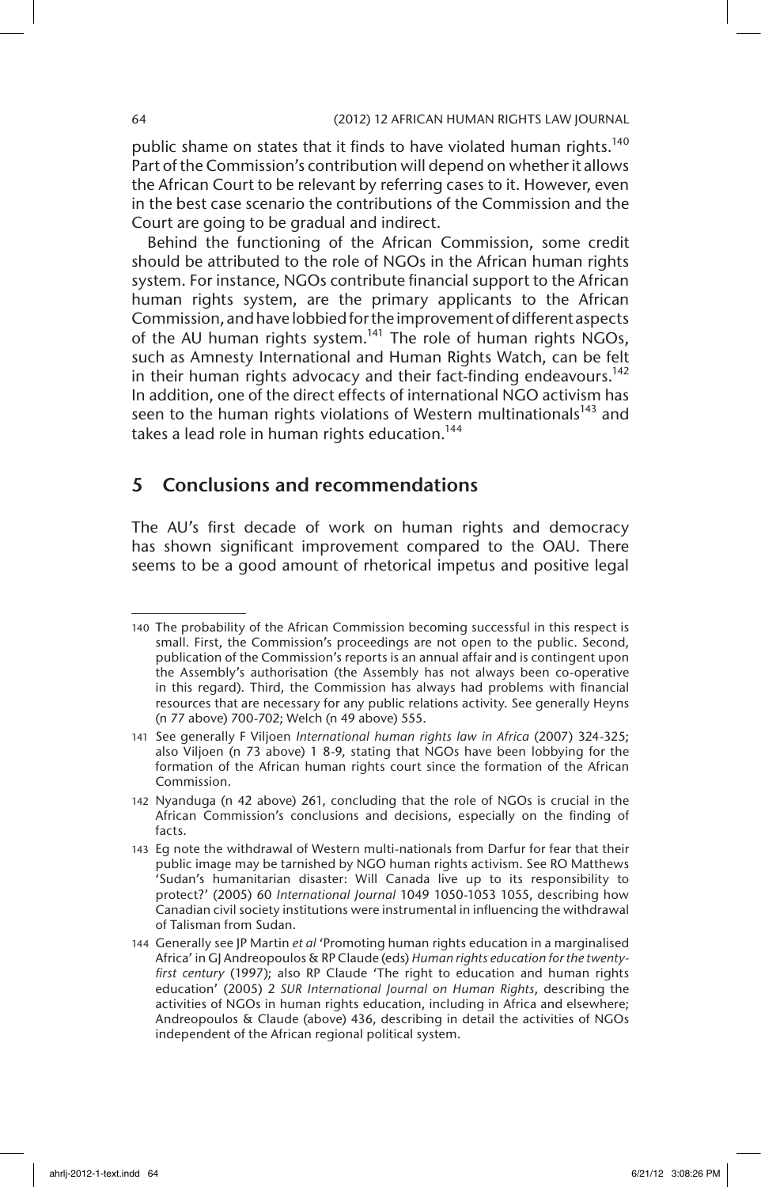public shame on states that it finds to have violated human rights.[140] Part of the Commission's contribution will depend on whether it allows the African Court to be relevant by referring cases to it. However, even in the best case scenario the contributions of the Commission and the Court are going to be gradual and indirect.

Behind the functioning of the African Commission, some credit should be attributed to the role of NGOs in the African human rights system. For instance, NGOs contribute financial support to the African human rights system, are the primary applicants to the African Commission, and have lobbied for the improvement of different aspects of the AU human rights system.[141] The role of human rights NGOs, such as Amnesty International and Human Rights Watch, can be felt in their human rights advocacy and their fact-finding endeavours.[142] In addition, one of the direct effects of international NGO activism has seen to the human rights violations of Western multinationals[143] and takes a lead role in human rights education.[144]

## 5 Conclusions and recommendations

The AU's first decade of work on human rights and democracy has shown significant improvement compared to the OAU. There seems to be a good amount of rhetorical impetus and positive legal

---

140 The probability of the African Commission becoming successful in this respect is small. First, the Commission's proceedings are not open to the public. Second, publication of the Commission's reports is an annual affair and is contingent upon the Assembly's authorisation (the Assembly has not always been co-operative in this regard). Third, the Commission has always had problems with financial resources that are necessary for any public relations activity. See generally Heyns (n 77 above) 700-702; Welch (n 49 above) 555.

141 See generally F Viljoen *International human rights law in Africa* (2007) 324-325; also Viljoen (n 73 above) 1 8-9, stating that NGOs have been lobbying for the formation of the African human rights court since the formation of the African Commission.

142 Nyanduga (n 42 above) 261, concluding that the role of NGOs is crucial in the African Commission's conclusions and decisions, especially on the finding of facts.

143 Eg note the withdrawal of Western multi-nationals from Darfur for fear that their public image may be tarnished by NGO human rights activism. See RO Matthews 'Sudan's humanitarian disaster: Will Canada live up to its responsibility to protect?' (2005) 60 *International Journal* 1049 1050-1053 1055, describing how Canadian civil society institutions were instrumental in influencing the withdrawal of Talisman from Sudan.

144 Generally see JP Martin *et al* 'Promoting human rights education in a marginalised Africa' in GJ Andreopoulos & RP Claude (eds) *Human rights education for the twenty-first century* (1997); also RP Claude 'The right to education and human rights education' (2005) 2 *SUR International Journal on Human Rights*, describing the activities of NGOs in human rights education, including in Africa and elsewhere; Andreopoulos & Claude (above) 436, describing in detail the activities of NGOs independent of the African regional political system.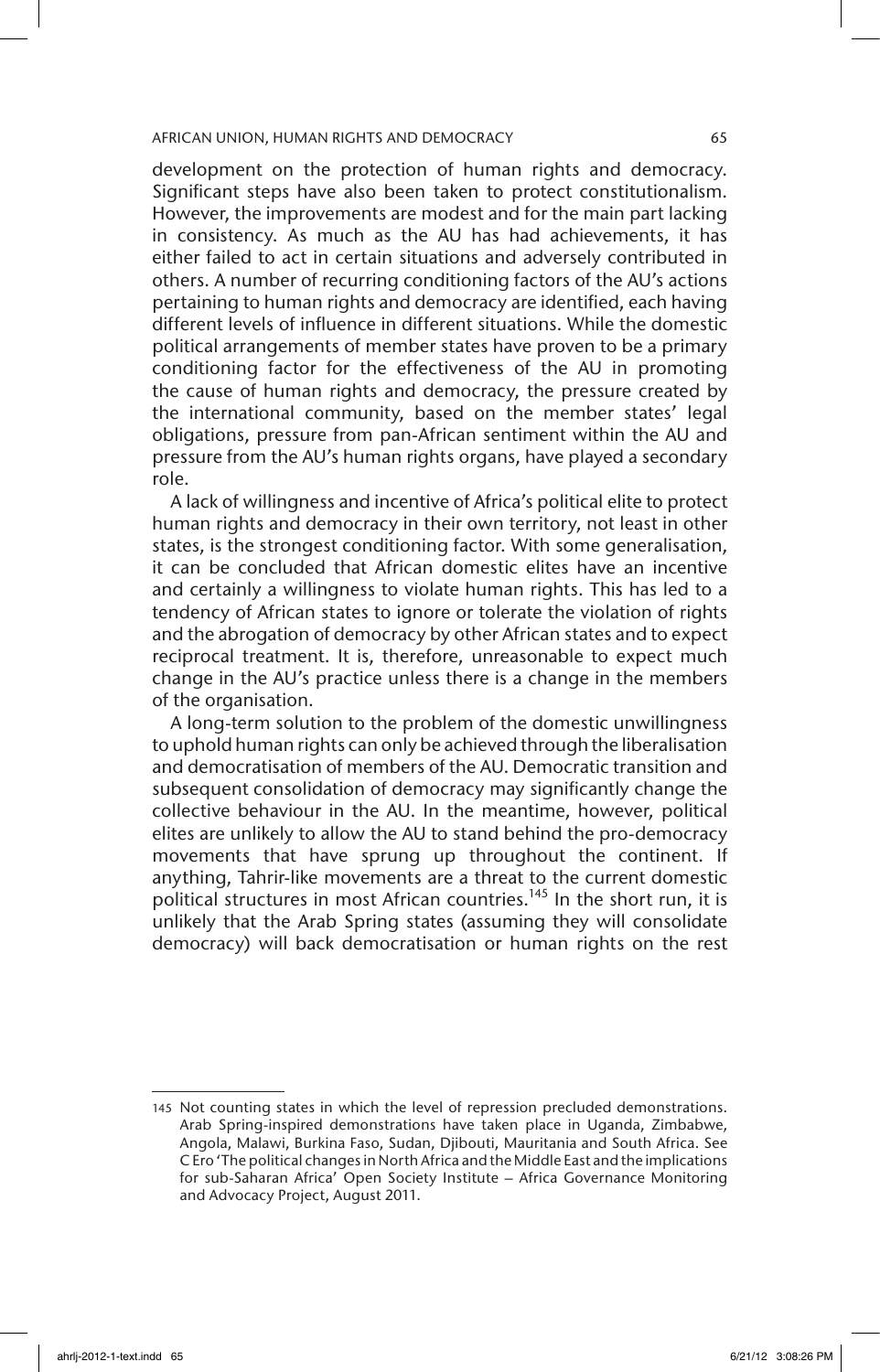development on the protection of human rights and democracy. Significant steps have also been taken to protect constitutionalism. However, the improvements are modest and for the main part lacking in consistency. As much as the AU has had achievements, it has either failed to act in certain situations and adversely contributed in others. A number of recurring conditioning factors of the AU's actions pertaining to human rights and democracy are identified, each having different levels of influence in different situations. While the domestic political arrangements of member states have proven to be a primary conditioning factor for the effectiveness of the AU in promoting the cause of human rights and democracy, the pressure created by the international community, based on the member states' legal obligations, pressure from pan-African sentiment within the AU and pressure from the AU's human rights organs, have played a secondary role.

A lack of willingness and incentive of Africa's political elite to protect human rights and democracy in their own territory, not least in other states, is the strongest conditioning factor. With some generalisation, it can be concluded that African domestic elites have an incentive and certainly a willingness to violate human rights. This has led to a tendency of African states to ignore or tolerate the violation of rights and the abrogation of democracy by other African states and to expect reciprocal treatment. It is, therefore, unreasonable to expect much change in the AU's practice unless there is a change in the members of the organisation.

A long-term solution to the problem of the domestic unwillingness to uphold human rights can only be achieved through the liberalisation and democratisation of members of the AU. Democratic transition and subsequent consolidation of democracy may significantly change the collective behaviour in the AU. In the meantime, however, political elites are unlikely to allow the AU to stand behind the pro-democracy movements that have sprung up throughout the continent. If anything, Tahrir-like movements are a threat to the current domestic political structures in most African countries.[145] In the short run, it is unlikely that the Arab Spring states (assuming they will consolidate democracy) will back democratisation or human rights on the rest

---

145 Not counting states in which the level of repression precluded demonstrations. Arab Spring-inspired demonstrations have taken place in Uganda, Zimbabwe, Angola, Malawi, Burkina Faso, Sudan, Djibouti, Mauritania and South Africa. See C Ero 'The political changes in North Africa and the Middle East and the implications for sub-Saharan Africa' Open Society Institute – Africa Governance Monitoring and Advocacy Project, August 2011.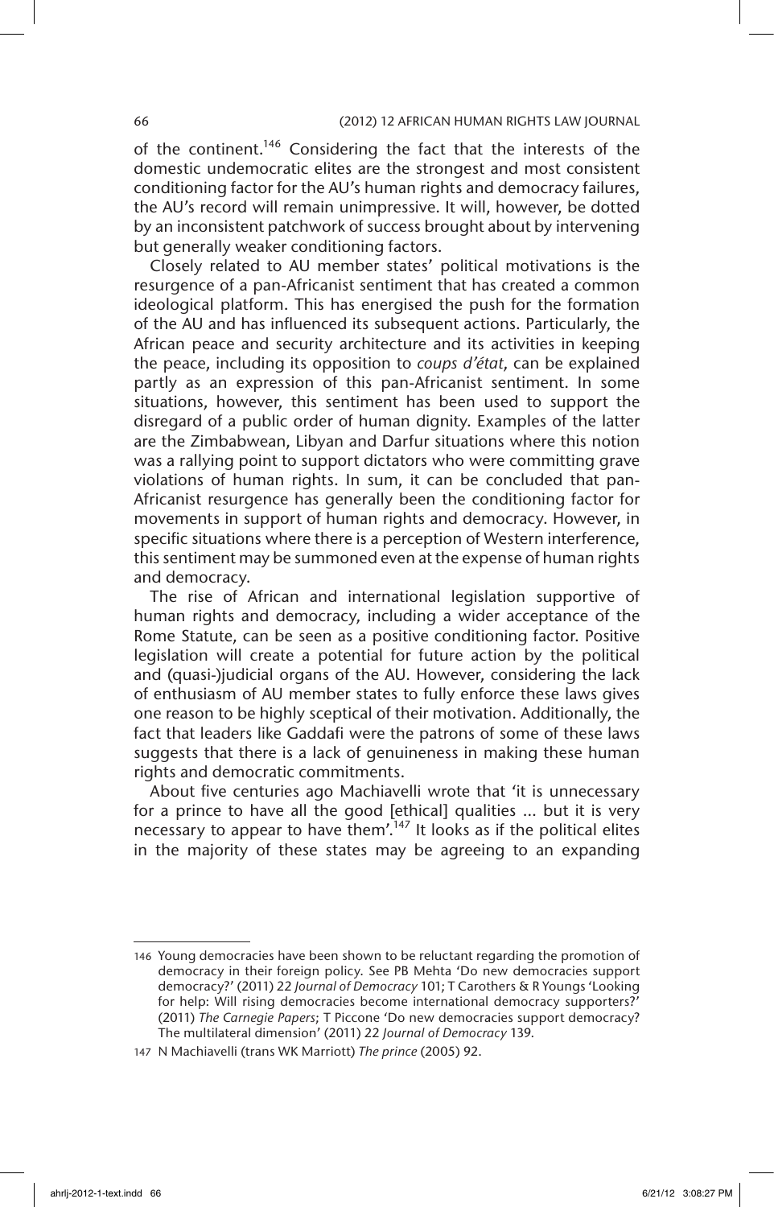of the continent.[146] Considering the fact that the interests of the domestic undemocratic elites are the strongest and most consistent conditioning factor for the AU's human rights and democracy failures, the AU's record will remain unimpressive. It will, however, be dotted by an inconsistent patchwork of success brought about by intervening but generally weaker conditioning factors.

Closely related to AU member states' political motivations is the resurgence of a pan-Africanist sentiment that has created a common ideological platform. This has energised the push for the formation of the AU and has influenced its subsequent actions. Particularly, the African peace and security architecture and its activities in keeping the peace, including its opposition to *coups d'état*, can be explained partly as an expression of this pan-Africanist sentiment. In some situations, however, this sentiment has been used to support the disregard of a public order of human dignity. Examples of the latter are the Zimbabwean, Libyan and Darfur situations where this notion was a rallying point to support dictators who were committing grave violations of human rights. In sum, it can be concluded that pan-Africanist resurgence has generally been the conditioning factor for movements in support of human rights and democracy. However, in specific situations where there is a perception of Western interference, this sentiment may be summoned even at the expense of human rights and democracy.

The rise of African and international legislation supportive of human rights and democracy, including a wider acceptance of the Rome Statute, can be seen as a positive conditioning factor. Positive legislation will create a potential for future action by the political and (quasi-)judicial organs of the AU. However, considering the lack of enthusiasm of AU member states to fully enforce these laws gives one reason to be highly sceptical of their motivation. Additionally, the fact that leaders like Gaddafi were the patrons of some of these laws suggests that there is a lack of genuineness in making these human rights and democratic commitments.

About five centuries ago Machiavelli wrote that 'it is unnecessary for a prince to have all the good [ethical] qualities ... but it is very necessary to appear to have them'.[147] It looks as if the political elites in the majority of these states may be agreeing to an expanding

---

146 Young democracies have been shown to be reluctant regarding the promotion of democracy in their foreign policy. See PB Mehta 'Do new democracies support democracy?' (2011) 22 *Journal of Democracy* 101; T Carothers & R Youngs 'Looking for help: Will rising democracies become international democracy supporters?' (2011) *The Carnegie Papers*; T Piccone 'Do new democracies support democracy? The multilateral dimension' (2011) 22 *Journal of Democracy* 139.

147 N Machiavelli (trans WK Marriott) *The prince* (2005) 92.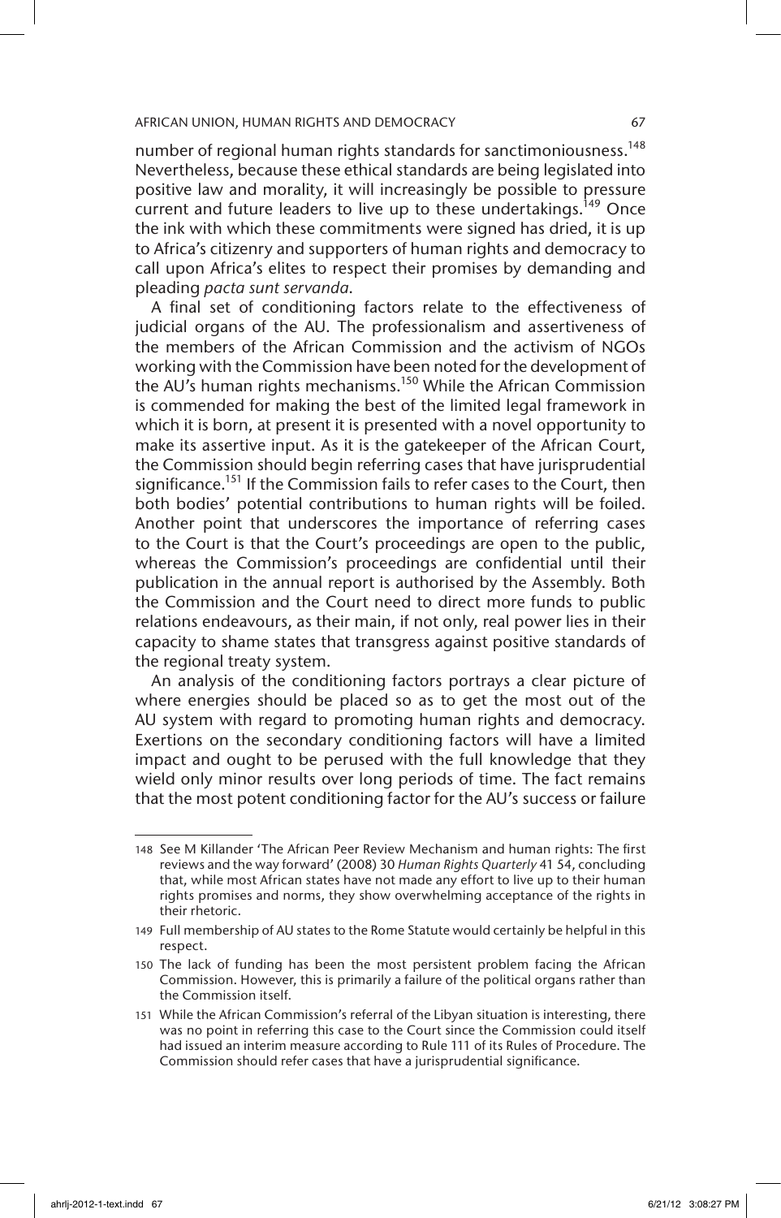number of regional human rights standards for sanctimoniousness.[148] Nevertheless, because these ethical standards are being legislated into positive law and morality, it will increasingly be possible to pressure current and future leaders to live up to these undertakings.[149] Once the ink with which these commitments were signed has dried, it is up to Africa's citizenry and supporters of human rights and democracy to call upon Africa's elites to respect their promises by demanding and pleading *pacta sunt servanda*.

A final set of conditioning factors relate to the effectiveness of judicial organs of the AU. The professionalism and assertiveness of the members of the African Commission and the activism of NGOs working with the Commission have been noted for the development of the AU's human rights mechanisms.[150] While the African Commission is commended for making the best of the limited legal framework in which it is born, at present it is presented with a novel opportunity to make its assertive input. As it is the gatekeeper of the African Court, the Commission should begin referring cases that have jurisprudential significance.[151] If the Commission fails to refer cases to the Court, then both bodies' potential contributions to human rights will be foiled. Another point that underscores the importance of referring cases to the Court is that the Court's proceedings are open to the public, whereas the Commission's proceedings are confidential until their publication in the annual report is authorised by the Assembly. Both the Commission and the Court need to direct more funds to public relations endeavours, as their main, if not only, real power lies in their capacity to shame states that transgress against positive standards of the regional treaty system.

An analysis of the conditioning factors portrays a clear picture of where energies should be placed so as to get the most out of the AU system with regard to promoting human rights and democracy. Exertions on the secondary conditioning factors will have a limited impact and ought to be perused with the full knowledge that they wield only minor results over long periods of time. The fact remains that the most potent conditioning factor for the AU's success or failure

---

148 See M Killander 'The African Peer Review Mechanism and human rights: The first reviews and the way forward' (2008) 30 *Human Rights Quarterly* 41 54, concluding that, while most African states have not made any effort to live up to their human rights promises and norms, they show overwhelming acceptance of the rights in their rhetoric.

149 Full membership of AU states to the Rome Statute would certainly be helpful in this respect.

150 The lack of funding has been the most persistent problem facing the African Commission. However, this is primarily a failure of the political organs rather than the Commission itself.

151 While the African Commission's referral of the Libyan situation is interesting, there was no point in referring this case to the Court since the Commission could itself had issued an interim measure according to Rule 111 of its Rules of Procedure. The Commission should refer cases that have a jurisprudential significance.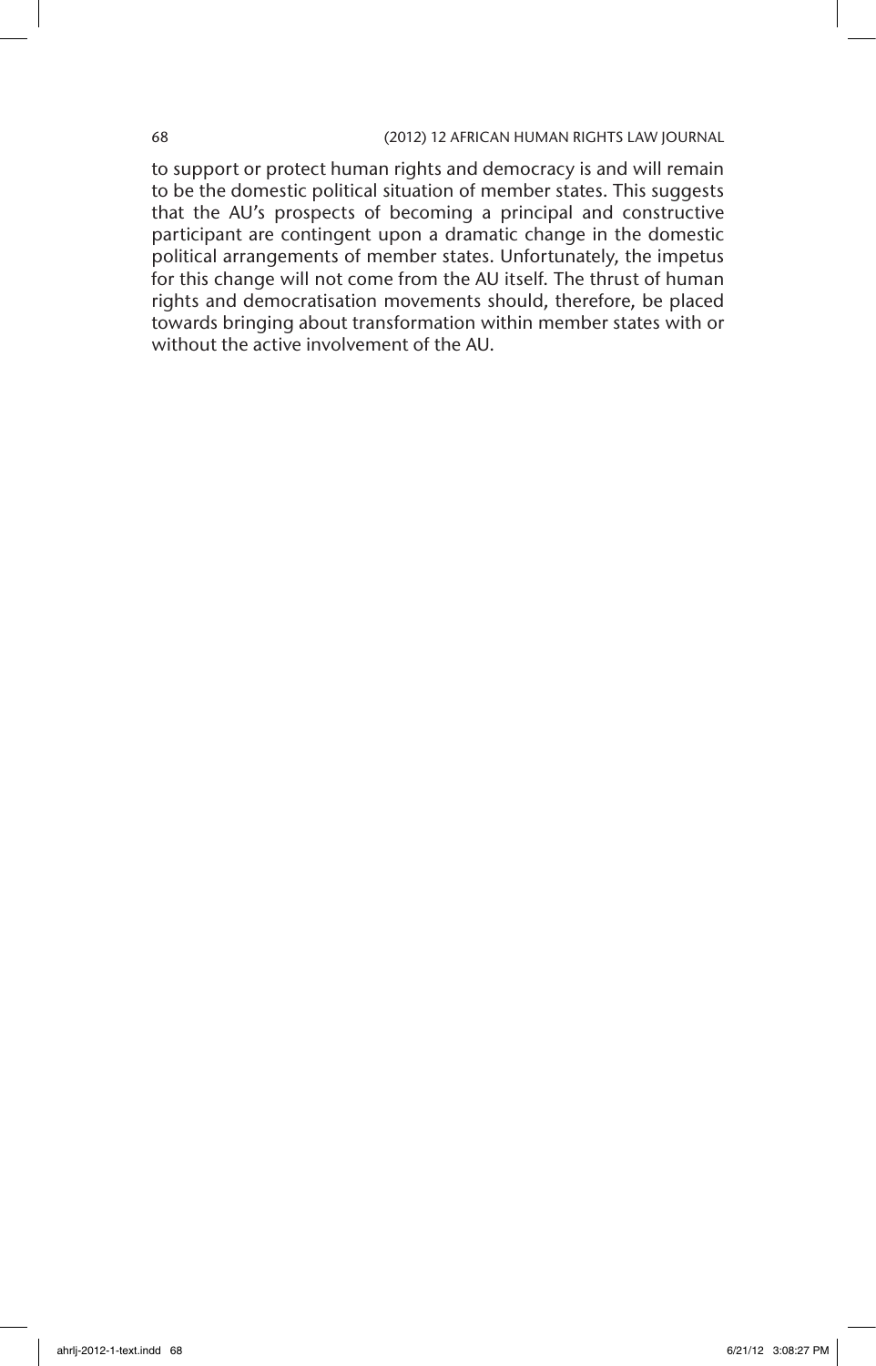to support or protect human rights and democracy is and will remain to be the domestic political situation of member states. This suggests that the AU's prospects of becoming a principal and constructive participant are contingent upon a dramatic change in the domestic political arrangements of member states. Unfortunately, the impetus for this change will not come from the AU itself. The thrust of human rights and democratisation movements should, therefore, be placed towards bringing about transformation within member states with or without the active involvement of the AU.